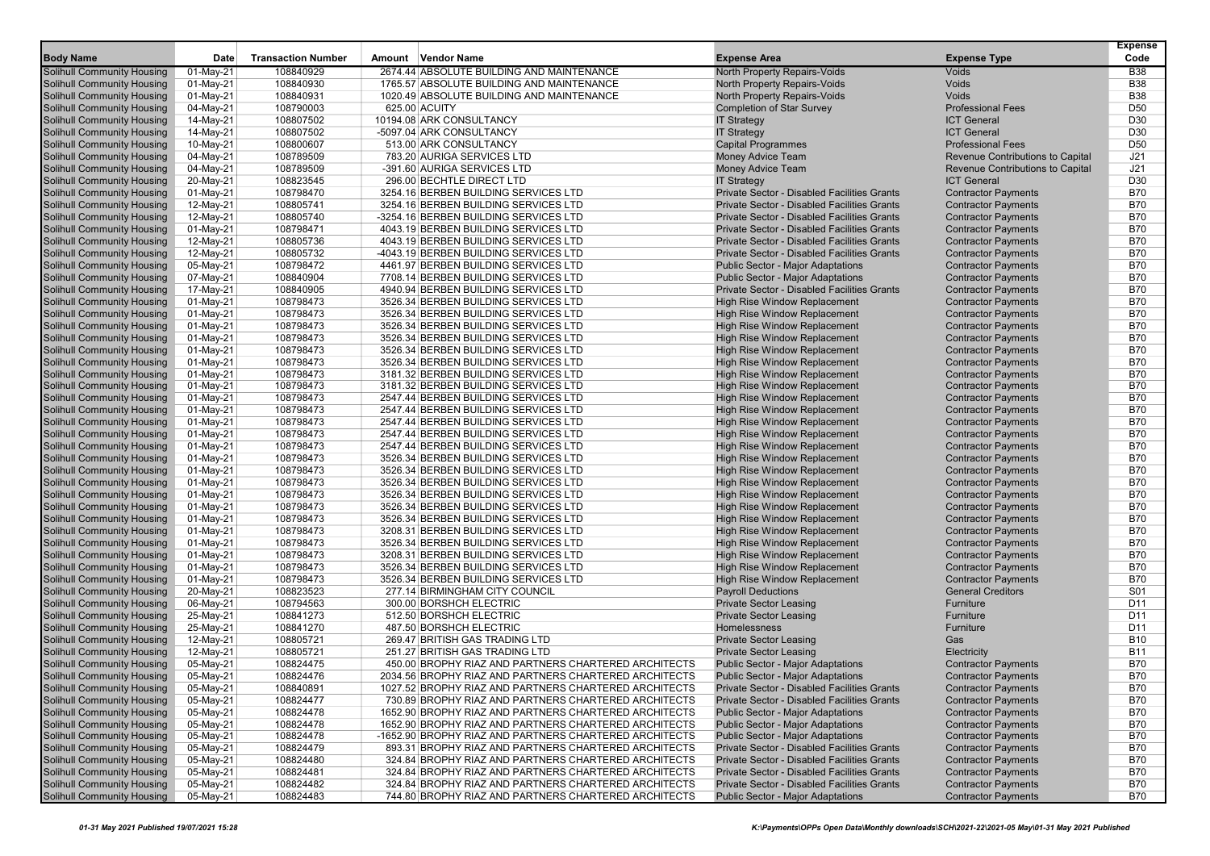| Body Name | Date | Transaction Number | Amount | Vendor Name | Expense Area | Expense Type | Expense Code |
|---|---|---|---|---|---|---|---|
| Solihull Community Housing | 01-May-21 | 108840929 | 2674.44 | ABSOLUTE BUILDING AND MAINTENANCE | North Property Repairs-Voids | Voids | B38 |
| Solihull Community Housing | 01-May-21 | 108840930 | 1765.57 | ABSOLUTE BUILDING AND MAINTENANCE | North Property Repairs-Voids | Voids | B38 |
| Solihull Community Housing | 01-May-21 | 108840931 | 1020.49 | ABSOLUTE BUILDING AND MAINTENANCE | North Property Repairs-Voids | Voids | B38 |
| Solihull Community Housing | 04-May-21 | 108790003 | 625.00 | ACUITY | Completion of Star Survey | Professional Fees | D50 |
| Solihull Community Housing | 14-May-21 | 108807502 | 10194.08 | ARK CONSULTANCY | IT Strategy | ICT General | D30 |
| Solihull Community Housing | 14-May-21 | 108807502 | -5097.04 | ARK CONSULTANCY | IT Strategy | ICT General | D30 |
| Solihull Community Housing | 10-May-21 | 108800607 | 513.00 | ARK CONSULTANCY | Capital Programmes | Professional Fees | D50 |
| Solihull Community Housing | 04-May-21 | 108789509 | 783.20 | AURIGA SERVICES LTD | Money Advice Team | Revenue Contributions to Capital | J21 |
| Solihull Community Housing | 04-May-21 | 108789509 | -391.60 | AURIGA SERVICES LTD | Money Advice Team | Revenue Contributions to Capital | J21 |
| Solihull Community Housing | 20-May-21 | 108823545 | 296.00 | BECHTLE DIRECT LTD | IT Strategy | ICT General | D30 |
| Solihull Community Housing | 01-May-21 | 108798470 | 3254.16 | BERBEN BUILDING SERVICES LTD | Private Sector - Disabled Facilities Grants | Contractor Payments | B70 |
| Solihull Community Housing | 12-May-21 | 108805741 | 3254.16 | BERBEN BUILDING SERVICES LTD | Private Sector - Disabled Facilities Grants | Contractor Payments | B70 |
| Solihull Community Housing | 12-May-21 | 108805740 | -3254.16 | BERBEN BUILDING SERVICES LTD | Private Sector - Disabled Facilities Grants | Contractor Payments | B70 |
| Solihull Community Housing | 01-May-21 | 108798471 | 4043.19 | BERBEN BUILDING SERVICES LTD | Private Sector - Disabled Facilities Grants | Contractor Payments | B70 |
| Solihull Community Housing | 12-May-21 | 108805736 | 4043.19 | BERBEN BUILDING SERVICES LTD | Private Sector - Disabled Facilities Grants | Contractor Payments | B70 |
| Solihull Community Housing | 12-May-21 | 108805732 | -4043.19 | BERBEN BUILDING SERVICES LTD | Private Sector - Disabled Facilities Grants | Contractor Payments | B70 |
| Solihull Community Housing | 05-May-21 | 108798472 | 4461.97 | BERBEN BUILDING SERVICES LTD | Public Sector - Major Adaptations | Contractor Payments | B70 |
| Solihull Community Housing | 07-May-21 | 108840904 | 7708.14 | BERBEN BUILDING SERVICES LTD | Public Sector - Major Adaptations | Contractor Payments | B70 |
| Solihull Community Housing | 17-May-21 | 108840905 | 4940.94 | BERBEN BUILDING SERVICES LTD | Private Sector - Disabled Facilities Grants | Contractor Payments | B70 |
| Solihull Community Housing | 01-May-21 | 108798473 | 3526.34 | BERBEN BUILDING SERVICES LTD | High Rise Window Replacement | Contractor Payments | B70 |
| Solihull Community Housing | 01-May-21 | 108798473 | 3526.34 | BERBEN BUILDING SERVICES LTD | High Rise Window Replacement | Contractor Payments | B70 |
| Solihull Community Housing | 01-May-21 | 108798473 | 3526.34 | BERBEN BUILDING SERVICES LTD | High Rise Window Replacement | Contractor Payments | B70 |
| Solihull Community Housing | 01-May-21 | 108798473 | 3526.34 | BERBEN BUILDING SERVICES LTD | High Rise Window Replacement | Contractor Payments | B70 |
| Solihull Community Housing | 01-May-21 | 108798473 | 3526.34 | BERBEN BUILDING SERVICES LTD | High Rise Window Replacement | Contractor Payments | B70 |
| Solihull Community Housing | 01-May-21 | 108798473 | 3526.34 | BERBEN BUILDING SERVICES LTD | High Rise Window Replacement | Contractor Payments | B70 |
| Solihull Community Housing | 01-May-21 | 108798473 | 3181.32 | BERBEN BUILDING SERVICES LTD | High Rise Window Replacement | Contractor Payments | B70 |
| Solihull Community Housing | 01-May-21 | 108798473 | 3181.32 | BERBEN BUILDING SERVICES LTD | High Rise Window Replacement | Contractor Payments | B70 |
| Solihull Community Housing | 01-May-21 | 108798473 | 2547.44 | BERBEN BUILDING SERVICES LTD | High Rise Window Replacement | Contractor Payments | B70 |
| Solihull Community Housing | 01-May-21 | 108798473 | 2547.44 | BERBEN BUILDING SERVICES LTD | High Rise Window Replacement | Contractor Payments | B70 |
| Solihull Community Housing | 01-May-21 | 108798473 | 2547.44 | BERBEN BUILDING SERVICES LTD | High Rise Window Replacement | Contractor Payments | B70 |
| Solihull Community Housing | 01-May-21 | 108798473 | 2547.44 | BERBEN BUILDING SERVICES LTD | High Rise Window Replacement | Contractor Payments | B70 |
| Solihull Community Housing | 01-May-21 | 108798473 | 2547.44 | BERBEN BUILDING SERVICES LTD | High Rise Window Replacement | Contractor Payments | B70 |
| Solihull Community Housing | 01-May-21 | 108798473 | 3526.34 | BERBEN BUILDING SERVICES LTD | High Rise Window Replacement | Contractor Payments | B70 |
| Solihull Community Housing | 01-May-21 | 108798473 | 3526.34 | BERBEN BUILDING SERVICES LTD | High Rise Window Replacement | Contractor Payments | B70 |
| Solihull Community Housing | 01-May-21 | 108798473 | 3526.34 | BERBEN BUILDING SERVICES LTD | High Rise Window Replacement | Contractor Payments | B70 |
| Solihull Community Housing | 01-May-21 | 108798473 | 3526.34 | BERBEN BUILDING SERVICES LTD | High Rise Window Replacement | Contractor Payments | B70 |
| Solihull Community Housing | 01-May-21 | 108798473 | 3526.34 | BERBEN BUILDING SERVICES LTD | High Rise Window Replacement | Contractor Payments | B70 |
| Solihull Community Housing | 01-May-21 | 108798473 | 3526.34 | BERBEN BUILDING SERVICES LTD | High Rise Window Replacement | Contractor Payments | B70 |
| Solihull Community Housing | 01-May-21 | 108798473 | 3208.31 | BERBEN BUILDING SERVICES LTD | High Rise Window Replacement | Contractor Payments | B70 |
| Solihull Community Housing | 01-May-21 | 108798473 | 3526.34 | BERBEN BUILDING SERVICES LTD | High Rise Window Replacement | Contractor Payments | B70 |
| Solihull Community Housing | 01-May-21 | 108798473 | 3208.31 | BERBEN BUILDING SERVICES LTD | High Rise Window Replacement | Contractor Payments | B70 |
| Solihull Community Housing | 01-May-21 | 108798473 | 3526.34 | BERBEN BUILDING SERVICES LTD | High Rise Window Replacement | Contractor Payments | B70 |
| Solihull Community Housing | 01-May-21 | 108798473 | 3526.34 | BERBEN BUILDING SERVICES LTD | High Rise Window Replacement | Contractor Payments | B70 |
| Solihull Community Housing | 20-May-21 | 108823523 | 277.14 | BIRMINGHAM CITY COUNCIL | Payroll Deductions | General Creditors | S01 |
| Solihull Community Housing | 06-May-21 | 108794563 | 300.00 | BORSHCH ELECTRIC | Private Sector Leasing | Furniture | D11 |
| Solihull Community Housing | 25-May-21 | 108841273 | 512.50 | BORSHCH ELECTRIC | Private Sector Leasing | Furniture | D11 |
| Solihull Community Housing | 25-May-21 | 108841270 | 487.50 | BORSHCH ELECTRIC | Homelessness | Furniture | D11 |
| Solihull Community Housing | 12-May-21 | 108805721 | 269.47 | BRITISH GAS TRADING LTD | Private Sector Leasing | Gas | B10 |
| Solihull Community Housing | 12-May-21 | 108805721 | 251.27 | BRITISH GAS TRADING LTD | Private Sector Leasing | Electricity | B11 |
| Solihull Community Housing | 05-May-21 | 108824475 | 450.00 | BROPHY RIAZ AND PARTNERS CHARTERED ARCHITECTS | Public Sector - Major Adaptations | Contractor Payments | B70 |
| Solihull Community Housing | 05-May-21 | 108824476 | 2034.56 | BROPHY RIAZ AND PARTNERS CHARTERED ARCHITECTS | Public Sector - Major Adaptations | Contractor Payments | B70 |
| Solihull Community Housing | 05-May-21 | 108840891 | 1027.52 | BROPHY RIAZ AND PARTNERS CHARTERED ARCHITECTS | Private Sector - Disabled Facilities Grants | Contractor Payments | B70 |
| Solihull Community Housing | 05-May-21 | 108824477 | 730.89 | BROPHY RIAZ AND PARTNERS CHARTERED ARCHITECTS | Private Sector - Disabled Facilities Grants | Contractor Payments | B70 |
| Solihull Community Housing | 05-May-21 | 108824478 | 1652.90 | BROPHY RIAZ AND PARTNERS CHARTERED ARCHITECTS | Public Sector - Major Adaptations | Contractor Payments | B70 |
| Solihull Community Housing | 05-May-21 | 108824478 | 1652.90 | BROPHY RIAZ AND PARTNERS CHARTERED ARCHITECTS | Public Sector - Major Adaptations | Contractor Payments | B70 |
| Solihull Community Housing | 05-May-21 | 108824478 | -1652.90 | BROPHY RIAZ AND PARTNERS CHARTERED ARCHITECTS | Public Sector - Major Adaptations | Contractor Payments | B70 |
| Solihull Community Housing | 05-May-21 | 108824479 | 893.31 | BROPHY RIAZ AND PARTNERS CHARTERED ARCHITECTS | Private Sector - Disabled Facilities Grants | Contractor Payments | B70 |
| Solihull Community Housing | 05-May-21 | 108824480 | 324.84 | BROPHY RIAZ AND PARTNERS CHARTERED ARCHITECTS | Private Sector - Disabled Facilities Grants | Contractor Payments | B70 |
| Solihull Community Housing | 05-May-21 | 108824481 | 324.84 | BROPHY RIAZ AND PARTNERS CHARTERED ARCHITECTS | Private Sector - Disabled Facilities Grants | Contractor Payments | B70 |
| Solihull Community Housing | 05-May-21 | 108824482 | 324.84 | BROPHY RIAZ AND PARTNERS CHARTERED ARCHITECTS | Private Sector - Disabled Facilities Grants | Contractor Payments | B70 |
| Solihull Community Housing | 05-May-21 | 108824483 | 744.80 | BROPHY RIAZ AND PARTNERS CHARTERED ARCHITECTS | Public Sector - Major Adaptations | Contractor Payments | B70 |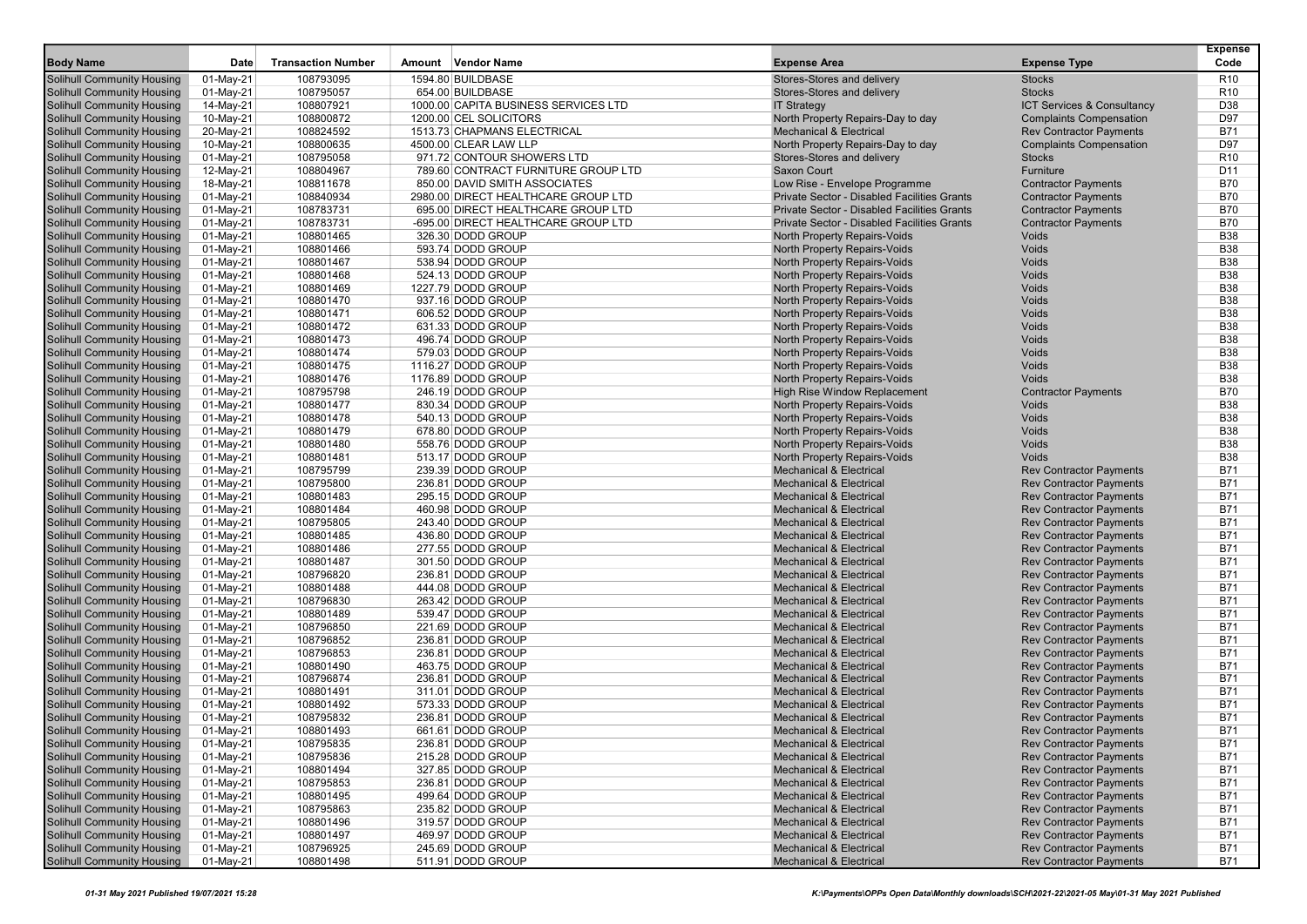| Body Name | Date | Transaction Number | Amount | Vendor Name | Expense Area | Expense Type | Expense Code |
|---|---|---|---|---|---|---|---|
| Solihull Community Housing | 01-May-21 | 108793095 | 1594.80 | BUILDBASE | Stores-Stores and delivery | Stocks | R10 |
| Solihull Community Housing | 01-May-21 | 108795057 | 654.00 | BUILDBASE | Stores-Stores and delivery | Stocks | R10 |
| Solihull Community Housing | 14-May-21 | 108807921 | 1000.00 | CAPITA BUSINESS SERVICES LTD | IT Strategy | ICT Services & Consultancy | D38 |
| Solihull Community Housing | 10-May-21 | 108800872 | 1200.00 | CEL SOLICITORS | North Property Repairs-Day to day | Complaints Compensation | D97 |
| Solihull Community Housing | 20-May-21 | 108824592 | 1513.73 | CHAPMANS ELECTRICAL | Mechanical & Electrical | Rev Contractor Payments | B71 |
| Solihull Community Housing | 10-May-21 | 108800635 | 4500.00 | CLEAR LAW LLP | North Property Repairs-Day to day | Complaints Compensation | D97 |
| Solihull Community Housing | 01-May-21 | 108795058 | 971.72 | CONTOUR SHOWERS LTD | Stores-Stores and delivery | Stocks | R10 |
| Solihull Community Housing | 12-May-21 | 108804967 | 789.60 | CONTRACT FURNITURE GROUP LTD | Saxon Court | Furniture | D11 |
| Solihull Community Housing | 18-May-21 | 108811678 | 850.00 | DAVID SMITH ASSOCIATES | Low Rise - Envelope Programme | Contractor Payments | B70 |
| Solihull Community Housing | 01-May-21 | 108840934 | 2980.00 | DIRECT HEALTHCARE GROUP LTD | Private Sector - Disabled Facilities Grants | Contractor Payments | B70 |
| Solihull Community Housing | 01-May-21 | 108783731 | 695.00 | DIRECT HEALTHCARE GROUP LTD | Private Sector - Disabled Facilities Grants | Contractor Payments | B70 |
| Solihull Community Housing | 01-May-21 | 108783731 | -695.00 | DIRECT HEALTHCARE GROUP LTD | Private Sector - Disabled Facilities Grants | Contractor Payments | B70 |
| Solihull Community Housing | 01-May-21 | 108801465 | 326.30 | DODD GROUP | North Property Repairs-Voids | Voids | B38 |
| Solihull Community Housing | 01-May-21 | 108801466 | 593.74 | DODD GROUP | North Property Repairs-Voids | Voids | B38 |
| Solihull Community Housing | 01-May-21 | 108801467 | 538.94 | DODD GROUP | North Property Repairs-Voids | Voids | B38 |
| Solihull Community Housing | 01-May-21 | 108801468 | 524.13 | DODD GROUP | North Property Repairs-Voids | Voids | B38 |
| Solihull Community Housing | 01-May-21 | 108801469 | 1227.79 | DODD GROUP | North Property Repairs-Voids | Voids | B38 |
| Solihull Community Housing | 01-May-21 | 108801470 | 937.16 | DODD GROUP | North Property Repairs-Voids | Voids | B38 |
| Solihull Community Housing | 01-May-21 | 108801471 | 606.52 | DODD GROUP | North Property Repairs-Voids | Voids | B38 |
| Solihull Community Housing | 01-May-21 | 108801472 | 631.33 | DODD GROUP | North Property Repairs-Voids | Voids | B38 |
| Solihull Community Housing | 01-May-21 | 108801473 | 496.74 | DODD GROUP | North Property Repairs-Voids | Voids | B38 |
| Solihull Community Housing | 01-May-21 | 108801474 | 579.03 | DODD GROUP | North Property Repairs-Voids | Voids | B38 |
| Solihull Community Housing | 01-May-21 | 108801475 | 1116.27 | DODD GROUP | North Property Repairs-Voids | Voids | B38 |
| Solihull Community Housing | 01-May-21 | 108801476 | 1176.89 | DODD GROUP | North Property Repairs-Voids | Voids | B38 |
| Solihull Community Housing | 01-May-21 | 108795798 | 246.19 | DODD GROUP | High Rise Window Replacement | Contractor Payments | B70 |
| Solihull Community Housing | 01-May-21 | 108801477 | 830.34 | DODD GROUP | North Property Repairs-Voids | Voids | B38 |
| Solihull Community Housing | 01-May-21 | 108801478 | 540.13 | DODD GROUP | North Property Repairs-Voids | Voids | B38 |
| Solihull Community Housing | 01-May-21 | 108801479 | 678.80 | DODD GROUP | North Property Repairs-Voids | Voids | B38 |
| Solihull Community Housing | 01-May-21 | 108801480 | 558.76 | DODD GROUP | North Property Repairs-Voids | Voids | B38 |
| Solihull Community Housing | 01-May-21 | 108801481 | 513.17 | DODD GROUP | North Property Repairs-Voids | Voids | B38 |
| Solihull Community Housing | 01-May-21 | 108795799 | 239.39 | DODD GROUP | Mechanical & Electrical | Rev Contractor Payments | B71 |
| Solihull Community Housing | 01-May-21 | 108795800 | 236.81 | DODD GROUP | Mechanical & Electrical | Rev Contractor Payments | B71 |
| Solihull Community Housing | 01-May-21 | 108801483 | 295.15 | DODD GROUP | Mechanical & Electrical | Rev Contractor Payments | B71 |
| Solihull Community Housing | 01-May-21 | 108801484 | 460.98 | DODD GROUP | Mechanical & Electrical | Rev Contractor Payments | B71 |
| Solihull Community Housing | 01-May-21 | 108795805 | 243.40 | DODD GROUP | Mechanical & Electrical | Rev Contractor Payments | B71 |
| Solihull Community Housing | 01-May-21 | 108801485 | 436.80 | DODD GROUP | Mechanical & Electrical | Rev Contractor Payments | B71 |
| Solihull Community Housing | 01-May-21 | 108801486 | 277.55 | DODD GROUP | Mechanical & Electrical | Rev Contractor Payments | B71 |
| Solihull Community Housing | 01-May-21 | 108801487 | 301.50 | DODD GROUP | Mechanical & Electrical | Rev Contractor Payments | B71 |
| Solihull Community Housing | 01-May-21 | 108796820 | 236.81 | DODD GROUP | Mechanical & Electrical | Rev Contractor Payments | B71 |
| Solihull Community Housing | 01-May-21 | 108801488 | 444.08 | DODD GROUP | Mechanical & Electrical | Rev Contractor Payments | B71 |
| Solihull Community Housing | 01-May-21 | 108796830 | 263.42 | DODD GROUP | Mechanical & Electrical | Rev Contractor Payments | B71 |
| Solihull Community Housing | 01-May-21 | 108801489 | 539.47 | DODD GROUP | Mechanical & Electrical | Rev Contractor Payments | B71 |
| Solihull Community Housing | 01-May-21 | 108796850 | 221.69 | DODD GROUP | Mechanical & Electrical | Rev Contractor Payments | B71 |
| Solihull Community Housing | 01-May-21 | 108796852 | 236.81 | DODD GROUP | Mechanical & Electrical | Rev Contractor Payments | B71 |
| Solihull Community Housing | 01-May-21 | 108796853 | 236.81 | DODD GROUP | Mechanical & Electrical | Rev Contractor Payments | B71 |
| Solihull Community Housing | 01-May-21 | 108801490 | 463.75 | DODD GROUP | Mechanical & Electrical | Rev Contractor Payments | B71 |
| Solihull Community Housing | 01-May-21 | 108796874 | 236.81 | DODD GROUP | Mechanical & Electrical | Rev Contractor Payments | B71 |
| Solihull Community Housing | 01-May-21 | 108801491 | 311.01 | DODD GROUP | Mechanical & Electrical | Rev Contractor Payments | B71 |
| Solihull Community Housing | 01-May-21 | 108801492 | 573.33 | DODD GROUP | Mechanical & Electrical | Rev Contractor Payments | B71 |
| Solihull Community Housing | 01-May-21 | 108795832 | 236.81 | DODD GROUP | Mechanical & Electrical | Rev Contractor Payments | B71 |
| Solihull Community Housing | 01-May-21 | 108801493 | 661.61 | DODD GROUP | Mechanical & Electrical | Rev Contractor Payments | B71 |
| Solihull Community Housing | 01-May-21 | 108795835 | 236.81 | DODD GROUP | Mechanical & Electrical | Rev Contractor Payments | B71 |
| Solihull Community Housing | 01-May-21 | 108795836 | 215.28 | DODD GROUP | Mechanical & Electrical | Rev Contractor Payments | B71 |
| Solihull Community Housing | 01-May-21 | 108801494 | 327.85 | DODD GROUP | Mechanical & Electrical | Rev Contractor Payments | B71 |
| Solihull Community Housing | 01-May-21 | 108795853 | 236.81 | DODD GROUP | Mechanical & Electrical | Rev Contractor Payments | B71 |
| Solihull Community Housing | 01-May-21 | 108801495 | 499.64 | DODD GROUP | Mechanical & Electrical | Rev Contractor Payments | B71 |
| Solihull Community Housing | 01-May-21 | 108795863 | 235.82 | DODD GROUP | Mechanical & Electrical | Rev Contractor Payments | B71 |
| Solihull Community Housing | 01-May-21 | 108801496 | 319.57 | DODD GROUP | Mechanical & Electrical | Rev Contractor Payments | B71 |
| Solihull Community Housing | 01-May-21 | 108801497 | 469.97 | DODD GROUP | Mechanical & Electrical | Rev Contractor Payments | B71 |
| Solihull Community Housing | 01-May-21 | 108796925 | 245.69 | DODD GROUP | Mechanical & Electrical | Rev Contractor Payments | B71 |
| Solihull Community Housing | 01-May-21 | 108801498 | 511.91 | DODD GROUP | Mechanical & Electrical | Rev Contractor Payments | B71 |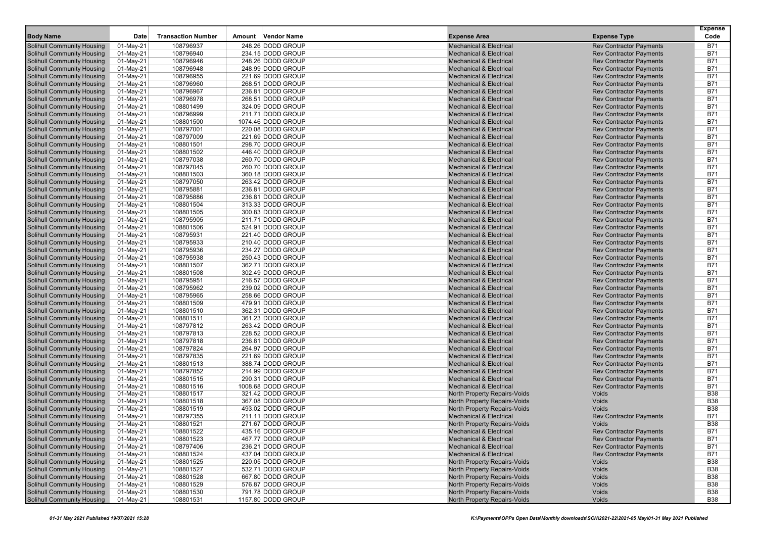| Body Name | Date | Transaction Number | Amount | Vendor Name | Expense Area | Expense Type | Expense Code |
|---|---|---|---|---|---|---|---|
| Solihull Community Housing | 01-May-21 | 108796937 | 248.26 | DODD GROUP | Mechanical & Electrical | Rev Contractor Payments | B71 |
| Solihull Community Housing | 01-May-21 | 108796940 | 234.15 | DODD GROUP | Mechanical & Electrical | Rev Contractor Payments | B71 |
| Solihull Community Housing | 01-May-21 | 108796946 | 248.26 | DODD GROUP | Mechanical & Electrical | Rev Contractor Payments | B71 |
| Solihull Community Housing | 01-May-21 | 108796948 | 248.99 | DODD GROUP | Mechanical & Electrical | Rev Contractor Payments | B71 |
| Solihull Community Housing | 01-May-21 | 108796955 | 221.69 | DODD GROUP | Mechanical & Electrical | Rev Contractor Payments | B71 |
| Solihull Community Housing | 01-May-21 | 108796960 | 268.51 | DODD GROUP | Mechanical & Electrical | Rev Contractor Payments | B71 |
| Solihull Community Housing | 01-May-21 | 108796967 | 236.81 | DODD GROUP | Mechanical & Electrical | Rev Contractor Payments | B71 |
| Solihull Community Housing | 01-May-21 | 108796978 | 268.51 | DODD GROUP | Mechanical & Electrical | Rev Contractor Payments | B71 |
| Solihull Community Housing | 01-May-21 | 108801499 | 324.09 | DODD GROUP | Mechanical & Electrical | Rev Contractor Payments | B71 |
| Solihull Community Housing | 01-May-21 | 108796999 | 211.71 | DODD GROUP | Mechanical & Electrical | Rev Contractor Payments | B71 |
| Solihull Community Housing | 01-May-21 | 108801500 | 1074.46 | DODD GROUP | Mechanical & Electrical | Rev Contractor Payments | B71 |
| Solihull Community Housing | 01-May-21 | 108797001 | 220.08 | DODD GROUP | Mechanical & Electrical | Rev Contractor Payments | B71 |
| Solihull Community Housing | 01-May-21 | 108797009 | 221.69 | DODD GROUP | Mechanical & Electrical | Rev Contractor Payments | B71 |
| Solihull Community Housing | 01-May-21 | 108801501 | 298.70 | DODD GROUP | Mechanical & Electrical | Rev Contractor Payments | B71 |
| Solihull Community Housing | 01-May-21 | 108801502 | 446.40 | DODD GROUP | Mechanical & Electrical | Rev Contractor Payments | B71 |
| Solihull Community Housing | 01-May-21 | 108797038 | 260.70 | DODD GROUP | Mechanical & Electrical | Rev Contractor Payments | B71 |
| Solihull Community Housing | 01-May-21 | 108797045 | 260.70 | DODD GROUP | Mechanical & Electrical | Rev Contractor Payments | B71 |
| Solihull Community Housing | 01-May-21 | 108801503 | 360.18 | DODD GROUP | Mechanical & Electrical | Rev Contractor Payments | B71 |
| Solihull Community Housing | 01-May-21 | 108797050 | 263.42 | DODD GROUP | Mechanical & Electrical | Rev Contractor Payments | B71 |
| Solihull Community Housing | 01-May-21 | 108795881 | 236.81 | DODD GROUP | Mechanical & Electrical | Rev Contractor Payments | B71 |
| Solihull Community Housing | 01-May-21 | 108795886 | 236.81 | DODD GROUP | Mechanical & Electrical | Rev Contractor Payments | B71 |
| Solihull Community Housing | 01-May-21 | 108801504 | 313.33 | DODD GROUP | Mechanical & Electrical | Rev Contractor Payments | B71 |
| Solihull Community Housing | 01-May-21 | 108801505 | 300.83 | DODD GROUP | Mechanical & Electrical | Rev Contractor Payments | B71 |
| Solihull Community Housing | 01-May-21 | 108795905 | 211.71 | DODD GROUP | Mechanical & Electrical | Rev Contractor Payments | B71 |
| Solihull Community Housing | 01-May-21 | 108801506 | 524.91 | DODD GROUP | Mechanical & Electrical | Rev Contractor Payments | B71 |
| Solihull Community Housing | 01-May-21 | 108795931 | 221.40 | DODD GROUP | Mechanical & Electrical | Rev Contractor Payments | B71 |
| Solihull Community Housing | 01-May-21 | 108795933 | 210.40 | DODD GROUP | Mechanical & Electrical | Rev Contractor Payments | B71 |
| Solihull Community Housing | 01-May-21 | 108795936 | 234.27 | DODD GROUP | Mechanical & Electrical | Rev Contractor Payments | B71 |
| Solihull Community Housing | 01-May-21 | 108795938 | 250.43 | DODD GROUP | Mechanical & Electrical | Rev Contractor Payments | B71 |
| Solihull Community Housing | 01-May-21 | 108801507 | 362.71 | DODD GROUP | Mechanical & Electrical | Rev Contractor Payments | B71 |
| Solihull Community Housing | 01-May-21 | 108801508 | 302.49 | DODD GROUP | Mechanical & Electrical | Rev Contractor Payments | B71 |
| Solihull Community Housing | 01-May-21 | 108795951 | 216.57 | DODD GROUP | Mechanical & Electrical | Rev Contractor Payments | B71 |
| Solihull Community Housing | 01-May-21 | 108795962 | 239.02 | DODD GROUP | Mechanical & Electrical | Rev Contractor Payments | B71 |
| Solihull Community Housing | 01-May-21 | 108795965 | 258.66 | DODD GROUP | Mechanical & Electrical | Rev Contractor Payments | B71 |
| Solihull Community Housing | 01-May-21 | 108801509 | 479.91 | DODD GROUP | Mechanical & Electrical | Rev Contractor Payments | B71 |
| Solihull Community Housing | 01-May-21 | 108801510 | 362.31 | DODD GROUP | Mechanical & Electrical | Rev Contractor Payments | B71 |
| Solihull Community Housing | 01-May-21 | 108801511 | 361.23 | DODD GROUP | Mechanical & Electrical | Rev Contractor Payments | B71 |
| Solihull Community Housing | 01-May-21 | 108797812 | 263.42 | DODD GROUP | Mechanical & Electrical | Rev Contractor Payments | B71 |
| Solihull Community Housing | 01-May-21 | 108797813 | 228.52 | DODD GROUP | Mechanical & Electrical | Rev Contractor Payments | B71 |
| Solihull Community Housing | 01-May-21 | 108797818 | 236.81 | DODD GROUP | Mechanical & Electrical | Rev Contractor Payments | B71 |
| Solihull Community Housing | 01-May-21 | 108797824 | 264.97 | DODD GROUP | Mechanical & Electrical | Rev Contractor Payments | B71 |
| Solihull Community Housing | 01-May-21 | 108797835 | 221.69 | DODD GROUP | Mechanical & Electrical | Rev Contractor Payments | B71 |
| Solihull Community Housing | 01-May-21 | 108801513 | 388.74 | DODD GROUP | Mechanical & Electrical | Rev Contractor Payments | B71 |
| Solihull Community Housing | 01-May-21 | 108797852 | 214.99 | DODD GROUP | Mechanical & Electrical | Rev Contractor Payments | B71 |
| Solihull Community Housing | 01-May-21 | 108801515 | 290.31 | DODD GROUP | Mechanical & Electrical | Rev Contractor Payments | B71 |
| Solihull Community Housing | 01-May-21 | 108801516 | 1008.68 | DODD GROUP | Mechanical & Electrical | Rev Contractor Payments | B71 |
| Solihull Community Housing | 01-May-21 | 108801517 | 321.42 | DODD GROUP | North Property Repairs-Voids | Voids | B38 |
| Solihull Community Housing | 01-May-21 | 108801518 | 367.08 | DODD GROUP | North Property Repairs-Voids | Voids | B38 |
| Solihull Community Housing | 01-May-21 | 108801519 | 493.02 | DODD GROUP | North Property Repairs-Voids | Voids | B38 |
| Solihull Community Housing | 01-May-21 | 108797355 | 211.11 | DODD GROUP | Mechanical & Electrical | Rev Contractor Payments | B71 |
| Solihull Community Housing | 01-May-21 | 108801521 | 271.67 | DODD GROUP | North Property Repairs-Voids | Voids | B38 |
| Solihull Community Housing | 01-May-21 | 108801522 | 435.16 | DODD GROUP | Mechanical & Electrical | Rev Contractor Payments | B71 |
| Solihull Community Housing | 01-May-21 | 108801523 | 467.77 | DODD GROUP | Mechanical & Electrical | Rev Contractor Payments | B71 |
| Solihull Community Housing | 01-May-21 | 108797406 | 236.21 | DODD GROUP | Mechanical & Electrical | Rev Contractor Payments | B71 |
| Solihull Community Housing | 01-May-21 | 108801524 | 437.04 | DODD GROUP | Mechanical & Electrical | Rev Contractor Payments | B71 |
| Solihull Community Housing | 01-May-21 | 108801525 | 220.05 | DODD GROUP | North Property Repairs-Voids | Voids | B38 |
| Solihull Community Housing | 01-May-21 | 108801527 | 532.71 | DODD GROUP | North Property Repairs-Voids | Voids | B38 |
| Solihull Community Housing | 01-May-21 | 108801528 | 667.80 | DODD GROUP | North Property Repairs-Voids | Voids | B38 |
| Solihull Community Housing | 01-May-21 | 108801529 | 576.87 | DODD GROUP | North Property Repairs-Voids | Voids | B38 |
| Solihull Community Housing | 01-May-21 | 108801530 | 791.78 | DODD GROUP | North Property Repairs-Voids | Voids | B38 |
| Solihull Community Housing | 01-May-21 | 108801531 | 1157.80 | DODD GROUP | North Property Repairs-Voids | Voids | B38 |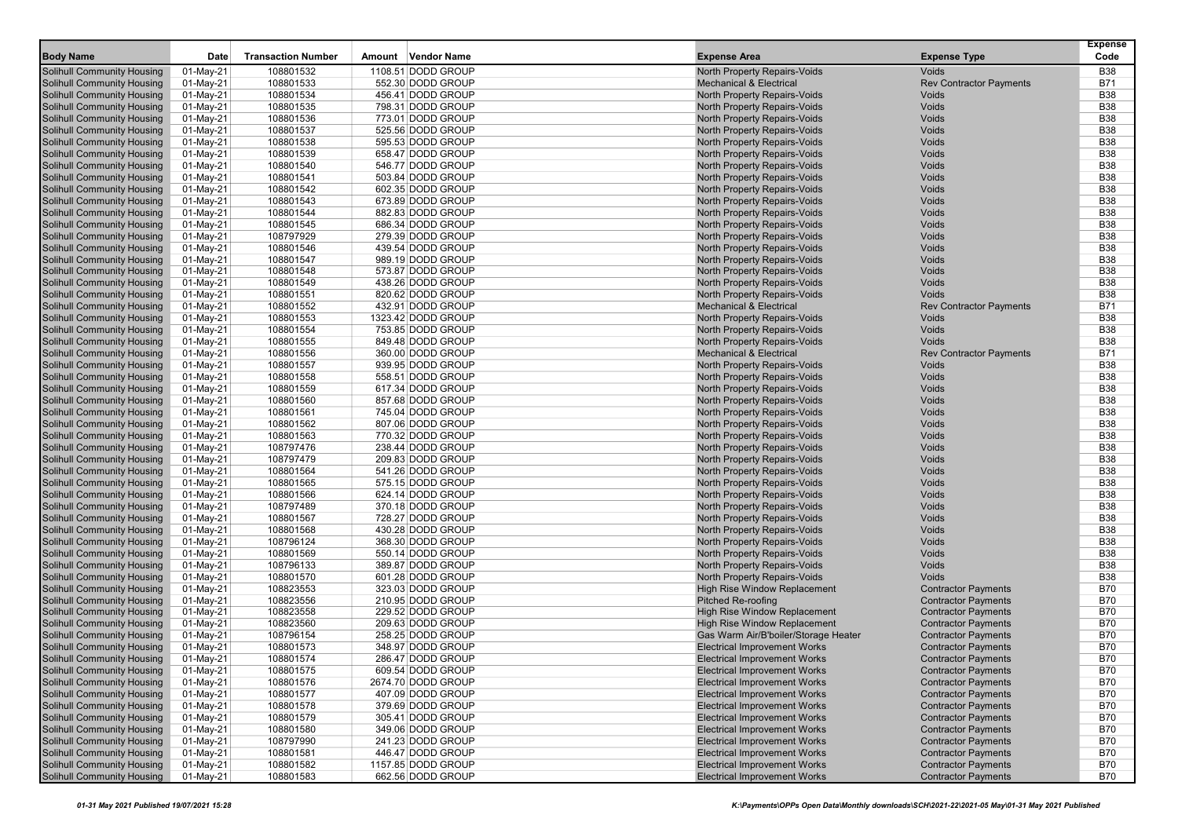| Body Name | Date | Transaction Number | Amount | Vendor Name | Expense Area | Expense Type | Expense Code |
|---|---|---|---|---|---|---|---|
| Solihull Community Housing | 01-May-21 | 108801532 | 1108.51 | DODD GROUP | North Property Repairs-Voids | Voids | B38 |
| Solihull Community Housing | 01-May-21 | 108801533 | 552.30 | DODD GROUP | Mechanical & Electrical | Rev Contractor Payments | B71 |
| Solihull Community Housing | 01-May-21 | 108801534 | 456.41 | DODD GROUP | North Property Repairs-Voids | Voids | B38 |
| Solihull Community Housing | 01-May-21 | 108801535 | 798.31 | DODD GROUP | North Property Repairs-Voids | Voids | B38 |
| Solihull Community Housing | 01-May-21 | 108801536 | 773.01 | DODD GROUP | North Property Repairs-Voids | Voids | B38 |
| Solihull Community Housing | 01-May-21 | 108801537 | 525.56 | DODD GROUP | North Property Repairs-Voids | Voids | B38 |
| Solihull Community Housing | 01-May-21 | 108801538 | 595.53 | DODD GROUP | North Property Repairs-Voids | Voids | B38 |
| Solihull Community Housing | 01-May-21 | 108801539 | 658.47 | DODD GROUP | North Property Repairs-Voids | Voids | B38 |
| Solihull Community Housing | 01-May-21 | 108801540 | 546.77 | DODD GROUP | North Property Repairs-Voids | Voids | B38 |
| Solihull Community Housing | 01-May-21 | 108801541 | 503.84 | DODD GROUP | North Property Repairs-Voids | Voids | B38 |
| Solihull Community Housing | 01-May-21 | 108801542 | 602.35 | DODD GROUP | North Property Repairs-Voids | Voids | B38 |
| Solihull Community Housing | 01-May-21 | 108801543 | 673.89 | DODD GROUP | North Property Repairs-Voids | Voids | B38 |
| Solihull Community Housing | 01-May-21 | 108801544 | 882.83 | DODD GROUP | North Property Repairs-Voids | Voids | B38 |
| Solihull Community Housing | 01-May-21 | 108801545 | 686.34 | DODD GROUP | North Property Repairs-Voids | Voids | B38 |
| Solihull Community Housing | 01-May-21 | 108797929 | 279.39 | DODD GROUP | North Property Repairs-Voids | Voids | B38 |
| Solihull Community Housing | 01-May-21 | 108801546 | 439.54 | DODD GROUP | North Property Repairs-Voids | Voids | B38 |
| Solihull Community Housing | 01-May-21 | 108801547 | 989.19 | DODD GROUP | North Property Repairs-Voids | Voids | B38 |
| Solihull Community Housing | 01-May-21 | 108801548 | 573.87 | DODD GROUP | North Property Repairs-Voids | Voids | B38 |
| Solihull Community Housing | 01-May-21 | 108801549 | 438.26 | DODD GROUP | North Property Repairs-Voids | Voids | B38 |
| Solihull Community Housing | 01-May-21 | 108801551 | 820.62 | DODD GROUP | North Property Repairs-Voids | Voids | B38 |
| Solihull Community Housing | 01-May-21 | 108801552 | 432.91 | DODD GROUP | Mechanical & Electrical | Rev Contractor Payments | B71 |
| Solihull Community Housing | 01-May-21 | 108801553 | 1323.42 | DODD GROUP | North Property Repairs-Voids | Voids | B38 |
| Solihull Community Housing | 01-May-21 | 108801554 | 753.85 | DODD GROUP | North Property Repairs-Voids | Voids | B38 |
| Solihull Community Housing | 01-May-21 | 108801555 | 849.48 | DODD GROUP | North Property Repairs-Voids | Voids | B38 |
| Solihull Community Housing | 01-May-21 | 108801556 | 360.00 | DODD GROUP | Mechanical & Electrical | Rev Contractor Payments | B71 |
| Solihull Community Housing | 01-May-21 | 108801557 | 939.95 | DODD GROUP | North Property Repairs-Voids | Voids | B38 |
| Solihull Community Housing | 01-May-21 | 108801558 | 558.51 | DODD GROUP | North Property Repairs-Voids | Voids | B38 |
| Solihull Community Housing | 01-May-21 | 108801559 | 617.34 | DODD GROUP | North Property Repairs-Voids | Voids | B38 |
| Solihull Community Housing | 01-May-21 | 108801560 | 857.68 | DODD GROUP | North Property Repairs-Voids | Voids | B38 |
| Solihull Community Housing | 01-May-21 | 108801561 | 745.04 | DODD GROUP | North Property Repairs-Voids | Voids | B38 |
| Solihull Community Housing | 01-May-21 | 108801562 | 807.06 | DODD GROUP | North Property Repairs-Voids | Voids | B38 |
| Solihull Community Housing | 01-May-21 | 108801563 | 770.32 | DODD GROUP | North Property Repairs-Voids | Voids | B38 |
| Solihull Community Housing | 01-May-21 | 108797476 | 238.44 | DODD GROUP | North Property Repairs-Voids | Voids | B38 |
| Solihull Community Housing | 01-May-21 | 108797479 | 209.83 | DODD GROUP | North Property Repairs-Voids | Voids | B38 |
| Solihull Community Housing | 01-May-21 | 108801564 | 541.26 | DODD GROUP | North Property Repairs-Voids | Voids | B38 |
| Solihull Community Housing | 01-May-21 | 108801565 | 575.15 | DODD GROUP | North Property Repairs-Voids | Voids | B38 |
| Solihull Community Housing | 01-May-21 | 108801566 | 624.14 | DODD GROUP | North Property Repairs-Voids | Voids | B38 |
| Solihull Community Housing | 01-May-21 | 108797489 | 370.18 | DODD GROUP | North Property Repairs-Voids | Voids | B38 |
| Solihull Community Housing | 01-May-21 | 108801567 | 728.27 | DODD GROUP | North Property Repairs-Voids | Voids | B38 |
| Solihull Community Housing | 01-May-21 | 108801568 | 430.28 | DODD GROUP | North Property Repairs-Voids | Voids | B38 |
| Solihull Community Housing | 01-May-21 | 108796124 | 368.30 | DODD GROUP | North Property Repairs-Voids | Voids | B38 |
| Solihull Community Housing | 01-May-21 | 108801569 | 550.14 | DODD GROUP | North Property Repairs-Voids | Voids | B38 |
| Solihull Community Housing | 01-May-21 | 108796133 | 389.87 | DODD GROUP | North Property Repairs-Voids | Voids | B38 |
| Solihull Community Housing | 01-May-21 | 108801570 | 601.28 | DODD GROUP | North Property Repairs-Voids | Voids | B38 |
| Solihull Community Housing | 01-May-21 | 108823553 | 323.03 | DODD GROUP | High Rise Window Replacement | Contractor Payments | B70 |
| Solihull Community Housing | 01-May-21 | 108823556 | 210.95 | DODD GROUP | Pitched Re-roofing | Contractor Payments | B70 |
| Solihull Community Housing | 01-May-21 | 108823558 | 229.52 | DODD GROUP | High Rise Window Replacement | Contractor Payments | B70 |
| Solihull Community Housing | 01-May-21 | 108823560 | 209.63 | DODD GROUP | High Rise Window Replacement | Contractor Payments | B70 |
| Solihull Community Housing | 01-May-21 | 108796154 | 258.25 | DODD GROUP | Gas Warm Air/B'boiler/Storage Heater | Contractor Payments | B70 |
| Solihull Community Housing | 01-May-21 | 108801573 | 348.97 | DODD GROUP | Electrical Improvement Works | Contractor Payments | B70 |
| Solihull Community Housing | 01-May-21 | 108801574 | 286.47 | DODD GROUP | Electrical Improvement Works | Contractor Payments | B70 |
| Solihull Community Housing | 01-May-21 | 108801575 | 609.54 | DODD GROUP | Electrical Improvement Works | Contractor Payments | B70 |
| Solihull Community Housing | 01-May-21 | 108801576 | 2674.70 | DODD GROUP | Electrical Improvement Works | Contractor Payments | B70 |
| Solihull Community Housing | 01-May-21 | 108801577 | 407.09 | DODD GROUP | Electrical Improvement Works | Contractor Payments | B70 |
| Solihull Community Housing | 01-May-21 | 108801578 | 379.69 | DODD GROUP | Electrical Improvement Works | Contractor Payments | B70 |
| Solihull Community Housing | 01-May-21 | 108801579 | 305.41 | DODD GROUP | Electrical Improvement Works | Contractor Payments | B70 |
| Solihull Community Housing | 01-May-21 | 108801580 | 349.06 | DODD GROUP | Electrical Improvement Works | Contractor Payments | B70 |
| Solihull Community Housing | 01-May-21 | 108797990 | 241.23 | DODD GROUP | Electrical Improvement Works | Contractor Payments | B70 |
| Solihull Community Housing | 01-May-21 | 108801581 | 446.47 | DODD GROUP | Electrical Improvement Works | Contractor Payments | B70 |
| Solihull Community Housing | 01-May-21 | 108801582 | 1157.85 | DODD GROUP | Electrical Improvement Works | Contractor Payments | B70 |
| Solihull Community Housing | 01-May-21 | 108801583 | 662.56 | DODD GROUP | Electrical Improvement Works | Contractor Payments | B70 |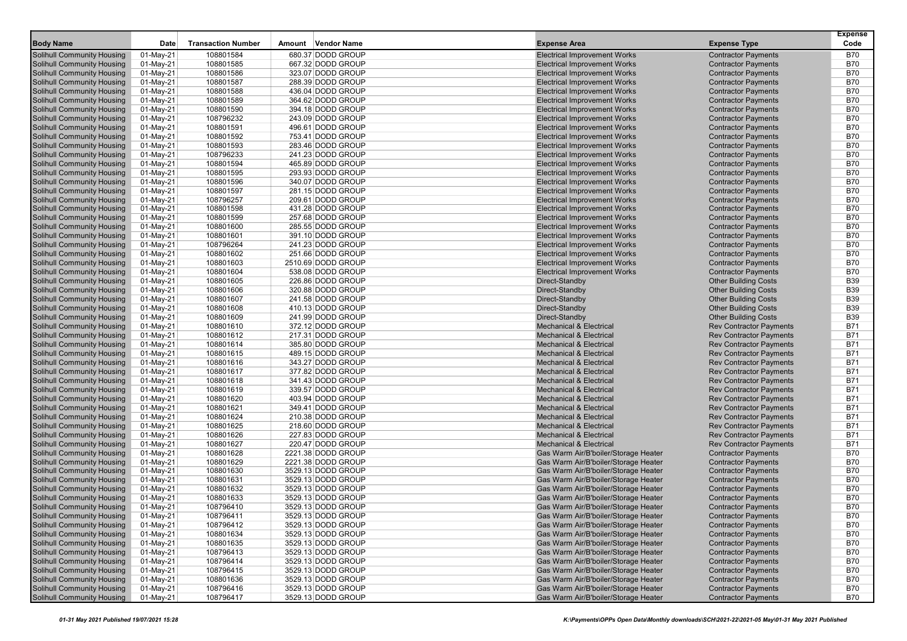| Body Name | Date | Transaction Number | Amount | Vendor Name | Expense Area | Expense Type | Expense Code |
|---|---|---|---|---|---|---|---|
| Solihull Community Housing | 01-May-21 | 108801584 | 680.37 | DODD GROUP | Electrical Improvement Works | Contractor Payments | B70 |
| Solihull Community Housing | 01-May-21 | 108801585 | 667.32 | DODD GROUP | Electrical Improvement Works | Contractor Payments | B70 |
| Solihull Community Housing | 01-May-21 | 108801586 | 323.07 | DODD GROUP | Electrical Improvement Works | Contractor Payments | B70 |
| Solihull Community Housing | 01-May-21 | 108801587 | 288.39 | DODD GROUP | Electrical Improvement Works | Contractor Payments | B70 |
| Solihull Community Housing | 01-May-21 | 108801588 | 436.04 | DODD GROUP | Electrical Improvement Works | Contractor Payments | B70 |
| Solihull Community Housing | 01-May-21 | 108801589 | 364.62 | DODD GROUP | Electrical Improvement Works | Contractor Payments | B70 |
| Solihull Community Housing | 01-May-21 | 108801590 | 394.18 | DODD GROUP | Electrical Improvement Works | Contractor Payments | B70 |
| Solihull Community Housing | 01-May-21 | 108796232 | 243.09 | DODD GROUP | Electrical Improvement Works | Contractor Payments | B70 |
| Solihull Community Housing | 01-May-21 | 108801591 | 496.61 | DODD GROUP | Electrical Improvement Works | Contractor Payments | B70 |
| Solihull Community Housing | 01-May-21 | 108801592 | 753.41 | DODD GROUP | Electrical Improvement Works | Contractor Payments | B70 |
| Solihull Community Housing | 01-May-21 | 108801593 | 283.46 | DODD GROUP | Electrical Improvement Works | Contractor Payments | B70 |
| Solihull Community Housing | 01-May-21 | 108796233 | 241.23 | DODD GROUP | Electrical Improvement Works | Contractor Payments | B70 |
| Solihull Community Housing | 01-May-21 | 108801594 | 465.89 | DODD GROUP | Electrical Improvement Works | Contractor Payments | B70 |
| Solihull Community Housing | 01-May-21 | 108801595 | 293.93 | DODD GROUP | Electrical Improvement Works | Contractor Payments | B70 |
| Solihull Community Housing | 01-May-21 | 108801596 | 340.07 | DODD GROUP | Electrical Improvement Works | Contractor Payments | B70 |
| Solihull Community Housing | 01-May-21 | 108801597 | 281.15 | DODD GROUP | Electrical Improvement Works | Contractor Payments | B70 |
| Solihull Community Housing | 01-May-21 | 108796257 | 209.61 | DODD GROUP | Electrical Improvement Works | Contractor Payments | B70 |
| Solihull Community Housing | 01-May-21 | 108801598 | 431.28 | DODD GROUP | Electrical Improvement Works | Contractor Payments | B70 |
| Solihull Community Housing | 01-May-21 | 108801599 | 257.68 | DODD GROUP | Electrical Improvement Works | Contractor Payments | B70 |
| Solihull Community Housing | 01-May-21 | 108801600 | 285.55 | DODD GROUP | Electrical Improvement Works | Contractor Payments | B70 |
| Solihull Community Housing | 01-May-21 | 108801601 | 391.10 | DODD GROUP | Electrical Improvement Works | Contractor Payments | B70 |
| Solihull Community Housing | 01-May-21 | 108796264 | 241.23 | DODD GROUP | Electrical Improvement Works | Contractor Payments | B70 |
| Solihull Community Housing | 01-May-21 | 108801602 | 251.66 | DODD GROUP | Electrical Improvement Works | Contractor Payments | B70 |
| Solihull Community Housing | 01-May-21 | 108801603 | 2510.69 | DODD GROUP | Electrical Improvement Works | Contractor Payments | B70 |
| Solihull Community Housing | 01-May-21 | 108801604 | 538.08 | DODD GROUP | Electrical Improvement Works | Contractor Payments | B70 |
| Solihull Community Housing | 01-May-21 | 108801605 | 226.86 | DODD GROUP | Direct-Standby | Other Building Costs | B39 |
| Solihull Community Housing | 01-May-21 | 108801606 | 320.88 | DODD GROUP | Direct-Standby | Other Building Costs | B39 |
| Solihull Community Housing | 01-May-21 | 108801607 | 241.58 | DODD GROUP | Direct-Standby | Other Building Costs | B39 |
| Solihull Community Housing | 01-May-21 | 108801608 | 410.13 | DODD GROUP | Direct-Standby | Other Building Costs | B39 |
| Solihull Community Housing | 01-May-21 | 108801609 | 241.99 | DODD GROUP | Direct-Standby | Other Building Costs | B39 |
| Solihull Community Housing | 01-May-21 | 108801610 | 372.12 | DODD GROUP | Mechanical & Electrical | Rev Contractor Payments | B71 |
| Solihull Community Housing | 01-May-21 | 108801612 | 217.31 | DODD GROUP | Mechanical & Electrical | Rev Contractor Payments | B71 |
| Solihull Community Housing | 01-May-21 | 108801614 | 385.80 | DODD GROUP | Mechanical & Electrical | Rev Contractor Payments | B71 |
| Solihull Community Housing | 01-May-21 | 108801615 | 489.15 | DODD GROUP | Mechanical & Electrical | Rev Contractor Payments | B71 |
| Solihull Community Housing | 01-May-21 | 108801616 | 343.27 | DODD GROUP | Mechanical & Electrical | Rev Contractor Payments | B71 |
| Solihull Community Housing | 01-May-21 | 108801617 | 377.82 | DODD GROUP | Mechanical & Electrical | Rev Contractor Payments | B71 |
| Solihull Community Housing | 01-May-21 | 108801618 | 341.43 | DODD GROUP | Mechanical & Electrical | Rev Contractor Payments | B71 |
| Solihull Community Housing | 01-May-21 | 108801619 | 339.57 | DODD GROUP | Mechanical & Electrical | Rev Contractor Payments | B71 |
| Solihull Community Housing | 01-May-21 | 108801620 | 403.94 | DODD GROUP | Mechanical & Electrical | Rev Contractor Payments | B71 |
| Solihull Community Housing | 01-May-21 | 108801621 | 349.41 | DODD GROUP | Mechanical & Electrical | Rev Contractor Payments | B71 |
| Solihull Community Housing | 01-May-21 | 108801624 | 210.38 | DODD GROUP | Mechanical & Electrical | Rev Contractor Payments | B71 |
| Solihull Community Housing | 01-May-21 | 108801625 | 218.60 | DODD GROUP | Mechanical & Electrical | Rev Contractor Payments | B71 |
| Solihull Community Housing | 01-May-21 | 108801626 | 227.83 | DODD GROUP | Mechanical & Electrical | Rev Contractor Payments | B71 |
| Solihull Community Housing | 01-May-21 | 108801627 | 220.47 | DODD GROUP | Mechanical & Electrical | Rev Contractor Payments | B71 |
| Solihull Community Housing | 01-May-21 | 108801628 | 2221.38 | DODD GROUP | Gas Warm Air/B'boiler/Storage Heater | Contractor Payments | B70 |
| Solihull Community Housing | 01-May-21 | 108801629 | 2221.38 | DODD GROUP | Gas Warm Air/B'boiler/Storage Heater | Contractor Payments | B70 |
| Solihull Community Housing | 01-May-21 | 108801630 | 3529.13 | DODD GROUP | Gas Warm Air/B'boiler/Storage Heater | Contractor Payments | B70 |
| Solihull Community Housing | 01-May-21 | 108801631 | 3529.13 | DODD GROUP | Gas Warm Air/B'boiler/Storage Heater | Contractor Payments | B70 |
| Solihull Community Housing | 01-May-21 | 108801632 | 3529.13 | DODD GROUP | Gas Warm Air/B'boiler/Storage Heater | Contractor Payments | B70 |
| Solihull Community Housing | 01-May-21 | 108801633 | 3529.13 | DODD GROUP | Gas Warm Air/B'boiler/Storage Heater | Contractor Payments | B70 |
| Solihull Community Housing | 01-May-21 | 108796410 | 3529.13 | DODD GROUP | Gas Warm Air/B'boiler/Storage Heater | Contractor Payments | B70 |
| Solihull Community Housing | 01-May-21 | 108796411 | 3529.13 | DODD GROUP | Gas Warm Air/B'boiler/Storage Heater | Contractor Payments | B70 |
| Solihull Community Housing | 01-May-21 | 108796412 | 3529.13 | DODD GROUP | Gas Warm Air/B'boiler/Storage Heater | Contractor Payments | B70 |
| Solihull Community Housing | 01-May-21 | 108801634 | 3529.13 | DODD GROUP | Gas Warm Air/B'boiler/Storage Heater | Contractor Payments | B70 |
| Solihull Community Housing | 01-May-21 | 108801635 | 3529.13 | DODD GROUP | Gas Warm Air/B'boiler/Storage Heater | Contractor Payments | B70 |
| Solihull Community Housing | 01-May-21 | 108796413 | 3529.13 | DODD GROUP | Gas Warm Air/B'boiler/Storage Heater | Contractor Payments | B70 |
| Solihull Community Housing | 01-May-21 | 108796414 | 3529.13 | DODD GROUP | Gas Warm Air/B'boiler/Storage Heater | Contractor Payments | B70 |
| Solihull Community Housing | 01-May-21 | 108796415 | 3529.13 | DODD GROUP | Gas Warm Air/B'boiler/Storage Heater | Contractor Payments | B70 |
| Solihull Community Housing | 01-May-21 | 108801636 | 3529.13 | DODD GROUP | Gas Warm Air/B'boiler/Storage Heater | Contractor Payments | B70 |
| Solihull Community Housing | 01-May-21 | 108796416 | 3529.13 | DODD GROUP | Gas Warm Air/B'boiler/Storage Heater | Contractor Payments | B70 |
| Solihull Community Housing | 01-May-21 | 108796417 | 3529.13 | DODD GROUP | Gas Warm Air/B'boiler/Storage Heater | Contractor Payments | B70 |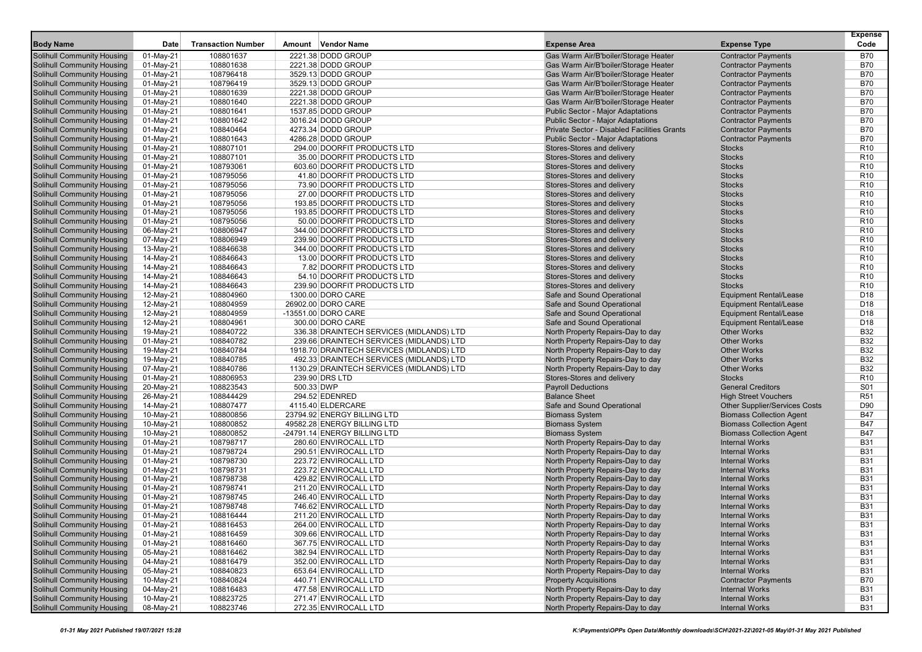| Body Name | Date | Transaction Number | Amount | Vendor Name | Expense Area | Expense Type | Expense Code |
|---|---|---|---|---|---|---|---|
| Solihull Community Housing | 01-May-21 | 108801637 | 2221.38 | DODD GROUP | Gas Warm Air/B'boiler/Storage Heater | Contractor Payments | B70 |
| Solihull Community Housing | 01-May-21 | 108801638 | 2221.38 | DODD GROUP | Gas Warm Air/B'boiler/Storage Heater | Contractor Payments | B70 |
| Solihull Community Housing | 01-May-21 | 108796418 | 3529.13 | DODD GROUP | Gas Warm Air/B'boiler/Storage Heater | Contractor Payments | B70 |
| Solihull Community Housing | 01-May-21 | 108796419 | 3529.13 | DODD GROUP | Gas Warm Air/B'boiler/Storage Heater | Contractor Payments | B70 |
| Solihull Community Housing | 01-May-21 | 108801639 | 2221.38 | DODD GROUP | Gas Warm Air/B'boiler/Storage Heater | Contractor Payments | B70 |
| Solihull Community Housing | 01-May-21 | 108801640 | 2221.38 | DODD GROUP | Gas Warm Air/B'boiler/Storage Heater | Contractor Payments | B70 |
| Solihull Community Housing | 01-May-21 | 108801641 | 1537.85 | DODD GROUP | Public Sector - Major Adaptations | Contractor Payments | B70 |
| Solihull Community Housing | 01-May-21 | 108801642 | 3016.24 | DODD GROUP | Public Sector - Major Adaptations | Contractor Payments | B70 |
| Solihull Community Housing | 01-May-21 | 108840464 | 4273.34 | DODD GROUP | Private Sector - Disabled Facilities Grants | Contractor Payments | B70 |
| Solihull Community Housing | 01-May-21 | 108801643 | 4286.28 | DODD GROUP | Public Sector - Major Adaptations | Contractor Payments | B70 |
| Solihull Community Housing | 01-May-21 | 108807101 | 294.00 | DOORFIT PRODUCTS LTD | Stores-Stores and delivery | Stocks | R10 |
| Solihull Community Housing | 01-May-21 | 108807101 | 35.00 | DOORFIT PRODUCTS LTD | Stores-Stores and delivery | Stocks | R10 |
| Solihull Community Housing | 01-May-21 | 108793061 | 603.60 | DOORFIT PRODUCTS LTD | Stores-Stores and delivery | Stocks | R10 |
| Solihull Community Housing | 01-May-21 | 108795056 | 41.80 | DOORFIT PRODUCTS LTD | Stores-Stores and delivery | Stocks | R10 |
| Solihull Community Housing | 01-May-21 | 108795056 | 73.90 | DOORFIT PRODUCTS LTD | Stores-Stores and delivery | Stocks | R10 |
| Solihull Community Housing | 01-May-21 | 108795056 | 27.00 | DOORFIT PRODUCTS LTD | Stores-Stores and delivery | Stocks | R10 |
| Solihull Community Housing | 01-May-21 | 108795056 | 193.85 | DOORFIT PRODUCTS LTD | Stores-Stores and delivery | Stocks | R10 |
| Solihull Community Housing | 01-May-21 | 108795056 | 193.85 | DOORFIT PRODUCTS LTD | Stores-Stores and delivery | Stocks | R10 |
| Solihull Community Housing | 01-May-21 | 108795056 | 50.00 | DOORFIT PRODUCTS LTD | Stores-Stores and delivery | Stocks | R10 |
| Solihull Community Housing | 06-May-21 | 108806947 | 344.00 | DOORFIT PRODUCTS LTD | Stores-Stores and delivery | Stocks | R10 |
| Solihull Community Housing | 07-May-21 | 108806949 | 239.90 | DOORFIT PRODUCTS LTD | Stores-Stores and delivery | Stocks | R10 |
| Solihull Community Housing | 13-May-21 | 108846638 | 344.00 | DOORFIT PRODUCTS LTD | Stores-Stores and delivery | Stocks | R10 |
| Solihull Community Housing | 14-May-21 | 108846643 | 13.00 | DOORFIT PRODUCTS LTD | Stores-Stores and delivery | Stocks | R10 |
| Solihull Community Housing | 14-May-21 | 108846643 | 7.82 | DOORFIT PRODUCTS LTD | Stores-Stores and delivery | Stocks | R10 |
| Solihull Community Housing | 14-May-21 | 108846643 | 54.10 | DOORFIT PRODUCTS LTD | Stores-Stores and delivery | Stocks | R10 |
| Solihull Community Housing | 14-May-21 | 108846643 | 239.90 | DOORFIT PRODUCTS LTD | Stores-Stores and delivery | Stocks | R10 |
| Solihull Community Housing | 12-May-21 | 108804960 | 1300.00 | DORO CARE | Safe and Sound Operational | Equipment Rental/Lease | D18 |
| Solihull Community Housing | 12-May-21 | 108804959 | 26902.00 | DORO CARE | Safe and Sound Operational | Equipment Rental/Lease | D18 |
| Solihull Community Housing | 12-May-21 | 108804959 | -13551.00 | DORO CARE | Safe and Sound Operational | Equipment Rental/Lease | D18 |
| Solihull Community Housing | 12-May-21 | 108804961 | 300.00 | DORO CARE | Safe and Sound Operational | Equipment Rental/Lease | D18 |
| Solihull Community Housing | 19-May-21 | 108840722 | 336.38 | DRAINTECH SERVICES (MIDLANDS) LTD | North Property Repairs-Day to day | Other Works | B32 |
| Solihull Community Housing | 01-May-21 | 108840782 | 239.66 | DRAINTECH SERVICES (MIDLANDS) LTD | North Property Repairs-Day to day | Other Works | B32 |
| Solihull Community Housing | 19-May-21 | 108840784 | 1918.70 | DRAINTECH SERVICES (MIDLANDS) LTD | North Property Repairs-Day to day | Other Works | B32 |
| Solihull Community Housing | 19-May-21 | 108840785 | 492.33 | DRAINTECH SERVICES (MIDLANDS) LTD | North Property Repairs-Day to day | Other Works | B32 |
| Solihull Community Housing | 07-May-21 | 108840786 | 1130.29 | DRAINTECH SERVICES (MIDLANDS) LTD | North Property Repairs-Day to day | Other Works | B32 |
| Solihull Community Housing | 01-May-21 | 108806953 | 239.90 | DRS LTD | Stores-Stores and delivery | Stocks | R10 |
| Solihull Community Housing | 20-May-21 | 108823543 | 500.33 | DWP | Payroll Deductions | General Creditors | S01 |
| Solihull Community Housing | 26-May-21 | 108844429 | 294.52 | EDENRED | Balance Sheet | High Street Vouchers | R51 |
| Solihull Community Housing | 14-May-21 | 108807477 | 4115.40 | ELDERCARE | Safe and Sound Operational | Other Supplier/Services Costs | D90 |
| Solihull Community Housing | 10-May-21 | 108800856 | 23794.92 | ENERGY BILLING LTD | Biomass System | Biomass Collection Agent | B47 |
| Solihull Community Housing | 10-May-21 | 108800852 | 49582.28 | ENERGY BILLING LTD | Biomass System | Biomass Collection Agent | B47 |
| Solihull Community Housing | 10-May-21 | 108800852 | -24791.14 | ENERGY BILLING LTD | Biomass System | Biomass Collection Agent | B47 |
| Solihull Community Housing | 01-May-21 | 108798717 | 280.60 | ENVIROCALL LTD | North Property Repairs-Day to day | Internal Works | B31 |
| Solihull Community Housing | 01-May-21 | 108798724 | 290.51 | ENVIROCALL LTD | North Property Repairs-Day to day | Internal Works | B31 |
| Solihull Community Housing | 01-May-21 | 108798730 | 223.72 | ENVIROCALL LTD | North Property Repairs-Day to day | Internal Works | B31 |
| Solihull Community Housing | 01-May-21 | 108798731 | 223.72 | ENVIROCALL LTD | North Property Repairs-Day to day | Internal Works | B31 |
| Solihull Community Housing | 01-May-21 | 108798738 | 429.82 | ENVIROCALL LTD | North Property Repairs-Day to day | Internal Works | B31 |
| Solihull Community Housing | 01-May-21 | 108798741 | 211.20 | ENVIROCALL LTD | North Property Repairs-Day to day | Internal Works | B31 |
| Solihull Community Housing | 01-May-21 | 108798745 | 246.40 | ENVIROCALL LTD | North Property Repairs-Day to day | Internal Works | B31 |
| Solihull Community Housing | 01-May-21 | 108798748 | 746.62 | ENVIROCALL LTD | North Property Repairs-Day to day | Internal Works | B31 |
| Solihull Community Housing | 01-May-21 | 108816444 | 211.20 | ENVIROCALL LTD | North Property Repairs-Day to day | Internal Works | B31 |
| Solihull Community Housing | 01-May-21 | 108816453 | 264.00 | ENVIROCALL LTD | North Property Repairs-Day to day | Internal Works | B31 |
| Solihull Community Housing | 01-May-21 | 108816459 | 309.66 | ENVIROCALL LTD | North Property Repairs-Day to day | Internal Works | B31 |
| Solihull Community Housing | 01-May-21 | 108816460 | 367.75 | ENVIROCALL LTD | North Property Repairs-Day to day | Internal Works | B31 |
| Solihull Community Housing | 05-May-21 | 108816462 | 382.94 | ENVIROCALL LTD | North Property Repairs-Day to day | Internal Works | B31 |
| Solihull Community Housing | 04-May-21 | 108816479 | 352.00 | ENVIROCALL LTD | North Property Repairs-Day to day | Internal Works | B31 |
| Solihull Community Housing | 05-May-21 | 108840823 | 653.64 | ENVIROCALL LTD | North Property Repairs-Day to day | Internal Works | B31 |
| Solihull Community Housing | 10-May-21 | 108840824 | 440.71 | ENVIROCALL LTD | Property Acquisitions | Contractor Payments | B70 |
| Solihull Community Housing | 04-May-21 | 108816483 | 477.58 | ENVIROCALL LTD | North Property Repairs-Day to day | Internal Works | B31 |
| Solihull Community Housing | 10-May-21 | 108823725 | 271.47 | ENVIROCALL LTD | North Property Repairs-Day to day | Internal Works | B31 |
| Solihull Community Housing | 08-May-21 | 108823746 | 272.35 | ENVIROCALL LTD | North Property Repairs-Day to day | Internal Works | B31 |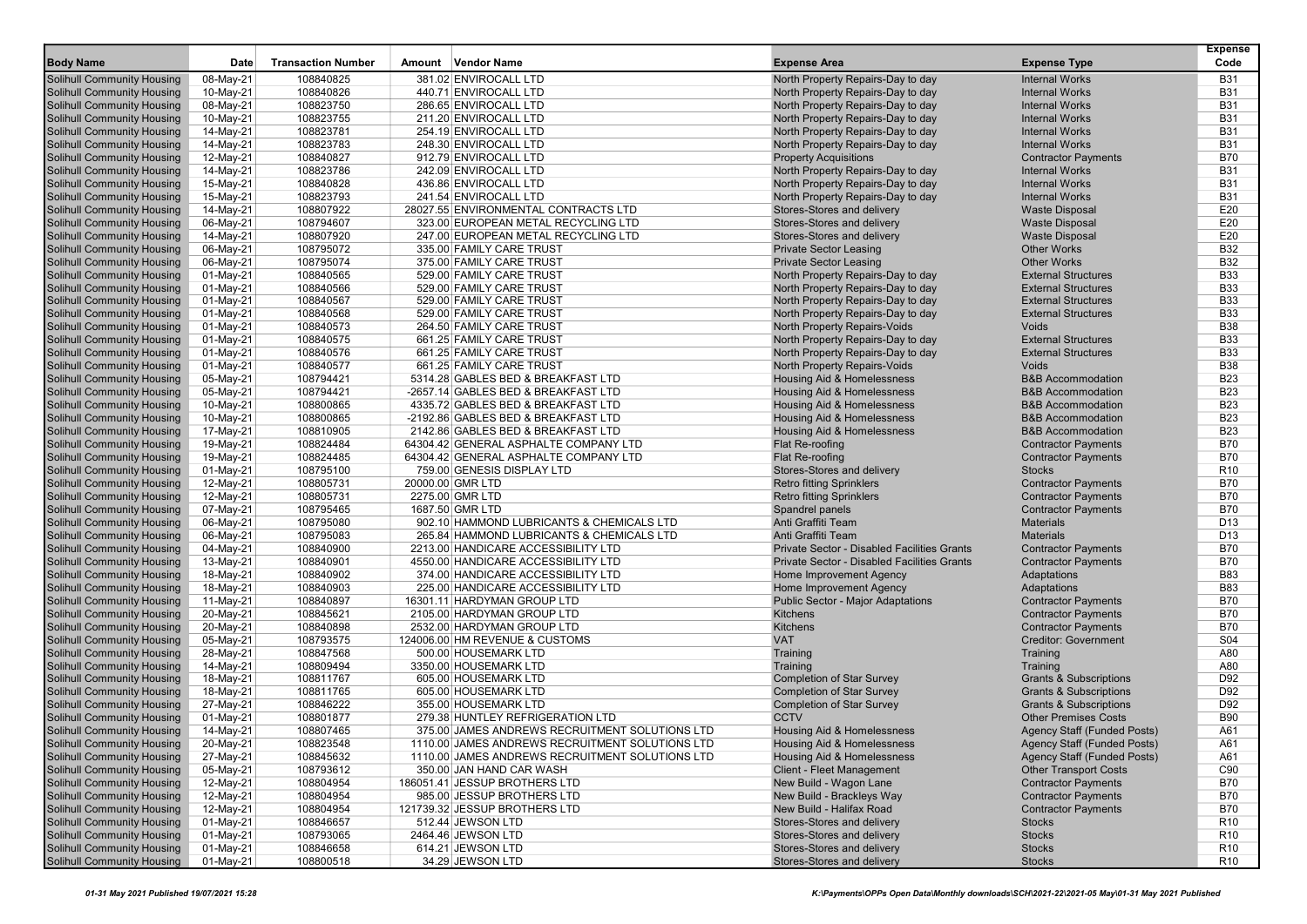| Body Name | Date | Transaction Number | Amount | Vendor Name | Expense Area | Expense Type | Expense Code |
|---|---|---|---|---|---|---|---|
| Solihull Community Housing | 08-May-21 | 108840825 | 381.02 | ENVIROCALL LTD | North Property Repairs-Day to day | Internal Works | B31 |
| Solihull Community Housing | 10-May-21 | 108840826 | 440.71 | ENVIROCALL LTD | North Property Repairs-Day to day | Internal Works | B31 |
| Solihull Community Housing | 08-May-21 | 108823750 | 286.65 | ENVIROCALL LTD | North Property Repairs-Day to day | Internal Works | B31 |
| Solihull Community Housing | 10-May-21 | 108823755 | 211.20 | ENVIROCALL LTD | North Property Repairs-Day to day | Internal Works | B31 |
| Solihull Community Housing | 14-May-21 | 108823781 | 254.19 | ENVIROCALL LTD | North Property Repairs-Day to day | Internal Works | B31 |
| Solihull Community Housing | 14-May-21 | 108823783 | 248.30 | ENVIROCALL LTD | North Property Repairs-Day to day | Internal Works | B31 |
| Solihull Community Housing | 12-May-21 | 108840827 | 912.79 | ENVIROCALL LTD | Property Acquisitions | Contractor Payments | B70 |
| Solihull Community Housing | 14-May-21 | 108823786 | 242.09 | ENVIROCALL LTD | North Property Repairs-Day to day | Internal Works | B31 |
| Solihull Community Housing | 15-May-21 | 108840828 | 436.86 | ENVIROCALL LTD | North Property Repairs-Day to day | Internal Works | B31 |
| Solihull Community Housing | 15-May-21 | 108823793 | 241.54 | ENVIROCALL LTD | North Property Repairs-Day to day | Internal Works | B31 |
| Solihull Community Housing | 14-May-21 | 108807922 | 28027.55 | ENVIRONMENTAL CONTRACTS LTD | Stores-Stores and delivery | Waste Disposal | E20 |
| Solihull Community Housing | 06-May-21 | 108794607 | 323.00 | EUROPEAN METAL RECYCLING LTD | Stores-Stores and delivery | Waste Disposal | E20 |
| Solihull Community Housing | 14-May-21 | 108807920 | 247.00 | EUROPEAN METAL RECYCLING LTD | Stores-Stores and delivery | Waste Disposal | E20 |
| Solihull Community Housing | 06-May-21 | 108795072 | 335.00 | FAMILY CARE TRUST | Private Sector Leasing | Other Works | B32 |
| Solihull Community Housing | 06-May-21 | 108795074 | 375.00 | FAMILY CARE TRUST | Private Sector Leasing | Other Works | B32 |
| Solihull Community Housing | 01-May-21 | 108840565 | 529.00 | FAMILY CARE TRUST | North Property Repairs-Day to day | External Structures | B33 |
| Solihull Community Housing | 01-May-21 | 108840566 | 529.00 | FAMILY CARE TRUST | North Property Repairs-Day to day | External Structures | B33 |
| Solihull Community Housing | 01-May-21 | 108840567 | 529.00 | FAMILY CARE TRUST | North Property Repairs-Day to day | External Structures | B33 |
| Solihull Community Housing | 01-May-21 | 108840568 | 529.00 | FAMILY CARE TRUST | North Property Repairs-Day to day | External Structures | B33 |
| Solihull Community Housing | 01-May-21 | 108840573 | 264.50 | FAMILY CARE TRUST | North Property Repairs-Voids | Voids | B38 |
| Solihull Community Housing | 01-May-21 | 108840575 | 661.25 | FAMILY CARE TRUST | North Property Repairs-Day to day | External Structures | B33 |
| Solihull Community Housing | 01-May-21 | 108840576 | 661.25 | FAMILY CARE TRUST | North Property Repairs-Day to day | External Structures | B33 |
| Solihull Community Housing | 01-May-21 | 108840577 | 661.25 | FAMILY CARE TRUST | North Property Repairs-Voids | Voids | B38 |
| Solihull Community Housing | 05-May-21 | 108794421 | 5314.28 | GABLES BED & BREAKFAST LTD | Housing Aid & Homelessness | B&B Accommodation | B23 |
| Solihull Community Housing | 05-May-21 | 108794421 | -2657.14 | GABLES BED & BREAKFAST LTD | Housing Aid & Homelessness | B&B Accommodation | B23 |
| Solihull Community Housing | 10-May-21 | 108800865 | 4335.72 | GABLES BED & BREAKFAST LTD | Housing Aid & Homelessness | B&B Accommodation | B23 |
| Solihull Community Housing | 10-May-21 | 108800865 | -2192.86 | GABLES BED & BREAKFAST LTD | Housing Aid & Homelessness | B&B Accommodation | B23 |
| Solihull Community Housing | 17-May-21 | 108810905 | 2142.86 | GABLES BED & BREAKFAST LTD | Housing Aid & Homelessness | B&B Accommodation | B23 |
| Solihull Community Housing | 19-May-21 | 108824484 | 64304.42 | GENERAL ASPHALTE COMPANY LTD | Flat Re-roofing | Contractor Payments | B70 |
| Solihull Community Housing | 19-May-21 | 108824485 | 64304.42 | GENERAL ASPHALTE COMPANY LTD | Flat Re-roofing | Contractor Payments | B70 |
| Solihull Community Housing | 01-May-21 | 108795100 | 759.00 | GENESIS DISPLAY LTD | Stores-Stores and delivery | Stocks | R10 |
| Solihull Community Housing | 12-May-21 | 108805731 | 20000.00 | GMR LTD | Retro fitting Sprinklers | Contractor Payments | B70 |
| Solihull Community Housing | 12-May-21 | 108805731 | 2275.00 | GMR LTD | Retro fitting Sprinklers | Contractor Payments | B70 |
| Solihull Community Housing | 07-May-21 | 108795465 | 1687.50 | GMR LTD | Spandrel panels | Contractor Payments | B70 |
| Solihull Community Housing | 06-May-21 | 108795080 | 902.10 | HAMMOND LUBRICANTS & CHEMICALS LTD | Anti Graffiti Team | Materials | D13 |
| Solihull Community Housing | 06-May-21 | 108795083 | 265.84 | HAMMOND LUBRICANTS & CHEMICALS LTD | Anti Graffiti Team | Materials | D13 |
| Solihull Community Housing | 04-May-21 | 108840900 | 2213.00 | HANDICARE ACCESSIBILITY LTD | Private Sector - Disabled Facilities Grants | Contractor Payments | B70 |
| Solihull Community Housing | 13-May-21 | 108840901 | 4550.00 | HANDICARE ACCESSIBILITY LTD | Private Sector - Disabled Facilities Grants | Contractor Payments | B70 |
| Solihull Community Housing | 18-May-21 | 108840902 | 374.00 | HANDICARE ACCESSIBILITY LTD | Home Improvement Agency | Adaptations | B83 |
| Solihull Community Housing | 18-May-21 | 108840903 | 225.00 | HANDICARE ACCESSIBILITY LTD | Home Improvement Agency | Adaptations | B83 |
| Solihull Community Housing | 11-May-21 | 108840897 | 16301.11 | HARDYMAN GROUP LTD | Public Sector - Major Adaptations | Contractor Payments | B70 |
| Solihull Community Housing | 20-May-21 | 108845621 | 2105.00 | HARDYMAN GROUP LTD | Kitchens | Contractor Payments | B70 |
| Solihull Community Housing | 20-May-21 | 108840898 | 2532.00 | HARDYMAN GROUP LTD | Kitchens | Contractor Payments | B70 |
| Solihull Community Housing | 05-May-21 | 108793575 | 124006.00 | HM REVENUE & CUSTOMS | VAT | Creditor: Government | S04 |
| Solihull Community Housing | 28-May-21 | 108847568 | 500.00 | HOUSEMARK LTD | Training | Training | A80 |
| Solihull Community Housing | 14-May-21 | 108809494 | 3350.00 | HOUSEMARK LTD | Training | Training | A80 |
| Solihull Community Housing | 18-May-21 | 108811767 | 605.00 | HOUSEMARK LTD | Completion of Star Survey | Grants & Subscriptions | D92 |
| Solihull Community Housing | 18-May-21 | 108811765 | 605.00 | HOUSEMARK LTD | Completion of Star Survey | Grants & Subscriptions | D92 |
| Solihull Community Housing | 27-May-21 | 108846222 | 355.00 | HOUSEMARK LTD | Completion of Star Survey | Grants & Subscriptions | D92 |
| Solihull Community Housing | 01-May-21 | 108801877 | 279.38 | HUNTLEY REFRIGERATION LTD | CCTV | Other Premises Costs | B90 |
| Solihull Community Housing | 14-May-21 | 108807465 | 375.00 | JAMES ANDREWS RECRUITMENT SOLUTIONS LTD | Housing Aid & Homelessness | Agency Staff (Funded Posts) | A61 |
| Solihull Community Housing | 20-May-21 | 108823548 | 1110.00 | JAMES ANDREWS RECRUITMENT SOLUTIONS LTD | Housing Aid & Homelessness | Agency Staff (Funded Posts) | A61 |
| Solihull Community Housing | 27-May-21 | 108845632 | 1110.00 | JAMES ANDREWS RECRUITMENT SOLUTIONS LTD | Housing Aid & Homelessness | Agency Staff (Funded Posts) | A61 |
| Solihull Community Housing | 05-May-21 | 108793612 | 350.00 | JAN HAND CAR WASH | Client - Fleet Management | Other Transport Costs | C90 |
| Solihull Community Housing | 12-May-21 | 108804954 | 186051.41 | JESSUP BROTHERS LTD | New Build - Wagon Lane | Contractor Payments | B70 |
| Solihull Community Housing | 12-May-21 | 108804954 | 985.00 | JESSUP BROTHERS LTD | New Build - Brackleys Way | Contractor Payments | B70 |
| Solihull Community Housing | 12-May-21 | 108804954 | 121739.32 | JESSUP BROTHERS LTD | New Build - Halifax Road | Contractor Payments | B70 |
| Solihull Community Housing | 01-May-21 | 108846657 | 512.44 | JEWSON LTD | Stores-Stores and delivery | Stocks | R10 |
| Solihull Community Housing | 01-May-21 | 108793065 | 2464.46 | JEWSON LTD | Stores-Stores and delivery | Stocks | R10 |
| Solihull Community Housing | 01-May-21 | 108846658 | 614.21 | JEWSON LTD | Stores-Stores and delivery | Stocks | R10 |
| Solihull Community Housing | 01-May-21 | 108800518 | 34.29 | JEWSON LTD | Stores-Stores and delivery | Stocks | R10 |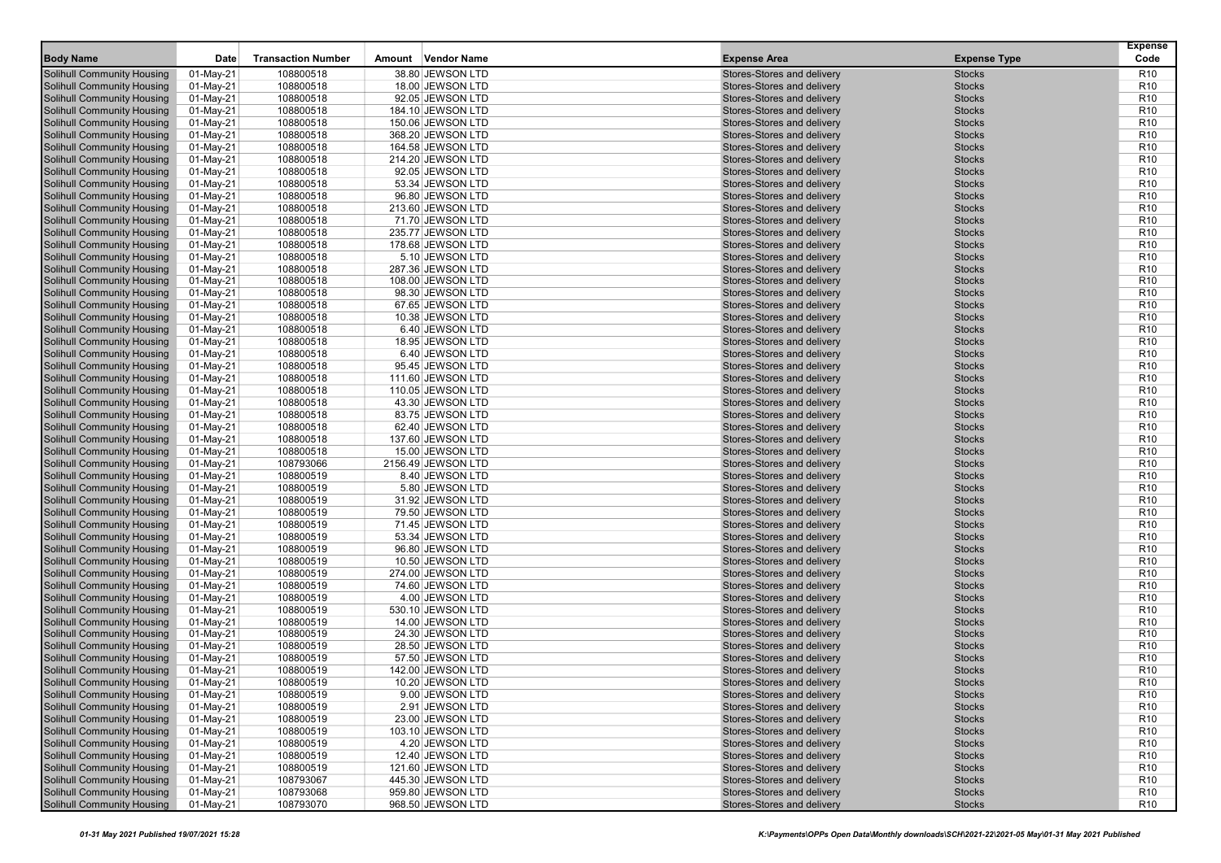| Body Name | Date | Transaction Number | Amount | Vendor Name | Expense Area | Expense Type | Expense Code |
|---|---|---|---|---|---|---|---|
| Solihull Community Housing | 01-May-21 | 108800518 | 38.80 | JEWSON LTD | Stores-Stores and delivery | Stocks | R10 |
| Solihull Community Housing | 01-May-21 | 108800518 | 18.00 | JEWSON LTD | Stores-Stores and delivery | Stocks | R10 |
| Solihull Community Housing | 01-May-21 | 108800518 | 92.05 | JEWSON LTD | Stores-Stores and delivery | Stocks | R10 |
| Solihull Community Housing | 01-May-21 | 108800518 | 184.10 | JEWSON LTD | Stores-Stores and delivery | Stocks | R10 |
| Solihull Community Housing | 01-May-21 | 108800518 | 150.06 | JEWSON LTD | Stores-Stores and delivery | Stocks | R10 |
| Solihull Community Housing | 01-May-21 | 108800518 | 368.20 | JEWSON LTD | Stores-Stores and delivery | Stocks | R10 |
| Solihull Community Housing | 01-May-21 | 108800518 | 164.58 | JEWSON LTD | Stores-Stores and delivery | Stocks | R10 |
| Solihull Community Housing | 01-May-21 | 108800518 | 214.20 | JEWSON LTD | Stores-Stores and delivery | Stocks | R10 |
| Solihull Community Housing | 01-May-21 | 108800518 | 92.05 | JEWSON LTD | Stores-Stores and delivery | Stocks | R10 |
| Solihull Community Housing | 01-May-21 | 108800518 | 53.34 | JEWSON LTD | Stores-Stores and delivery | Stocks | R10 |
| Solihull Community Housing | 01-May-21 | 108800518 | 96.80 | JEWSON LTD | Stores-Stores and delivery | Stocks | R10 |
| Solihull Community Housing | 01-May-21 | 108800518 | 213.60 | JEWSON LTD | Stores-Stores and delivery | Stocks | R10 |
| Solihull Community Housing | 01-May-21 | 108800518 | 71.70 | JEWSON LTD | Stores-Stores and delivery | Stocks | R10 |
| Solihull Community Housing | 01-May-21 | 108800518 | 235.77 | JEWSON LTD | Stores-Stores and delivery | Stocks | R10 |
| Solihull Community Housing | 01-May-21 | 108800518 | 178.68 | JEWSON LTD | Stores-Stores and delivery | Stocks | R10 |
| Solihull Community Housing | 01-May-21 | 108800518 | 5.10 | JEWSON LTD | Stores-Stores and delivery | Stocks | R10 |
| Solihull Community Housing | 01-May-21 | 108800518 | 287.36 | JEWSON LTD | Stores-Stores and delivery | Stocks | R10 |
| Solihull Community Housing | 01-May-21 | 108800518 | 108.00 | JEWSON LTD | Stores-Stores and delivery | Stocks | R10 |
| Solihull Community Housing | 01-May-21 | 108800518 | 98.30 | JEWSON LTD | Stores-Stores and delivery | Stocks | R10 |
| Solihull Community Housing | 01-May-21 | 108800518 | 67.65 | JEWSON LTD | Stores-Stores and delivery | Stocks | R10 |
| Solihull Community Housing | 01-May-21 | 108800518 | 10.38 | JEWSON LTD | Stores-Stores and delivery | Stocks | R10 |
| Solihull Community Housing | 01-May-21 | 108800518 | 6.40 | JEWSON LTD | Stores-Stores and delivery | Stocks | R10 |
| Solihull Community Housing | 01-May-21 | 108800518 | 18.95 | JEWSON LTD | Stores-Stores and delivery | Stocks | R10 |
| Solihull Community Housing | 01-May-21 | 108800518 | 6.40 | JEWSON LTD | Stores-Stores and delivery | Stocks | R10 |
| Solihull Community Housing | 01-May-21 | 108800518 | 95.45 | JEWSON LTD | Stores-Stores and delivery | Stocks | R10 |
| Solihull Community Housing | 01-May-21 | 108800518 | 111.60 | JEWSON LTD | Stores-Stores and delivery | Stocks | R10 |
| Solihull Community Housing | 01-May-21 | 108800518 | 110.05 | JEWSON LTD | Stores-Stores and delivery | Stocks | R10 |
| Solihull Community Housing | 01-May-21 | 108800518 | 43.30 | JEWSON LTD | Stores-Stores and delivery | Stocks | R10 |
| Solihull Community Housing | 01-May-21 | 108800518 | 83.75 | JEWSON LTD | Stores-Stores and delivery | Stocks | R10 |
| Solihull Community Housing | 01-May-21 | 108800518 | 62.40 | JEWSON LTD | Stores-Stores and delivery | Stocks | R10 |
| Solihull Community Housing | 01-May-21 | 108800518 | 137.60 | JEWSON LTD | Stores-Stores and delivery | Stocks | R10 |
| Solihull Community Housing | 01-May-21 | 108800518 | 15.00 | JEWSON LTD | Stores-Stores and delivery | Stocks | R10 |
| Solihull Community Housing | 01-May-21 | 108793066 | 2156.49 | JEWSON LTD | Stores-Stores and delivery | Stocks | R10 |
| Solihull Community Housing | 01-May-21 | 108800519 | 8.40 | JEWSON LTD | Stores-Stores and delivery | Stocks | R10 |
| Solihull Community Housing | 01-May-21 | 108800519 | 5.80 | JEWSON LTD | Stores-Stores and delivery | Stocks | R10 |
| Solihull Community Housing | 01-May-21 | 108800519 | 31.92 | JEWSON LTD | Stores-Stores and delivery | Stocks | R10 |
| Solihull Community Housing | 01-May-21 | 108800519 | 79.50 | JEWSON LTD | Stores-Stores and delivery | Stocks | R10 |
| Solihull Community Housing | 01-May-21 | 108800519 | 71.45 | JEWSON LTD | Stores-Stores and delivery | Stocks | R10 |
| Solihull Community Housing | 01-May-21 | 108800519 | 53.34 | JEWSON LTD | Stores-Stores and delivery | Stocks | R10 |
| Solihull Community Housing | 01-May-21 | 108800519 | 96.80 | JEWSON LTD | Stores-Stores and delivery | Stocks | R10 |
| Solihull Community Housing | 01-May-21 | 108800519 | 10.50 | JEWSON LTD | Stores-Stores and delivery | Stocks | R10 |
| Solihull Community Housing | 01-May-21 | 108800519 | 274.00 | JEWSON LTD | Stores-Stores and delivery | Stocks | R10 |
| Solihull Community Housing | 01-May-21 | 108800519 | 74.60 | JEWSON LTD | Stores-Stores and delivery | Stocks | R10 |
| Solihull Community Housing | 01-May-21 | 108800519 | 4.00 | JEWSON LTD | Stores-Stores and delivery | Stocks | R10 |
| Solihull Community Housing | 01-May-21 | 108800519 | 530.10 | JEWSON LTD | Stores-Stores and delivery | Stocks | R10 |
| Solihull Community Housing | 01-May-21 | 108800519 | 14.00 | JEWSON LTD | Stores-Stores and delivery | Stocks | R10 |
| Solihull Community Housing | 01-May-21 | 108800519 | 24.30 | JEWSON LTD | Stores-Stores and delivery | Stocks | R10 |
| Solihull Community Housing | 01-May-21 | 108800519 | 28.50 | JEWSON LTD | Stores-Stores and delivery | Stocks | R10 |
| Solihull Community Housing | 01-May-21 | 108800519 | 57.50 | JEWSON LTD | Stores-Stores and delivery | Stocks | R10 |
| Solihull Community Housing | 01-May-21 | 108800519 | 142.00 | JEWSON LTD | Stores-Stores and delivery | Stocks | R10 |
| Solihull Community Housing | 01-May-21 | 108800519 | 10.20 | JEWSON LTD | Stores-Stores and delivery | Stocks | R10 |
| Solihull Community Housing | 01-May-21 | 108800519 | 9.00 | JEWSON LTD | Stores-Stores and delivery | Stocks | R10 |
| Solihull Community Housing | 01-May-21 | 108800519 | 2.91 | JEWSON LTD | Stores-Stores and delivery | Stocks | R10 |
| Solihull Community Housing | 01-May-21 | 108800519 | 23.00 | JEWSON LTD | Stores-Stores and delivery | Stocks | R10 |
| Solihull Community Housing | 01-May-21 | 108800519 | 103.10 | JEWSON LTD | Stores-Stores and delivery | Stocks | R10 |
| Solihull Community Housing | 01-May-21 | 108800519 | 4.20 | JEWSON LTD | Stores-Stores and delivery | Stocks | R10 |
| Solihull Community Housing | 01-May-21 | 108800519 | 12.40 | JEWSON LTD | Stores-Stores and delivery | Stocks | R10 |
| Solihull Community Housing | 01-May-21 | 108800519 | 121.60 | JEWSON LTD | Stores-Stores and delivery | Stocks | R10 |
| Solihull Community Housing | 01-May-21 | 108793067 | 445.30 | JEWSON LTD | Stores-Stores and delivery | Stocks | R10 |
| Solihull Community Housing | 01-May-21 | 108793068 | 959.80 | JEWSON LTD | Stores-Stores and delivery | Stocks | R10 |
| Solihull Community Housing | 01-May-21 | 108793070 | 968.50 | JEWSON LTD | Stores-Stores and delivery | Stocks | R10 |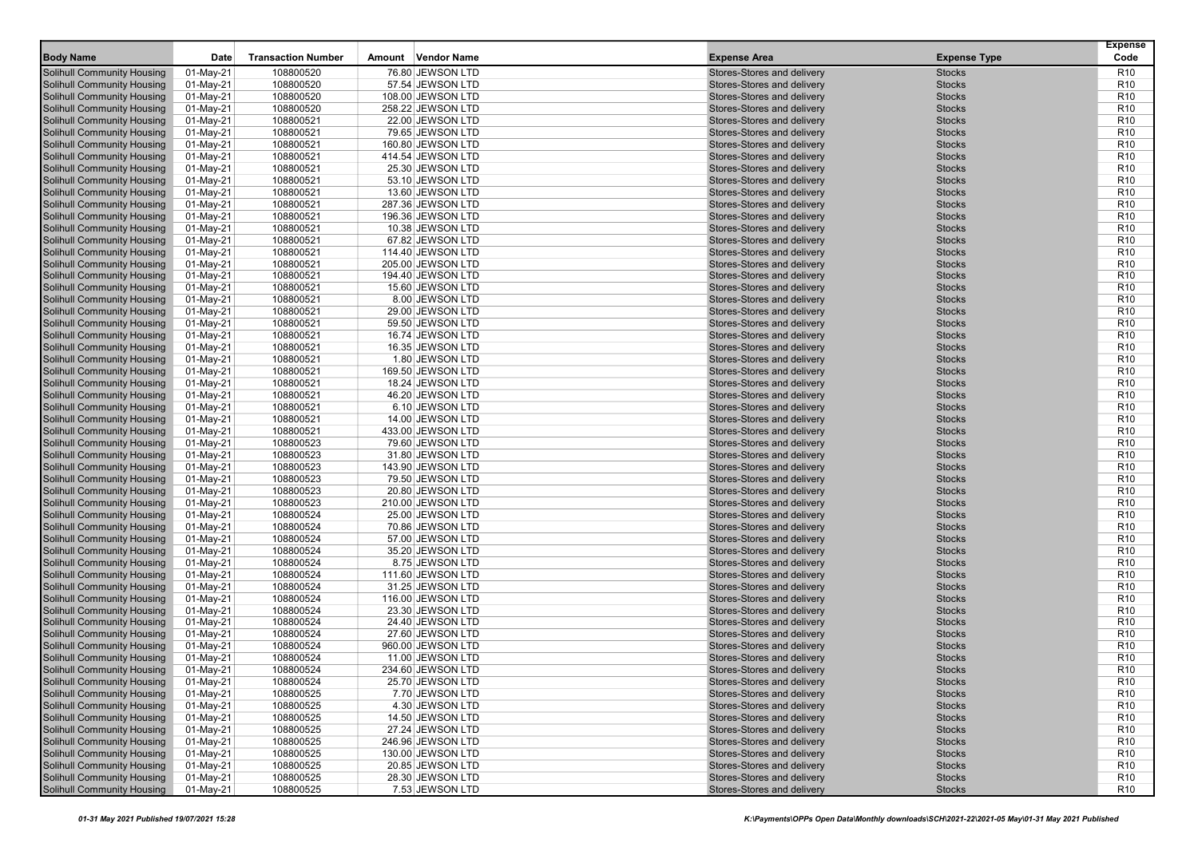| Body Name | Date | Transaction Number | Amount | Vendor Name | Expense Area | Expense Type | Expense Code |
|---|---|---|---|---|---|---|---|
| Solihull Community Housing | 01-May-21 | 108800520 | 76.80 | JEWSON LTD | Stores-Stores and delivery | Stocks | R10 |
| Solihull Community Housing | 01-May-21 | 108800520 | 57.54 | JEWSON LTD | Stores-Stores and delivery | Stocks | R10 |
| Solihull Community Housing | 01-May-21 | 108800520 | 108.00 | JEWSON LTD | Stores-Stores and delivery | Stocks | R10 |
| Solihull Community Housing | 01-May-21 | 108800520 | 258.22 | JEWSON LTD | Stores-Stores and delivery | Stocks | R10 |
| Solihull Community Housing | 01-May-21 | 108800521 | 22.00 | JEWSON LTD | Stores-Stores and delivery | Stocks | R10 |
| Solihull Community Housing | 01-May-21 | 108800521 | 79.65 | JEWSON LTD | Stores-Stores and delivery | Stocks | R10 |
| Solihull Community Housing | 01-May-21 | 108800521 | 160.80 | JEWSON LTD | Stores-Stores and delivery | Stocks | R10 |
| Solihull Community Housing | 01-May-21 | 108800521 | 414.54 | JEWSON LTD | Stores-Stores and delivery | Stocks | R10 |
| Solihull Community Housing | 01-May-21 | 108800521 | 25.30 | JEWSON LTD | Stores-Stores and delivery | Stocks | R10 |
| Solihull Community Housing | 01-May-21 | 108800521 | 53.10 | JEWSON LTD | Stores-Stores and delivery | Stocks | R10 |
| Solihull Community Housing | 01-May-21 | 108800521 | 13.60 | JEWSON LTD | Stores-Stores and delivery | Stocks | R10 |
| Solihull Community Housing | 01-May-21 | 108800521 | 287.36 | JEWSON LTD | Stores-Stores and delivery | Stocks | R10 |
| Solihull Community Housing | 01-May-21 | 108800521 | 196.36 | JEWSON LTD | Stores-Stores and delivery | Stocks | R10 |
| Solihull Community Housing | 01-May-21 | 108800521 | 10.38 | JEWSON LTD | Stores-Stores and delivery | Stocks | R10 |
| Solihull Community Housing | 01-May-21 | 108800521 | 67.82 | JEWSON LTD | Stores-Stores and delivery | Stocks | R10 |
| Solihull Community Housing | 01-May-21 | 108800521 | 114.40 | JEWSON LTD | Stores-Stores and delivery | Stocks | R10 |
| Solihull Community Housing | 01-May-21 | 108800521 | 205.00 | JEWSON LTD | Stores-Stores and delivery | Stocks | R10 |
| Solihull Community Housing | 01-May-21 | 108800521 | 194.40 | JEWSON LTD | Stores-Stores and delivery | Stocks | R10 |
| Solihull Community Housing | 01-May-21 | 108800521 | 15.60 | JEWSON LTD | Stores-Stores and delivery | Stocks | R10 |
| Solihull Community Housing | 01-May-21 | 108800521 | 8.00 | JEWSON LTD | Stores-Stores and delivery | Stocks | R10 |
| Solihull Community Housing | 01-May-21 | 108800521 | 29.00 | JEWSON LTD | Stores-Stores and delivery | Stocks | R10 |
| Solihull Community Housing | 01-May-21 | 108800521 | 59.50 | JEWSON LTD | Stores-Stores and delivery | Stocks | R10 |
| Solihull Community Housing | 01-May-21 | 108800521 | 16.74 | JEWSON LTD | Stores-Stores and delivery | Stocks | R10 |
| Solihull Community Housing | 01-May-21 | 108800521 | 16.35 | JEWSON LTD | Stores-Stores and delivery | Stocks | R10 |
| Solihull Community Housing | 01-May-21 | 108800521 | 1.80 | JEWSON LTD | Stores-Stores and delivery | Stocks | R10 |
| Solihull Community Housing | 01-May-21 | 108800521 | 169.50 | JEWSON LTD | Stores-Stores and delivery | Stocks | R10 |
| Solihull Community Housing | 01-May-21 | 108800521 | 18.24 | JEWSON LTD | Stores-Stores and delivery | Stocks | R10 |
| Solihull Community Housing | 01-May-21 | 108800521 | 46.20 | JEWSON LTD | Stores-Stores and delivery | Stocks | R10 |
| Solihull Community Housing | 01-May-21 | 108800521 | 6.10 | JEWSON LTD | Stores-Stores and delivery | Stocks | R10 |
| Solihull Community Housing | 01-May-21 | 108800521 | 14.00 | JEWSON LTD | Stores-Stores and delivery | Stocks | R10 |
| Solihull Community Housing | 01-May-21 | 108800521 | 433.00 | JEWSON LTD | Stores-Stores and delivery | Stocks | R10 |
| Solihull Community Housing | 01-May-21 | 108800523 | 79.60 | JEWSON LTD | Stores-Stores and delivery | Stocks | R10 |
| Solihull Community Housing | 01-May-21 | 108800523 | 31.80 | JEWSON LTD | Stores-Stores and delivery | Stocks | R10 |
| Solihull Community Housing | 01-May-21 | 108800523 | 143.90 | JEWSON LTD | Stores-Stores and delivery | Stocks | R10 |
| Solihull Community Housing | 01-May-21 | 108800523 | 79.50 | JEWSON LTD | Stores-Stores and delivery | Stocks | R10 |
| Solihull Community Housing | 01-May-21 | 108800523 | 20.80 | JEWSON LTD | Stores-Stores and delivery | Stocks | R10 |
| Solihull Community Housing | 01-May-21 | 108800523 | 210.00 | JEWSON LTD | Stores-Stores and delivery | Stocks | R10 |
| Solihull Community Housing | 01-May-21 | 108800524 | 25.00 | JEWSON LTD | Stores-Stores and delivery | Stocks | R10 |
| Solihull Community Housing | 01-May-21 | 108800524 | 70.86 | JEWSON LTD | Stores-Stores and delivery | Stocks | R10 |
| Solihull Community Housing | 01-May-21 | 108800524 | 57.00 | JEWSON LTD | Stores-Stores and delivery | Stocks | R10 |
| Solihull Community Housing | 01-May-21 | 108800524 | 35.20 | JEWSON LTD | Stores-Stores and delivery | Stocks | R10 |
| Solihull Community Housing | 01-May-21 | 108800524 | 8.75 | JEWSON LTD | Stores-Stores and delivery | Stocks | R10 |
| Solihull Community Housing | 01-May-21 | 108800524 | 111.60 | JEWSON LTD | Stores-Stores and delivery | Stocks | R10 |
| Solihull Community Housing | 01-May-21 | 108800524 | 31.25 | JEWSON LTD | Stores-Stores and delivery | Stocks | R10 |
| Solihull Community Housing | 01-May-21 | 108800524 | 116.00 | JEWSON LTD | Stores-Stores and delivery | Stocks | R10 |
| Solihull Community Housing | 01-May-21 | 108800524 | 23.30 | JEWSON LTD | Stores-Stores and delivery | Stocks | R10 |
| Solihull Community Housing | 01-May-21 | 108800524 | 24.40 | JEWSON LTD | Stores-Stores and delivery | Stocks | R10 |
| Solihull Community Housing | 01-May-21 | 108800524 | 27.60 | JEWSON LTD | Stores-Stores and delivery | Stocks | R10 |
| Solihull Community Housing | 01-May-21 | 108800524 | 960.00 | JEWSON LTD | Stores-Stores and delivery | Stocks | R10 |
| Solihull Community Housing | 01-May-21 | 108800524 | 11.00 | JEWSON LTD | Stores-Stores and delivery | Stocks | R10 |
| Solihull Community Housing | 01-May-21 | 108800524 | 234.60 | JEWSON LTD | Stores-Stores and delivery | Stocks | R10 |
| Solihull Community Housing | 01-May-21 | 108800524 | 25.70 | JEWSON LTD | Stores-Stores and delivery | Stocks | R10 |
| Solihull Community Housing | 01-May-21 | 108800525 | 7.70 | JEWSON LTD | Stores-Stores and delivery | Stocks | R10 |
| Solihull Community Housing | 01-May-21 | 108800525 | 4.30 | JEWSON LTD | Stores-Stores and delivery | Stocks | R10 |
| Solihull Community Housing | 01-May-21 | 108800525 | 14.50 | JEWSON LTD | Stores-Stores and delivery | Stocks | R10 |
| Solihull Community Housing | 01-May-21 | 108800525 | 27.24 | JEWSON LTD | Stores-Stores and delivery | Stocks | R10 |
| Solihull Community Housing | 01-May-21 | 108800525 | 246.96 | JEWSON LTD | Stores-Stores and delivery | Stocks | R10 |
| Solihull Community Housing | 01-May-21 | 108800525 | 130.00 | JEWSON LTD | Stores-Stores and delivery | Stocks | R10 |
| Solihull Community Housing | 01-May-21 | 108800525 | 20.85 | JEWSON LTD | Stores-Stores and delivery | Stocks | R10 |
| Solihull Community Housing | 01-May-21 | 108800525 | 28.30 | JEWSON LTD | Stores-Stores and delivery | Stocks | R10 |
| Solihull Community Housing | 01-May-21 | 108800525 | 7.53 | JEWSON LTD | Stores-Stores and delivery | Stocks | R10 |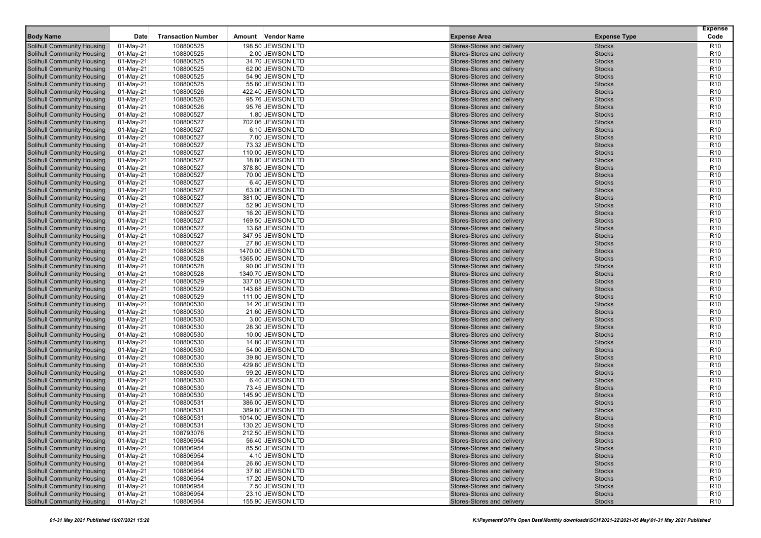| Body Name | Date | Transaction Number | Amount | Vendor Name | Expense Area | Expense Type | Expense Code |
|---|---|---|---|---|---|---|---|
| Solihull Community Housing | 01-May-21 | 108800525 | 198.50 | JEWSON LTD | Stores-Stores and delivery | Stocks | R10 |
| Solihull Community Housing | 01-May-21 | 108800525 | 2.00 | JEWSON LTD | Stores-Stores and delivery | Stocks | R10 |
| Solihull Community Housing | 01-May-21 | 108800525 | 34.70 | JEWSON LTD | Stores-Stores and delivery | Stocks | R10 |
| Solihull Community Housing | 01-May-21 | 108800525 | 62.00 | JEWSON LTD | Stores-Stores and delivery | Stocks | R10 |
| Solihull Community Housing | 01-May-21 | 108800525 | 54.90 | JEWSON LTD | Stores-Stores and delivery | Stocks | R10 |
| Solihull Community Housing | 01-May-21 | 108800525 | 55.80 | JEWSON LTD | Stores-Stores and delivery | Stocks | R10 |
| Solihull Community Housing | 01-May-21 | 108800526 | 422.40 | JEWSON LTD | Stores-Stores and delivery | Stocks | R10 |
| Solihull Community Housing | 01-May-21 | 108800526 | 95.76 | JEWSON LTD | Stores-Stores and delivery | Stocks | R10 |
| Solihull Community Housing | 01-May-21 | 108800526 | 95.76 | JEWSON LTD | Stores-Stores and delivery | Stocks | R10 |
| Solihull Community Housing | 01-May-21 | 108800527 | 1.80 | JEWSON LTD | Stores-Stores and delivery | Stocks | R10 |
| Solihull Community Housing | 01-May-21 | 108800527 | 702.06 | JEWSON LTD | Stores-Stores and delivery | Stocks | R10 |
| Solihull Community Housing | 01-May-21 | 108800527 | 6.10 | JEWSON LTD | Stores-Stores and delivery | Stocks | R10 |
| Solihull Community Housing | 01-May-21 | 108800527 | 7.00 | JEWSON LTD | Stores-Stores and delivery | Stocks | R10 |
| Solihull Community Housing | 01-May-21 | 108800527 | 73.32 | JEWSON LTD | Stores-Stores and delivery | Stocks | R10 |
| Solihull Community Housing | 01-May-21 | 108800527 | 110.00 | JEWSON LTD | Stores-Stores and delivery | Stocks | R10 |
| Solihull Community Housing | 01-May-21 | 108800527 | 18.80 | JEWSON LTD | Stores-Stores and delivery | Stocks | R10 |
| Solihull Community Housing | 01-May-21 | 108800527 | 378.80 | JEWSON LTD | Stores-Stores and delivery | Stocks | R10 |
| Solihull Community Housing | 01-May-21 | 108800527 | 70.00 | JEWSON LTD | Stores-Stores and delivery | Stocks | R10 |
| Solihull Community Housing | 01-May-21 | 108800527 | 6.40 | JEWSON LTD | Stores-Stores and delivery | Stocks | R10 |
| Solihull Community Housing | 01-May-21 | 108800527 | 63.00 | JEWSON LTD | Stores-Stores and delivery | Stocks | R10 |
| Solihull Community Housing | 01-May-21 | 108800527 | 381.00 | JEWSON LTD | Stores-Stores and delivery | Stocks | R10 |
| Solihull Community Housing | 01-May-21 | 108800527 | 52.90 | JEWSON LTD | Stores-Stores and delivery | Stocks | R10 |
| Solihull Community Housing | 01-May-21 | 108800527 | 16.20 | JEWSON LTD | Stores-Stores and delivery | Stocks | R10 |
| Solihull Community Housing | 01-May-21 | 108800527 | 169.50 | JEWSON LTD | Stores-Stores and delivery | Stocks | R10 |
| Solihull Community Housing | 01-May-21 | 108800527 | 13.68 | JEWSON LTD | Stores-Stores and delivery | Stocks | R10 |
| Solihull Community Housing | 01-May-21 | 108800527 | 347.95 | JEWSON LTD | Stores-Stores and delivery | Stocks | R10 |
| Solihull Community Housing | 01-May-21 | 108800527 | 27.80 | JEWSON LTD | Stores-Stores and delivery | Stocks | R10 |
| Solihull Community Housing | 01-May-21 | 108800528 | 1470.00 | JEWSON LTD | Stores-Stores and delivery | Stocks | R10 |
| Solihull Community Housing | 01-May-21 | 108800528 | 1365.00 | JEWSON LTD | Stores-Stores and delivery | Stocks | R10 |
| Solihull Community Housing | 01-May-21 | 108800528 | 90.00 | JEWSON LTD | Stores-Stores and delivery | Stocks | R10 |
| Solihull Community Housing | 01-May-21 | 108800528 | 1340.70 | JEWSON LTD | Stores-Stores and delivery | Stocks | R10 |
| Solihull Community Housing | 01-May-21 | 108800529 | 337.05 | JEWSON LTD | Stores-Stores and delivery | Stocks | R10 |
| Solihull Community Housing | 01-May-21 | 108800529 | 143.68 | JEWSON LTD | Stores-Stores and delivery | Stocks | R10 |
| Solihull Community Housing | 01-May-21 | 108800529 | 111.00 | JEWSON LTD | Stores-Stores and delivery | Stocks | R10 |
| Solihull Community Housing | 01-May-21 | 108800530 | 14.20 | JEWSON LTD | Stores-Stores and delivery | Stocks | R10 |
| Solihull Community Housing | 01-May-21 | 108800530 | 21.60 | JEWSON LTD | Stores-Stores and delivery | Stocks | R10 |
| Solihull Community Housing | 01-May-21 | 108800530 | 3.00 | JEWSON LTD | Stores-Stores and delivery | Stocks | R10 |
| Solihull Community Housing | 01-May-21 | 108800530 | 28.30 | JEWSON LTD | Stores-Stores and delivery | Stocks | R10 |
| Solihull Community Housing | 01-May-21 | 108800530 | 10.00 | JEWSON LTD | Stores-Stores and delivery | Stocks | R10 |
| Solihull Community Housing | 01-May-21 | 108800530 | 14.80 | JEWSON LTD | Stores-Stores and delivery | Stocks | R10 |
| Solihull Community Housing | 01-May-21 | 108800530 | 54.00 | JEWSON LTD | Stores-Stores and delivery | Stocks | R10 |
| Solihull Community Housing | 01-May-21 | 108800530 | 39.80 | JEWSON LTD | Stores-Stores and delivery | Stocks | R10 |
| Solihull Community Housing | 01-May-21 | 108800530 | 429.80 | JEWSON LTD | Stores-Stores and delivery | Stocks | R10 |
| Solihull Community Housing | 01-May-21 | 108800530 | 99.20 | JEWSON LTD | Stores-Stores and delivery | Stocks | R10 |
| Solihull Community Housing | 01-May-21 | 108800530 | 6.40 | JEWSON LTD | Stores-Stores and delivery | Stocks | R10 |
| Solihull Community Housing | 01-May-21 | 108800530 | 73.45 | JEWSON LTD | Stores-Stores and delivery | Stocks | R10 |
| Solihull Community Housing | 01-May-21 | 108800530 | 145.90 | JEWSON LTD | Stores-Stores and delivery | Stocks | R10 |
| Solihull Community Housing | 01-May-21 | 108800531 | 386.00 | JEWSON LTD | Stores-Stores and delivery | Stocks | R10 |
| Solihull Community Housing | 01-May-21 | 108800531 | 389.80 | JEWSON LTD | Stores-Stores and delivery | Stocks | R10 |
| Solihull Community Housing | 01-May-21 | 108800531 | 1014.00 | JEWSON LTD | Stores-Stores and delivery | Stocks | R10 |
| Solihull Community Housing | 01-May-21 | 108800531 | 130.20 | JEWSON LTD | Stores-Stores and delivery | Stocks | R10 |
| Solihull Community Housing | 01-May-21 | 108793076 | 212.50 | JEWSON LTD | Stores-Stores and delivery | Stocks | R10 |
| Solihull Community Housing | 01-May-21 | 108806954 | 56.40 | JEWSON LTD | Stores-Stores and delivery | Stocks | R10 |
| Solihull Community Housing | 01-May-21 | 108806954 | 85.50 | JEWSON LTD | Stores-Stores and delivery | Stocks | R10 |
| Solihull Community Housing | 01-May-21 | 108806954 | 4.10 | JEWSON LTD | Stores-Stores and delivery | Stocks | R10 |
| Solihull Community Housing | 01-May-21 | 108806954 | 26.60 | JEWSON LTD | Stores-Stores and delivery | Stocks | R10 |
| Solihull Community Housing | 01-May-21 | 108806954 | 37.80 | JEWSON LTD | Stores-Stores and delivery | Stocks | R10 |
| Solihull Community Housing | 01-May-21 | 108806954 | 17.20 | JEWSON LTD | Stores-Stores and delivery | Stocks | R10 |
| Solihull Community Housing | 01-May-21 | 108806954 | 7.50 | JEWSON LTD | Stores-Stores and delivery | Stocks | R10 |
| Solihull Community Housing | 01-May-21 | 108806954 | 23.10 | JEWSON LTD | Stores-Stores and delivery | Stocks | R10 |
| Solihull Community Housing | 01-May-21 | 108806954 | 155.90 | JEWSON LTD | Stores-Stores and delivery | Stocks | R10 |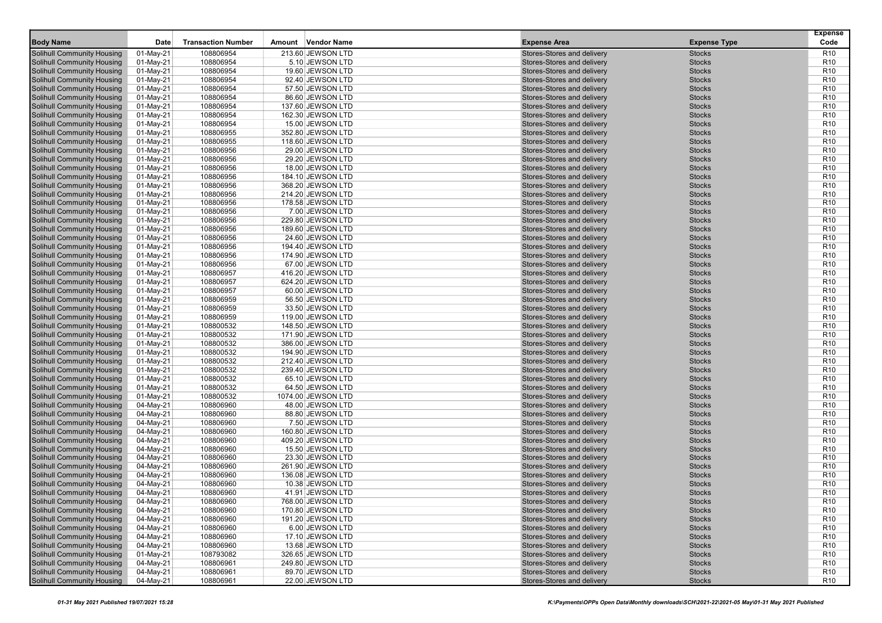| Body Name | Date | Transaction Number | Amount | Vendor Name | Expense Area | Expense Type | Expense Code |
|---|---|---|---|---|---|---|---|
| Solihull Community Housing | 01-May-21 | 108806954 | 213.60 | JEWSON LTD | Stores-Stores and delivery | Stocks | R10 |
| Solihull Community Housing | 01-May-21 | 108806954 | 5.10 | JEWSON LTD | Stores-Stores and delivery | Stocks | R10 |
| Solihull Community Housing | 01-May-21 | 108806954 | 19.60 | JEWSON LTD | Stores-Stores and delivery | Stocks | R10 |
| Solihull Community Housing | 01-May-21 | 108806954 | 92.40 | JEWSON LTD | Stores-Stores and delivery | Stocks | R10 |
| Solihull Community Housing | 01-May-21 | 108806954 | 57.50 | JEWSON LTD | Stores-Stores and delivery | Stocks | R10 |
| Solihull Community Housing | 01-May-21 | 108806954 | 86.60 | JEWSON LTD | Stores-Stores and delivery | Stocks | R10 |
| Solihull Community Housing | 01-May-21 | 108806954 | 137.60 | JEWSON LTD | Stores-Stores and delivery | Stocks | R10 |
| Solihull Community Housing | 01-May-21 | 108806954 | 162.30 | JEWSON LTD | Stores-Stores and delivery | Stocks | R10 |
| Solihull Community Housing | 01-May-21 | 108806954 | 15.00 | JEWSON LTD | Stores-Stores and delivery | Stocks | R10 |
| Solihull Community Housing | 01-May-21 | 108806955 | 352.80 | JEWSON LTD | Stores-Stores and delivery | Stocks | R10 |
| Solihull Community Housing | 01-May-21 | 108806955 | 118.60 | JEWSON LTD | Stores-Stores and delivery | Stocks | R10 |
| Solihull Community Housing | 01-May-21 | 108806956 | 29.00 | JEWSON LTD | Stores-Stores and delivery | Stocks | R10 |
| Solihull Community Housing | 01-May-21 | 108806956 | 29.20 | JEWSON LTD | Stores-Stores and delivery | Stocks | R10 |
| Solihull Community Housing | 01-May-21 | 108806956 | 18.00 | JEWSON LTD | Stores-Stores and delivery | Stocks | R10 |
| Solihull Community Housing | 01-May-21 | 108806956 | 184.10 | JEWSON LTD | Stores-Stores and delivery | Stocks | R10 |
| Solihull Community Housing | 01-May-21 | 108806956 | 368.20 | JEWSON LTD | Stores-Stores and delivery | Stocks | R10 |
| Solihull Community Housing | 01-May-21 | 108806956 | 214.20 | JEWSON LTD | Stores-Stores and delivery | Stocks | R10 |
| Solihull Community Housing | 01-May-21 | 108806956 | 178.58 | JEWSON LTD | Stores-Stores and delivery | Stocks | R10 |
| Solihull Community Housing | 01-May-21 | 108806956 | 7.00 | JEWSON LTD | Stores-Stores and delivery | Stocks | R10 |
| Solihull Community Housing | 01-May-21 | 108806956 | 229.80 | JEWSON LTD | Stores-Stores and delivery | Stocks | R10 |
| Solihull Community Housing | 01-May-21 | 108806956 | 189.60 | JEWSON LTD | Stores-Stores and delivery | Stocks | R10 |
| Solihull Community Housing | 01-May-21 | 108806956 | 24.60 | JEWSON LTD | Stores-Stores and delivery | Stocks | R10 |
| Solihull Community Housing | 01-May-21 | 108806956 | 194.40 | JEWSON LTD | Stores-Stores and delivery | Stocks | R10 |
| Solihull Community Housing | 01-May-21 | 108806956 | 174.90 | JEWSON LTD | Stores-Stores and delivery | Stocks | R10 |
| Solihull Community Housing | 01-May-21 | 108806956 | 67.00 | JEWSON LTD | Stores-Stores and delivery | Stocks | R10 |
| Solihull Community Housing | 01-May-21 | 108806957 | 416.20 | JEWSON LTD | Stores-Stores and delivery | Stocks | R10 |
| Solihull Community Housing | 01-May-21 | 108806957 | 624.20 | JEWSON LTD | Stores-Stores and delivery | Stocks | R10 |
| Solihull Community Housing | 01-May-21 | 108806957 | 60.00 | JEWSON LTD | Stores-Stores and delivery | Stocks | R10 |
| Solihull Community Housing | 01-May-21 | 108806959 | 56.50 | JEWSON LTD | Stores-Stores and delivery | Stocks | R10 |
| Solihull Community Housing | 01-May-21 | 108806959 | 33.50 | JEWSON LTD | Stores-Stores and delivery | Stocks | R10 |
| Solihull Community Housing | 01-May-21 | 108806959 | 119.00 | JEWSON LTD | Stores-Stores and delivery | Stocks | R10 |
| Solihull Community Housing | 01-May-21 | 108800532 | 148.50 | JEWSON LTD | Stores-Stores and delivery | Stocks | R10 |
| Solihull Community Housing | 01-May-21 | 108800532 | 171.90 | JEWSON LTD | Stores-Stores and delivery | Stocks | R10 |
| Solihull Community Housing | 01-May-21 | 108800532 | 386.00 | JEWSON LTD | Stores-Stores and delivery | Stocks | R10 |
| Solihull Community Housing | 01-May-21 | 108800532 | 194.90 | JEWSON LTD | Stores-Stores and delivery | Stocks | R10 |
| Solihull Community Housing | 01-May-21 | 108800532 | 212.40 | JEWSON LTD | Stores-Stores and delivery | Stocks | R10 |
| Solihull Community Housing | 01-May-21 | 108800532 | 239.40 | JEWSON LTD | Stores-Stores and delivery | Stocks | R10 |
| Solihull Community Housing | 01-May-21 | 108800532 | 65.10 | JEWSON LTD | Stores-Stores and delivery | Stocks | R10 |
| Solihull Community Housing | 01-May-21 | 108800532 | 64.50 | JEWSON LTD | Stores-Stores and delivery | Stocks | R10 |
| Solihull Community Housing | 01-May-21 | 108800532 | 1074.00 | JEWSON LTD | Stores-Stores and delivery | Stocks | R10 |
| Solihull Community Housing | 04-May-21 | 108806960 | 48.00 | JEWSON LTD | Stores-Stores and delivery | Stocks | R10 |
| Solihull Community Housing | 04-May-21 | 108806960 | 88.80 | JEWSON LTD | Stores-Stores and delivery | Stocks | R10 |
| Solihull Community Housing | 04-May-21 | 108806960 | 7.50 | JEWSON LTD | Stores-Stores and delivery | Stocks | R10 |
| Solihull Community Housing | 04-May-21 | 108806960 | 160.80 | JEWSON LTD | Stores-Stores and delivery | Stocks | R10 |
| Solihull Community Housing | 04-May-21 | 108806960 | 409.20 | JEWSON LTD | Stores-Stores and delivery | Stocks | R10 |
| Solihull Community Housing | 04-May-21 | 108806960 | 15.50 | JEWSON LTD | Stores-Stores and delivery | Stocks | R10 |
| Solihull Community Housing | 04-May-21 | 108806960 | 23.30 | JEWSON LTD | Stores-Stores and delivery | Stocks | R10 |
| Solihull Community Housing | 04-May-21 | 108806960 | 261.90 | JEWSON LTD | Stores-Stores and delivery | Stocks | R10 |
| Solihull Community Housing | 04-May-21 | 108806960 | 136.08 | JEWSON LTD | Stores-Stores and delivery | Stocks | R10 |
| Solihull Community Housing | 04-May-21 | 108806960 | 10.38 | JEWSON LTD | Stores-Stores and delivery | Stocks | R10 |
| Solihull Community Housing | 04-May-21 | 108806960 | 41.91 | JEWSON LTD | Stores-Stores and delivery | Stocks | R10 |
| Solihull Community Housing | 04-May-21 | 108806960 | 768.00 | JEWSON LTD | Stores-Stores and delivery | Stocks | R10 |
| Solihull Community Housing | 04-May-21 | 108806960 | 170.80 | JEWSON LTD | Stores-Stores and delivery | Stocks | R10 |
| Solihull Community Housing | 04-May-21 | 108806960 | 191.20 | JEWSON LTD | Stores-Stores and delivery | Stocks | R10 |
| Solihull Community Housing | 04-May-21 | 108806960 | 6.00 | JEWSON LTD | Stores-Stores and delivery | Stocks | R10 |
| Solihull Community Housing | 04-May-21 | 108806960 | 17.10 | JEWSON LTD | Stores-Stores and delivery | Stocks | R10 |
| Solihull Community Housing | 04-May-21 | 108806960 | 13.68 | JEWSON LTD | Stores-Stores and delivery | Stocks | R10 |
| Solihull Community Housing | 01-May-21 | 108793082 | 326.65 | JEWSON LTD | Stores-Stores and delivery | Stocks | R10 |
| Solihull Community Housing | 04-May-21 | 108806961 | 249.80 | JEWSON LTD | Stores-Stores and delivery | Stocks | R10 |
| Solihull Community Housing | 04-May-21 | 108806961 | 89.70 | JEWSON LTD | Stores-Stores and delivery | Stocks | R10 |
| Solihull Community Housing | 04-May-21 | 108806961 | 22.00 | JEWSON LTD | Stores-Stores and delivery | Stocks | R10 |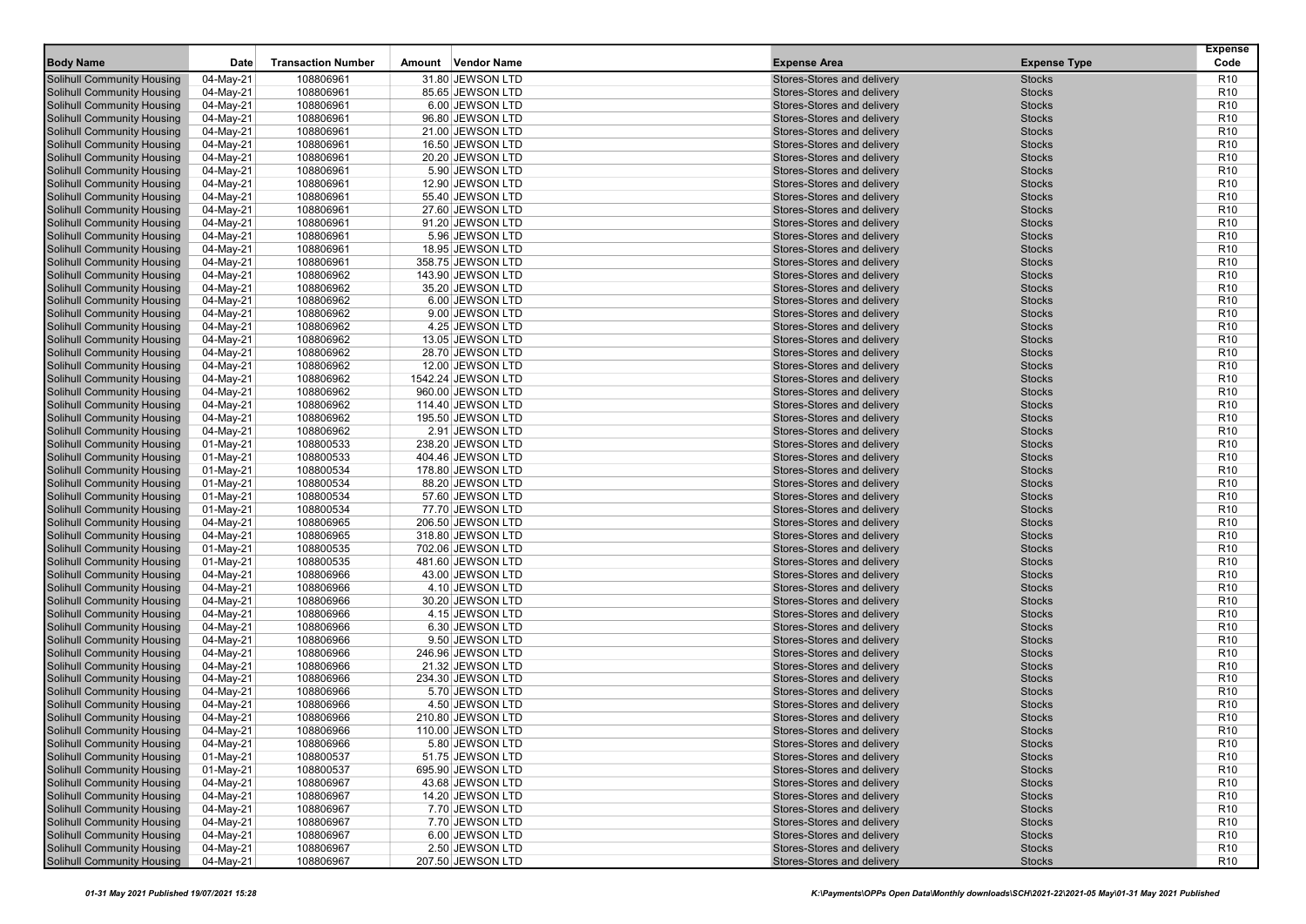| Body Name | Date | Transaction Number | Amount | Vendor Name | Expense Area | Expense Type | Expense Code |
|---|---|---|---|---|---|---|---|
| Solihull Community Housing | 04-May-21 | 108806961 | 31.80 | JEWSON LTD | Stores-Stores and delivery | Stocks | R10 |
| Solihull Community Housing | 04-May-21 | 108806961 | 85.65 | JEWSON LTD | Stores-Stores and delivery | Stocks | R10 |
| Solihull Community Housing | 04-May-21 | 108806961 | 6.00 | JEWSON LTD | Stores-Stores and delivery | Stocks | R10 |
| Solihull Community Housing | 04-May-21 | 108806961 | 96.80 | JEWSON LTD | Stores-Stores and delivery | Stocks | R10 |
| Solihull Community Housing | 04-May-21 | 108806961 | 21.00 | JEWSON LTD | Stores-Stores and delivery | Stocks | R10 |
| Solihull Community Housing | 04-May-21 | 108806961 | 16.50 | JEWSON LTD | Stores-Stores and delivery | Stocks | R10 |
| Solihull Community Housing | 04-May-21 | 108806961 | 20.20 | JEWSON LTD | Stores-Stores and delivery | Stocks | R10 |
| Solihull Community Housing | 04-May-21 | 108806961 | 5.90 | JEWSON LTD | Stores-Stores and delivery | Stocks | R10 |
| Solihull Community Housing | 04-May-21 | 108806961 | 12.90 | JEWSON LTD | Stores-Stores and delivery | Stocks | R10 |
| Solihull Community Housing | 04-May-21 | 108806961 | 55.40 | JEWSON LTD | Stores-Stores and delivery | Stocks | R10 |
| Solihull Community Housing | 04-May-21 | 108806961 | 27.60 | JEWSON LTD | Stores-Stores and delivery | Stocks | R10 |
| Solihull Community Housing | 04-May-21 | 108806961 | 91.20 | JEWSON LTD | Stores-Stores and delivery | Stocks | R10 |
| Solihull Community Housing | 04-May-21 | 108806961 | 5.96 | JEWSON LTD | Stores-Stores and delivery | Stocks | R10 |
| Solihull Community Housing | 04-May-21 | 108806961 | 18.95 | JEWSON LTD | Stores-Stores and delivery | Stocks | R10 |
| Solihull Community Housing | 04-May-21 | 108806961 | 358.75 | JEWSON LTD | Stores-Stores and delivery | Stocks | R10 |
| Solihull Community Housing | 04-May-21 | 108806962 | 143.90 | JEWSON LTD | Stores-Stores and delivery | Stocks | R10 |
| Solihull Community Housing | 04-May-21 | 108806962 | 35.20 | JEWSON LTD | Stores-Stores and delivery | Stocks | R10 |
| Solihull Community Housing | 04-May-21 | 108806962 | 6.00 | JEWSON LTD | Stores-Stores and delivery | Stocks | R10 |
| Solihull Community Housing | 04-May-21 | 108806962 | 9.00 | JEWSON LTD | Stores-Stores and delivery | Stocks | R10 |
| Solihull Community Housing | 04-May-21 | 108806962 | 4.25 | JEWSON LTD | Stores-Stores and delivery | Stocks | R10 |
| Solihull Community Housing | 04-May-21 | 108806962 | 13.05 | JEWSON LTD | Stores-Stores and delivery | Stocks | R10 |
| Solihull Community Housing | 04-May-21 | 108806962 | 28.70 | JEWSON LTD | Stores-Stores and delivery | Stocks | R10 |
| Solihull Community Housing | 04-May-21 | 108806962 | 12.00 | JEWSON LTD | Stores-Stores and delivery | Stocks | R10 |
| Solihull Community Housing | 04-May-21 | 108806962 | 1542.24 | JEWSON LTD | Stores-Stores and delivery | Stocks | R10 |
| Solihull Community Housing | 04-May-21 | 108806962 | 960.00 | JEWSON LTD | Stores-Stores and delivery | Stocks | R10 |
| Solihull Community Housing | 04-May-21 | 108806962 | 114.40 | JEWSON LTD | Stores-Stores and delivery | Stocks | R10 |
| Solihull Community Housing | 04-May-21 | 108806962 | 195.50 | JEWSON LTD | Stores-Stores and delivery | Stocks | R10 |
| Solihull Community Housing | 04-May-21 | 108806962 | 2.91 | JEWSON LTD | Stores-Stores and delivery | Stocks | R10 |
| Solihull Community Housing | 01-May-21 | 108800533 | 238.20 | JEWSON LTD | Stores-Stores and delivery | Stocks | R10 |
| Solihull Community Housing | 01-May-21 | 108800533 | 404.46 | JEWSON LTD | Stores-Stores and delivery | Stocks | R10 |
| Solihull Community Housing | 01-May-21 | 108800534 | 178.80 | JEWSON LTD | Stores-Stores and delivery | Stocks | R10 |
| Solihull Community Housing | 01-May-21 | 108800534 | 88.20 | JEWSON LTD | Stores-Stores and delivery | Stocks | R10 |
| Solihull Community Housing | 01-May-21 | 108800534 | 57.60 | JEWSON LTD | Stores-Stores and delivery | Stocks | R10 |
| Solihull Community Housing | 01-May-21 | 108800534 | 77.70 | JEWSON LTD | Stores-Stores and delivery | Stocks | R10 |
| Solihull Community Housing | 04-May-21 | 108806965 | 206.50 | JEWSON LTD | Stores-Stores and delivery | Stocks | R10 |
| Solihull Community Housing | 04-May-21 | 108806965 | 318.80 | JEWSON LTD | Stores-Stores and delivery | Stocks | R10 |
| Solihull Community Housing | 01-May-21 | 108800535 | 702.06 | JEWSON LTD | Stores-Stores and delivery | Stocks | R10 |
| Solihull Community Housing | 01-May-21 | 108800535 | 481.60 | JEWSON LTD | Stores-Stores and delivery | Stocks | R10 |
| Solihull Community Housing | 04-May-21 | 108806966 | 43.00 | JEWSON LTD | Stores-Stores and delivery | Stocks | R10 |
| Solihull Community Housing | 04-May-21 | 108806966 | 4.10 | JEWSON LTD | Stores-Stores and delivery | Stocks | R10 |
| Solihull Community Housing | 04-May-21 | 108806966 | 30.20 | JEWSON LTD | Stores-Stores and delivery | Stocks | R10 |
| Solihull Community Housing | 04-May-21 | 108806966 | 4.15 | JEWSON LTD | Stores-Stores and delivery | Stocks | R10 |
| Solihull Community Housing | 04-May-21 | 108806966 | 6.30 | JEWSON LTD | Stores-Stores and delivery | Stocks | R10 |
| Solihull Community Housing | 04-May-21 | 108806966 | 9.50 | JEWSON LTD | Stores-Stores and delivery | Stocks | R10 |
| Solihull Community Housing | 04-May-21 | 108806966 | 246.96 | JEWSON LTD | Stores-Stores and delivery | Stocks | R10 |
| Solihull Community Housing | 04-May-21 | 108806966 | 21.32 | JEWSON LTD | Stores-Stores and delivery | Stocks | R10 |
| Solihull Community Housing | 04-May-21 | 108806966 | 234.30 | JEWSON LTD | Stores-Stores and delivery | Stocks | R10 |
| Solihull Community Housing | 04-May-21 | 108806966 | 5.70 | JEWSON LTD | Stores-Stores and delivery | Stocks | R10 |
| Solihull Community Housing | 04-May-21 | 108806966 | 4.50 | JEWSON LTD | Stores-Stores and delivery | Stocks | R10 |
| Solihull Community Housing | 04-May-21 | 108806966 | 210.80 | JEWSON LTD | Stores-Stores and delivery | Stocks | R10 |
| Solihull Community Housing | 04-May-21 | 108806966 | 110.00 | JEWSON LTD | Stores-Stores and delivery | Stocks | R10 |
| Solihull Community Housing | 04-May-21 | 108806966 | 5.80 | JEWSON LTD | Stores-Stores and delivery | Stocks | R10 |
| Solihull Community Housing | 01-May-21 | 108800537 | 51.75 | JEWSON LTD | Stores-Stores and delivery | Stocks | R10 |
| Solihull Community Housing | 01-May-21 | 108800537 | 695.90 | JEWSON LTD | Stores-Stores and delivery | Stocks | R10 |
| Solihull Community Housing | 04-May-21 | 108806967 | 43.68 | JEWSON LTD | Stores-Stores and delivery | Stocks | R10 |
| Solihull Community Housing | 04-May-21 | 108806967 | 14.20 | JEWSON LTD | Stores-Stores and delivery | Stocks | R10 |
| Solihull Community Housing | 04-May-21 | 108806967 | 7.70 | JEWSON LTD | Stores-Stores and delivery | Stocks | R10 |
| Solihull Community Housing | 04-May-21 | 108806967 | 7.70 | JEWSON LTD | Stores-Stores and delivery | Stocks | R10 |
| Solihull Community Housing | 04-May-21 | 108806967 | 6.00 | JEWSON LTD | Stores-Stores and delivery | Stocks | R10 |
| Solihull Community Housing | 04-May-21 | 108806967 | 2.50 | JEWSON LTD | Stores-Stores and delivery | Stocks | R10 |
| Solihull Community Housing | 04-May-21 | 108806967 | 207.50 | JEWSON LTD | Stores-Stores and delivery | Stocks | R10 |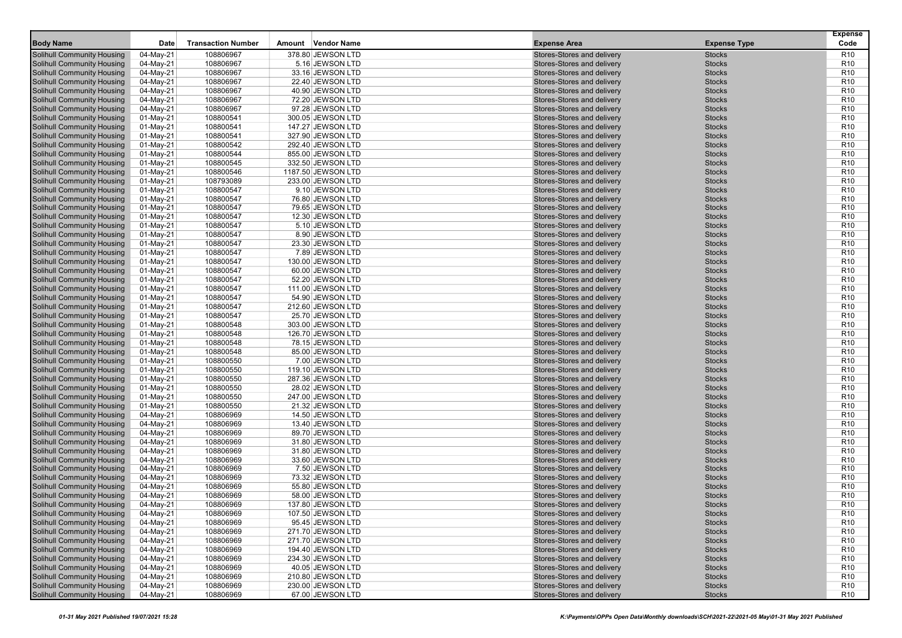| Body Name | Date | Transaction Number | Amount | Vendor Name | Expense Area | Expense Type | Expense Code |
|---|---|---|---|---|---|---|---|
| Solihull Community Housing | 04-May-21 | 108806967 | 378.80 | JEWSON LTD | Stores-Stores and delivery | Stocks | R10 |
| Solihull Community Housing | 04-May-21 | 108806967 | 5.16 | JEWSON LTD | Stores-Stores and delivery | Stocks | R10 |
| Solihull Community Housing | 04-May-21 | 108806967 | 33.16 | JEWSON LTD | Stores-Stores and delivery | Stocks | R10 |
| Solihull Community Housing | 04-May-21 | 108806967 | 22.40 | JEWSON LTD | Stores-Stores and delivery | Stocks | R10 |
| Solihull Community Housing | 04-May-21 | 108806967 | 40.90 | JEWSON LTD | Stores-Stores and delivery | Stocks | R10 |
| Solihull Community Housing | 04-May-21 | 108806967 | 72.20 | JEWSON LTD | Stores-Stores and delivery | Stocks | R10 |
| Solihull Community Housing | 04-May-21 | 108806967 | 97.28 | JEWSON LTD | Stores-Stores and delivery | Stocks | R10 |
| Solihull Community Housing | 01-May-21 | 108800541 | 300.05 | JEWSON LTD | Stores-Stores and delivery | Stocks | R10 |
| Solihull Community Housing | 01-May-21 | 108800541 | 147.27 | JEWSON LTD | Stores-Stores and delivery | Stocks | R10 |
| Solihull Community Housing | 01-May-21 | 108800541 | 327.90 | JEWSON LTD | Stores-Stores and delivery | Stocks | R10 |
| Solihull Community Housing | 01-May-21 | 108800542 | 292.40 | JEWSON LTD | Stores-Stores and delivery | Stocks | R10 |
| Solihull Community Housing | 01-May-21 | 108800544 | 855.00 | JEWSON LTD | Stores-Stores and delivery | Stocks | R10 |
| Solihull Community Housing | 01-May-21 | 108800545 | 332.50 | JEWSON LTD | Stores-Stores and delivery | Stocks | R10 |
| Solihull Community Housing | 01-May-21 | 108800546 | 1187.50 | JEWSON LTD | Stores-Stores and delivery | Stocks | R10 |
| Solihull Community Housing | 01-May-21 | 108793089 | 233.00 | JEWSON LTD | Stores-Stores and delivery | Stocks | R10 |
| Solihull Community Housing | 01-May-21 | 108800547 | 9.10 | JEWSON LTD | Stores-Stores and delivery | Stocks | R10 |
| Solihull Community Housing | 01-May-21 | 108800547 | 76.80 | JEWSON LTD | Stores-Stores and delivery | Stocks | R10 |
| Solihull Community Housing | 01-May-21 | 108800547 | 79.65 | JEWSON LTD | Stores-Stores and delivery | Stocks | R10 |
| Solihull Community Housing | 01-May-21 | 108800547 | 12.30 | JEWSON LTD | Stores-Stores and delivery | Stocks | R10 |
| Solihull Community Housing | 01-May-21 | 108800547 | 5.10 | JEWSON LTD | Stores-Stores and delivery | Stocks | R10 |
| Solihull Community Housing | 01-May-21 | 108800547 | 8.90 | JEWSON LTD | Stores-Stores and delivery | Stocks | R10 |
| Solihull Community Housing | 01-May-21 | 108800547 | 23.30 | JEWSON LTD | Stores-Stores and delivery | Stocks | R10 |
| Solihull Community Housing | 01-May-21 | 108800547 | 7.89 | JEWSON LTD | Stores-Stores and delivery | Stocks | R10 |
| Solihull Community Housing | 01-May-21 | 108800547 | 130.00 | JEWSON LTD | Stores-Stores and delivery | Stocks | R10 |
| Solihull Community Housing | 01-May-21 | 108800547 | 60.00 | JEWSON LTD | Stores-Stores and delivery | Stocks | R10 |
| Solihull Community Housing | 01-May-21 | 108800547 | 52.20 | JEWSON LTD | Stores-Stores and delivery | Stocks | R10 |
| Solihull Community Housing | 01-May-21 | 108800547 | 111.00 | JEWSON LTD | Stores-Stores and delivery | Stocks | R10 |
| Solihull Community Housing | 01-May-21 | 108800547 | 54.90 | JEWSON LTD | Stores-Stores and delivery | Stocks | R10 |
| Solihull Community Housing | 01-May-21 | 108800547 | 212.60 | JEWSON LTD | Stores-Stores and delivery | Stocks | R10 |
| Solihull Community Housing | 01-May-21 | 108800547 | 25.70 | JEWSON LTD | Stores-Stores and delivery | Stocks | R10 |
| Solihull Community Housing | 01-May-21 | 108800548 | 303.00 | JEWSON LTD | Stores-Stores and delivery | Stocks | R10 |
| Solihull Community Housing | 01-May-21 | 108800548 | 126.70 | JEWSON LTD | Stores-Stores and delivery | Stocks | R10 |
| Solihull Community Housing | 01-May-21 | 108800548 | 78.15 | JEWSON LTD | Stores-Stores and delivery | Stocks | R10 |
| Solihull Community Housing | 01-May-21 | 108800548 | 85.00 | JEWSON LTD | Stores-Stores and delivery | Stocks | R10 |
| Solihull Community Housing | 01-May-21 | 108800550 | 7.00 | JEWSON LTD | Stores-Stores and delivery | Stocks | R10 |
| Solihull Community Housing | 01-May-21 | 108800550 | 119.10 | JEWSON LTD | Stores-Stores and delivery | Stocks | R10 |
| Solihull Community Housing | 01-May-21 | 108800550 | 287.36 | JEWSON LTD | Stores-Stores and delivery | Stocks | R10 |
| Solihull Community Housing | 01-May-21 | 108800550 | 28.02 | JEWSON LTD | Stores-Stores and delivery | Stocks | R10 |
| Solihull Community Housing | 01-May-21 | 108800550 | 247.00 | JEWSON LTD | Stores-Stores and delivery | Stocks | R10 |
| Solihull Community Housing | 01-May-21 | 108800550 | 21.32 | JEWSON LTD | Stores-Stores and delivery | Stocks | R10 |
| Solihull Community Housing | 04-May-21 | 108806969 | 14.50 | JEWSON LTD | Stores-Stores and delivery | Stocks | R10 |
| Solihull Community Housing | 04-May-21 | 108806969 | 13.40 | JEWSON LTD | Stores-Stores and delivery | Stocks | R10 |
| Solihull Community Housing | 04-May-21 | 108806969 | 89.70 | JEWSON LTD | Stores-Stores and delivery | Stocks | R10 |
| Solihull Community Housing | 04-May-21 | 108806969 | 31.80 | JEWSON LTD | Stores-Stores and delivery | Stocks | R10 |
| Solihull Community Housing | 04-May-21 | 108806969 | 31.80 | JEWSON LTD | Stores-Stores and delivery | Stocks | R10 |
| Solihull Community Housing | 04-May-21 | 108806969 | 33.60 | JEWSON LTD | Stores-Stores and delivery | Stocks | R10 |
| Solihull Community Housing | 04-May-21 | 108806969 | 7.50 | JEWSON LTD | Stores-Stores and delivery | Stocks | R10 |
| Solihull Community Housing | 04-May-21 | 108806969 | 73.32 | JEWSON LTD | Stores-Stores and delivery | Stocks | R10 |
| Solihull Community Housing | 04-May-21 | 108806969 | 55.80 | JEWSON LTD | Stores-Stores and delivery | Stocks | R10 |
| Solihull Community Housing | 04-May-21 | 108806969 | 58.00 | JEWSON LTD | Stores-Stores and delivery | Stocks | R10 |
| Solihull Community Housing | 04-May-21 | 108806969 | 137.80 | JEWSON LTD | Stores-Stores and delivery | Stocks | R10 |
| Solihull Community Housing | 04-May-21 | 108806969 | 107.50 | JEWSON LTD | Stores-Stores and delivery | Stocks | R10 |
| Solihull Community Housing | 04-May-21 | 108806969 | 95.45 | JEWSON LTD | Stores-Stores and delivery | Stocks | R10 |
| Solihull Community Housing | 04-May-21 | 108806969 | 271.70 | JEWSON LTD | Stores-Stores and delivery | Stocks | R10 |
| Solihull Community Housing | 04-May-21 | 108806969 | 271.70 | JEWSON LTD | Stores-Stores and delivery | Stocks | R10 |
| Solihull Community Housing | 04-May-21 | 108806969 | 194.40 | JEWSON LTD | Stores-Stores and delivery | Stocks | R10 |
| Solihull Community Housing | 04-May-21 | 108806969 | 234.30 | JEWSON LTD | Stores-Stores and delivery | Stocks | R10 |
| Solihull Community Housing | 04-May-21 | 108806969 | 40.05 | JEWSON LTD | Stores-Stores and delivery | Stocks | R10 |
| Solihull Community Housing | 04-May-21 | 108806969 | 210.80 | JEWSON LTD | Stores-Stores and delivery | Stocks | R10 |
| Solihull Community Housing | 04-May-21 | 108806969 | 230.00 | JEWSON LTD | Stores-Stores and delivery | Stocks | R10 |
| Solihull Community Housing | 04-May-21 | 108806969 | 67.00 | JEWSON LTD | Stores-Stores and delivery | Stocks | R10 |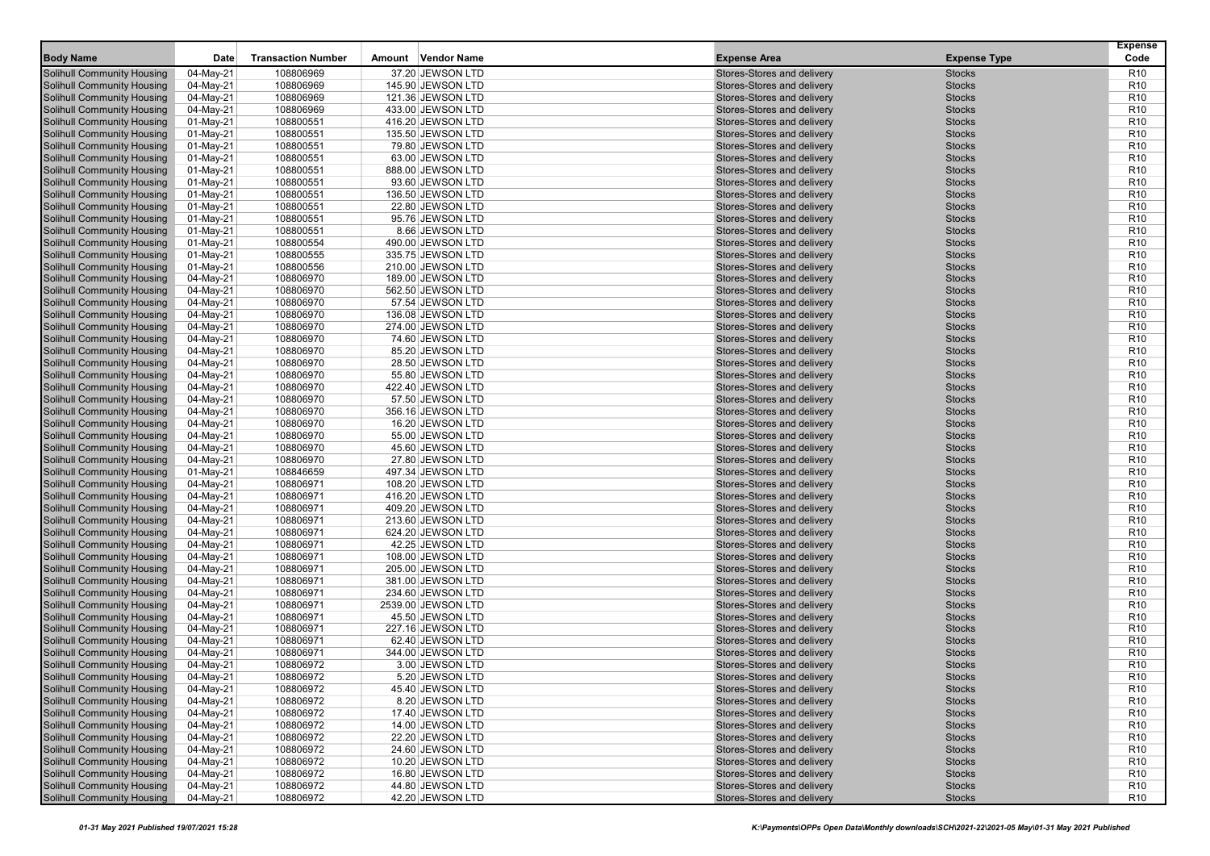| Body Name | Date | Transaction Number | Amount | Vendor Name | Expense Area | Expense Type | Expense Code |
|---|---|---|---|---|---|---|---|
| Solihull Community Housing | 04-May-21 | 108806969 | 37.20 | JEWSON LTD | Stores-Stores and delivery | Stocks | R10 |
| Solihull Community Housing | 04-May-21 | 108806969 | 145.90 | JEWSON LTD | Stores-Stores and delivery | Stocks | R10 |
| Solihull Community Housing | 04-May-21 | 108806969 | 121.36 | JEWSON LTD | Stores-Stores and delivery | Stocks | R10 |
| Solihull Community Housing | 04-May-21 | 108806969 | 433.00 | JEWSON LTD | Stores-Stores and delivery | Stocks | R10 |
| Solihull Community Housing | 01-May-21 | 108800551 | 416.20 | JEWSON LTD | Stores-Stores and delivery | Stocks | R10 |
| Solihull Community Housing | 01-May-21 | 108800551 | 135.50 | JEWSON LTD | Stores-Stores and delivery | Stocks | R10 |
| Solihull Community Housing | 01-May-21 | 108800551 | 79.80 | JEWSON LTD | Stores-Stores and delivery | Stocks | R10 |
| Solihull Community Housing | 01-May-21 | 108800551 | 63.00 | JEWSON LTD | Stores-Stores and delivery | Stocks | R10 |
| Solihull Community Housing | 01-May-21 | 108800551 | 888.00 | JEWSON LTD | Stores-Stores and delivery | Stocks | R10 |
| Solihull Community Housing | 01-May-21 | 108800551 | 93.60 | JEWSON LTD | Stores-Stores and delivery | Stocks | R10 |
| Solihull Community Housing | 01-May-21 | 108800551 | 136.50 | JEWSON LTD | Stores-Stores and delivery | Stocks | R10 |
| Solihull Community Housing | 01-May-21 | 108800551 | 22.80 | JEWSON LTD | Stores-Stores and delivery | Stocks | R10 |
| Solihull Community Housing | 01-May-21 | 108800551 | 95.76 | JEWSON LTD | Stores-Stores and delivery | Stocks | R10 |
| Solihull Community Housing | 01-May-21 | 108800551 | 8.66 | JEWSON LTD | Stores-Stores and delivery | Stocks | R10 |
| Solihull Community Housing | 01-May-21 | 108800554 | 490.00 | JEWSON LTD | Stores-Stores and delivery | Stocks | R10 |
| Solihull Community Housing | 01-May-21 | 108800555 | 335.75 | JEWSON LTD | Stores-Stores and delivery | Stocks | R10 |
| Solihull Community Housing | 01-May-21 | 108800556 | 210.00 | JEWSON LTD | Stores-Stores and delivery | Stocks | R10 |
| Solihull Community Housing | 04-May-21 | 108806970 | 189.00 | JEWSON LTD | Stores-Stores and delivery | Stocks | R10 |
| Solihull Community Housing | 04-May-21 | 108806970 | 562.50 | JEWSON LTD | Stores-Stores and delivery | Stocks | R10 |
| Solihull Community Housing | 04-May-21 | 108806970 | 57.54 | JEWSON LTD | Stores-Stores and delivery | Stocks | R10 |
| Solihull Community Housing | 04-May-21 | 108806970 | 136.08 | JEWSON LTD | Stores-Stores and delivery | Stocks | R10 |
| Solihull Community Housing | 04-May-21 | 108806970 | 274.00 | JEWSON LTD | Stores-Stores and delivery | Stocks | R10 |
| Solihull Community Housing | 04-May-21 | 108806970 | 74.60 | JEWSON LTD | Stores-Stores and delivery | Stocks | R10 |
| Solihull Community Housing | 04-May-21 | 108806970 | 85.20 | JEWSON LTD | Stores-Stores and delivery | Stocks | R10 |
| Solihull Community Housing | 04-May-21 | 108806970 | 28.50 | JEWSON LTD | Stores-Stores and delivery | Stocks | R10 |
| Solihull Community Housing | 04-May-21 | 108806970 | 55.80 | JEWSON LTD | Stores-Stores and delivery | Stocks | R10 |
| Solihull Community Housing | 04-May-21 | 108806970 | 422.40 | JEWSON LTD | Stores-Stores and delivery | Stocks | R10 |
| Solihull Community Housing | 04-May-21 | 108806970 | 57.50 | JEWSON LTD | Stores-Stores and delivery | Stocks | R10 |
| Solihull Community Housing | 04-May-21 | 108806970 | 356.16 | JEWSON LTD | Stores-Stores and delivery | Stocks | R10 |
| Solihull Community Housing | 04-May-21 | 108806970 | 16.20 | JEWSON LTD | Stores-Stores and delivery | Stocks | R10 |
| Solihull Community Housing | 04-May-21 | 108806970 | 55.00 | JEWSON LTD | Stores-Stores and delivery | Stocks | R10 |
| Solihull Community Housing | 04-May-21 | 108806970 | 45.60 | JEWSON LTD | Stores-Stores and delivery | Stocks | R10 |
| Solihull Community Housing | 04-May-21 | 108806970 | 27.80 | JEWSON LTD | Stores-Stores and delivery | Stocks | R10 |
| Solihull Community Housing | 01-May-21 | 108846659 | 497.34 | JEWSON LTD | Stores-Stores and delivery | Stocks | R10 |
| Solihull Community Housing | 04-May-21 | 108806971 | 108.20 | JEWSON LTD | Stores-Stores and delivery | Stocks | R10 |
| Solihull Community Housing | 04-May-21 | 108806971 | 416.20 | JEWSON LTD | Stores-Stores and delivery | Stocks | R10 |
| Solihull Community Housing | 04-May-21 | 108806971 | 409.20 | JEWSON LTD | Stores-Stores and delivery | Stocks | R10 |
| Solihull Community Housing | 04-May-21 | 108806971 | 213.60 | JEWSON LTD | Stores-Stores and delivery | Stocks | R10 |
| Solihull Community Housing | 04-May-21 | 108806971 | 624.20 | JEWSON LTD | Stores-Stores and delivery | Stocks | R10 |
| Solihull Community Housing | 04-May-21 | 108806971 | 42.25 | JEWSON LTD | Stores-Stores and delivery | Stocks | R10 |
| Solihull Community Housing | 04-May-21 | 108806971 | 108.00 | JEWSON LTD | Stores-Stores and delivery | Stocks | R10 |
| Solihull Community Housing | 04-May-21 | 108806971 | 205.00 | JEWSON LTD | Stores-Stores and delivery | Stocks | R10 |
| Solihull Community Housing | 04-May-21 | 108806971 | 381.00 | JEWSON LTD | Stores-Stores and delivery | Stocks | R10 |
| Solihull Community Housing | 04-May-21 | 108806971 | 234.60 | JEWSON LTD | Stores-Stores and delivery | Stocks | R10 |
| Solihull Community Housing | 04-May-21 | 108806971 | 2539.00 | JEWSON LTD | Stores-Stores and delivery | Stocks | R10 |
| Solihull Community Housing | 04-May-21 | 108806971 | 45.50 | JEWSON LTD | Stores-Stores and delivery | Stocks | R10 |
| Solihull Community Housing | 04-May-21 | 108806971 | 227.16 | JEWSON LTD | Stores-Stores and delivery | Stocks | R10 |
| Solihull Community Housing | 04-May-21 | 108806971 | 62.40 | JEWSON LTD | Stores-Stores and delivery | Stocks | R10 |
| Solihull Community Housing | 04-May-21 | 108806971 | 344.00 | JEWSON LTD | Stores-Stores and delivery | Stocks | R10 |
| Solihull Community Housing | 04-May-21 | 108806972 | 3.00 | JEWSON LTD | Stores-Stores and delivery | Stocks | R10 |
| Solihull Community Housing | 04-May-21 | 108806972 | 5.20 | JEWSON LTD | Stores-Stores and delivery | Stocks | R10 |
| Solihull Community Housing | 04-May-21 | 108806972 | 45.40 | JEWSON LTD | Stores-Stores and delivery | Stocks | R10 |
| Solihull Community Housing | 04-May-21 | 108806972 | 8.20 | JEWSON LTD | Stores-Stores and delivery | Stocks | R10 |
| Solihull Community Housing | 04-May-21 | 108806972 | 17.40 | JEWSON LTD | Stores-Stores and delivery | Stocks | R10 |
| Solihull Community Housing | 04-May-21 | 108806972 | 14.00 | JEWSON LTD | Stores-Stores and delivery | Stocks | R10 |
| Solihull Community Housing | 04-May-21 | 108806972 | 22.20 | JEWSON LTD | Stores-Stores and delivery | Stocks | R10 |
| Solihull Community Housing | 04-May-21 | 108806972 | 24.60 | JEWSON LTD | Stores-Stores and delivery | Stocks | R10 |
| Solihull Community Housing | 04-May-21 | 108806972 | 10.20 | JEWSON LTD | Stores-Stores and delivery | Stocks | R10 |
| Solihull Community Housing | 04-May-21 | 108806972 | 16.80 | JEWSON LTD | Stores-Stores and delivery | Stocks | R10 |
| Solihull Community Housing | 04-May-21 | 108806972 | 44.80 | JEWSON LTD | Stores-Stores and delivery | Stocks | R10 |
| Solihull Community Housing | 04-May-21 | 108806972 | 42.20 | JEWSON LTD | Stores-Stores and delivery | Stocks | R10 |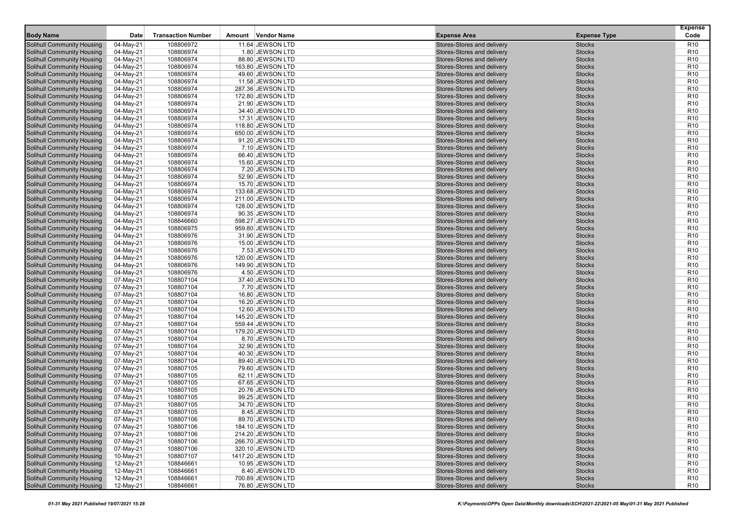| Body Name | Date | Transaction Number | Amount | Vendor Name | Expense Area | Expense Type | Expense Code |
|---|---|---|---|---|---|---|---|
| Solihull Community Housing | 04-May-21 | 108806972 | 11.64 | JEWSON LTD | Stores-Stores and delivery | Stocks | R10 |
| Solihull Community Housing | 04-May-21 | 108806974 | 1.80 | JEWSON LTD | Stores-Stores and delivery | Stocks | R10 |
| Solihull Community Housing | 04-May-21 | 108806974 | 88.80 | JEWSON LTD | Stores-Stores and delivery | Stocks | R10 |
| Solihull Community Housing | 04-May-21 | 108806974 | 163.80 | JEWSON LTD | Stores-Stores and delivery | Stocks | R10 |
| Solihull Community Housing | 04-May-21 | 108806974 | 49.60 | JEWSON LTD | Stores-Stores and delivery | Stocks | R10 |
| Solihull Community Housing | 04-May-21 | 108806974 | 11.58 | JEWSON LTD | Stores-Stores and delivery | Stocks | R10 |
| Solihull Community Housing | 04-May-21 | 108806974 | 287.36 | JEWSON LTD | Stores-Stores and delivery | Stocks | R10 |
| Solihull Community Housing | 04-May-21 | 108806974 | 172.80 | JEWSON LTD | Stores-Stores and delivery | Stocks | R10 |
| Solihull Community Housing | 04-May-21 | 108806974 | 21.90 | JEWSON LTD | Stores-Stores and delivery | Stocks | R10 |
| Solihull Community Housing | 04-May-21 | 108806974 | 34.40 | JEWSON LTD | Stores-Stores and delivery | Stocks | R10 |
| Solihull Community Housing | 04-May-21 | 108806974 | 17.31 | JEWSON LTD | Stores-Stores and delivery | Stocks | R10 |
| Solihull Community Housing | 04-May-21 | 108806974 | 118.80 | JEWSON LTD | Stores-Stores and delivery | Stocks | R10 |
| Solihull Community Housing | 04-May-21 | 108806974 | 650.00 | JEWSON LTD | Stores-Stores and delivery | Stocks | R10 |
| Solihull Community Housing | 04-May-21 | 108806974 | 91.20 | JEWSON LTD | Stores-Stores and delivery | Stocks | R10 |
| Solihull Community Housing | 04-May-21 | 108806974 | 7.10 | JEWSON LTD | Stores-Stores and delivery | Stocks | R10 |
| Solihull Community Housing | 04-May-21 | 108806974 | 66.40 | JEWSON LTD | Stores-Stores and delivery | Stocks | R10 |
| Solihull Community Housing | 04-May-21 | 108806974 | 15.60 | JEWSON LTD | Stores-Stores and delivery | Stocks | R10 |
| Solihull Community Housing | 04-May-21 | 108806974 | 7.20 | JEWSON LTD | Stores-Stores and delivery | Stocks | R10 |
| Solihull Community Housing | 04-May-21 | 108806974 | 52.90 | JEWSON LTD | Stores-Stores and delivery | Stocks | R10 |
| Solihull Community Housing | 04-May-21 | 108806974 | 15.70 | JEWSON LTD | Stores-Stores and delivery | Stocks | R10 |
| Solihull Community Housing | 04-May-21 | 108806974 | 133.68 | JEWSON LTD | Stores-Stores and delivery | Stocks | R10 |
| Solihull Community Housing | 04-May-21 | 108806974 | 211.00 | JEWSON LTD | Stores-Stores and delivery | Stocks | R10 |
| Solihull Community Housing | 04-May-21 | 108806974 | 128.00 | JEWSON LTD | Stores-Stores and delivery | Stocks | R10 |
| Solihull Community Housing | 04-May-21 | 108806974 | 90.35 | JEWSON LTD | Stores-Stores and delivery | Stocks | R10 |
| Solihull Community Housing | 04-May-21 | 108846660 | 598.27 | JEWSON LTD | Stores-Stores and delivery | Stocks | R10 |
| Solihull Community Housing | 04-May-21 | 108806975 | 959.80 | JEWSON LTD | Stores-Stores and delivery | Stocks | R10 |
| Solihull Community Housing | 04-May-21 | 108806976 | 31.90 | JEWSON LTD | Stores-Stores and delivery | Stocks | R10 |
| Solihull Community Housing | 04-May-21 | 108806976 | 15.00 | JEWSON LTD | Stores-Stores and delivery | Stocks | R10 |
| Solihull Community Housing | 04-May-21 | 108806976 | 7.53 | JEWSON LTD | Stores-Stores and delivery | Stocks | R10 |
| Solihull Community Housing | 04-May-21 | 108806976 | 120.00 | JEWSON LTD | Stores-Stores and delivery | Stocks | R10 |
| Solihull Community Housing | 04-May-21 | 108806976 | 149.90 | JEWSON LTD | Stores-Stores and delivery | Stocks | R10 |
| Solihull Community Housing | 04-May-21 | 108806976 | 4.50 | JEWSON LTD | Stores-Stores and delivery | Stocks | R10 |
| Solihull Community Housing | 07-May-21 | 108807104 | 37.40 | JEWSON LTD | Stores-Stores and delivery | Stocks | R10 |
| Solihull Community Housing | 07-May-21 | 108807104 | 7.70 | JEWSON LTD | Stores-Stores and delivery | Stocks | R10 |
| Solihull Community Housing | 07-May-21 | 108807104 | 16.80 | JEWSON LTD | Stores-Stores and delivery | Stocks | R10 |
| Solihull Community Housing | 07-May-21 | 108807104 | 16.20 | JEWSON LTD | Stores-Stores and delivery | Stocks | R10 |
| Solihull Community Housing | 07-May-21 | 108807104 | 12.60 | JEWSON LTD | Stores-Stores and delivery | Stocks | R10 |
| Solihull Community Housing | 07-May-21 | 108807104 | 145.20 | JEWSON LTD | Stores-Stores and delivery | Stocks | R10 |
| Solihull Community Housing | 07-May-21 | 108807104 | 559.44 | JEWSON LTD | Stores-Stores and delivery | Stocks | R10 |
| Solihull Community Housing | 07-May-21 | 108807104 | 179.20 | JEWSON LTD | Stores-Stores and delivery | Stocks | R10 |
| Solihull Community Housing | 07-May-21 | 108807104 | 8.70 | JEWSON LTD | Stores-Stores and delivery | Stocks | R10 |
| Solihull Community Housing | 07-May-21 | 108807104 | 32.90 | JEWSON LTD | Stores-Stores and delivery | Stocks | R10 |
| Solihull Community Housing | 07-May-21 | 108807104 | 40.30 | JEWSON LTD | Stores-Stores and delivery | Stocks | R10 |
| Solihull Community Housing | 07-May-21 | 108807104 | 89.40 | JEWSON LTD | Stores-Stores and delivery | Stocks | R10 |
| Solihull Community Housing | 07-May-21 | 108807105 | 79.60 | JEWSON LTD | Stores-Stores and delivery | Stocks | R10 |
| Solihull Community Housing | 07-May-21 | 108807105 | 62.11 | JEWSON LTD | Stores-Stores and delivery | Stocks | R10 |
| Solihull Community Housing | 07-May-21 | 108807105 | 67.65 | JEWSON LTD | Stores-Stores and delivery | Stocks | R10 |
| Solihull Community Housing | 07-May-21 | 108807105 | 20.76 | JEWSON LTD | Stores-Stores and delivery | Stocks | R10 |
| Solihull Community Housing | 07-May-21 | 108807105 | 99.25 | JEWSON LTD | Stores-Stores and delivery | Stocks | R10 |
| Solihull Community Housing | 07-May-21 | 108807105 | 34.70 | JEWSON LTD | Stores-Stores and delivery | Stocks | R10 |
| Solihull Community Housing | 07-May-21 | 108807105 | 8.45 | JEWSON LTD | Stores-Stores and delivery | Stocks | R10 |
| Solihull Community Housing | 07-May-21 | 108807106 | 89.70 | JEWSON LTD | Stores-Stores and delivery | Stocks | R10 |
| Solihull Community Housing | 07-May-21 | 108807106 | 184.10 | JEWSON LTD | Stores-Stores and delivery | Stocks | R10 |
| Solihull Community Housing | 07-May-21 | 108807106 | 214.20 | JEWSON LTD | Stores-Stores and delivery | Stocks | R10 |
| Solihull Community Housing | 07-May-21 | 108807106 | 266.70 | JEWSON LTD | Stores-Stores and delivery | Stocks | R10 |
| Solihull Community Housing | 07-May-21 | 108807106 | 320.10 | JEWSON LTD | Stores-Stores and delivery | Stocks | R10 |
| Solihull Community Housing | 10-May-21 | 108807107 | 1417.20 | JEWSON LTD | Stores-Stores and delivery | Stocks | R10 |
| Solihull Community Housing | 12-May-21 | 108846661 | 10.95 | JEWSON LTD | Stores-Stores and delivery | Stocks | R10 |
| Solihull Community Housing | 12-May-21 | 108846661 | 8.40 | JEWSON LTD | Stores-Stores and delivery | Stocks | R10 |
| Solihull Community Housing | 12-May-21 | 108846661 | 700.89 | JEWSON LTD | Stores-Stores and delivery | Stocks | R10 |
| Solihull Community Housing | 12-May-21 | 108846661 | 76.80 | JEWSON LTD | Stores-Stores and delivery | Stocks | R10 |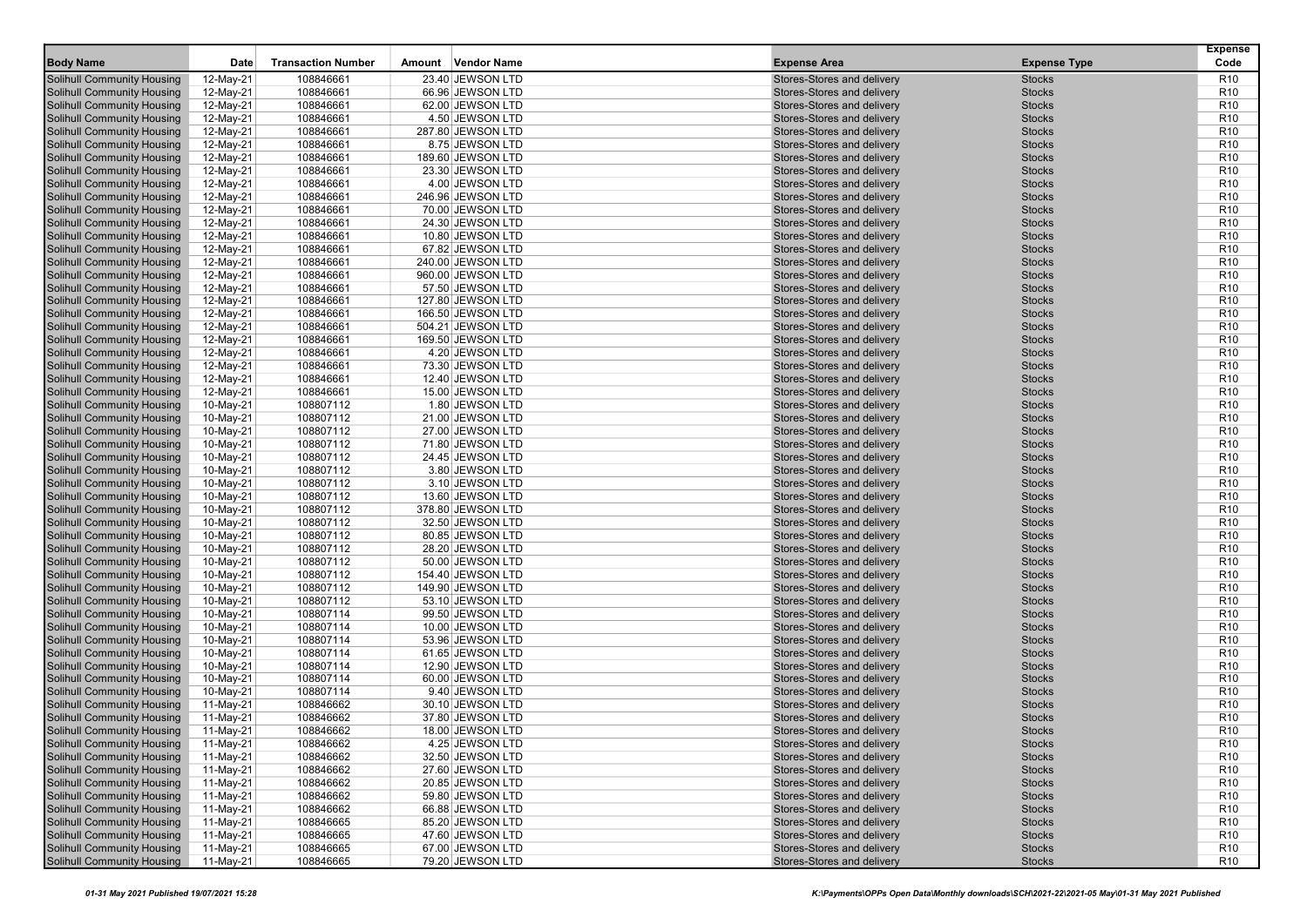| Body Name | Date | Transaction Number | Amount | Vendor Name | Expense Area | Expense Type | Expense Code |
|---|---|---|---|---|---|---|---|
| Solihull Community Housing | 12-May-21 | 108846661 | 23.40 | JEWSON LTD | Stores-Stores and delivery | Stocks | R10 |
| Solihull Community Housing | 12-May-21 | 108846661 | 66.96 | JEWSON LTD | Stores-Stores and delivery | Stocks | R10 |
| Solihull Community Housing | 12-May-21 | 108846661 | 62.00 | JEWSON LTD | Stores-Stores and delivery | Stocks | R10 |
| Solihull Community Housing | 12-May-21 | 108846661 | 4.50 | JEWSON LTD | Stores-Stores and delivery | Stocks | R10 |
| Solihull Community Housing | 12-May-21 | 108846661 | 287.80 | JEWSON LTD | Stores-Stores and delivery | Stocks | R10 |
| Solihull Community Housing | 12-May-21 | 108846661 | 8.75 | JEWSON LTD | Stores-Stores and delivery | Stocks | R10 |
| Solihull Community Housing | 12-May-21 | 108846661 | 189.60 | JEWSON LTD | Stores-Stores and delivery | Stocks | R10 |
| Solihull Community Housing | 12-May-21 | 108846661 | 23.30 | JEWSON LTD | Stores-Stores and delivery | Stocks | R10 |
| Solihull Community Housing | 12-May-21 | 108846661 | 4.00 | JEWSON LTD | Stores-Stores and delivery | Stocks | R10 |
| Solihull Community Housing | 12-May-21 | 108846661 | 246.96 | JEWSON LTD | Stores-Stores and delivery | Stocks | R10 |
| Solihull Community Housing | 12-May-21 | 108846661 | 70.00 | JEWSON LTD | Stores-Stores and delivery | Stocks | R10 |
| Solihull Community Housing | 12-May-21 | 108846661 | 24.30 | JEWSON LTD | Stores-Stores and delivery | Stocks | R10 |
| Solihull Community Housing | 12-May-21 | 108846661 | 10.80 | JEWSON LTD | Stores-Stores and delivery | Stocks | R10 |
| Solihull Community Housing | 12-May-21 | 108846661 | 67.82 | JEWSON LTD | Stores-Stores and delivery | Stocks | R10 |
| Solihull Community Housing | 12-May-21 | 108846661 | 240.00 | JEWSON LTD | Stores-Stores and delivery | Stocks | R10 |
| Solihull Community Housing | 12-May-21 | 108846661 | 960.00 | JEWSON LTD | Stores-Stores and delivery | Stocks | R10 |
| Solihull Community Housing | 12-May-21 | 108846661 | 57.50 | JEWSON LTD | Stores-Stores and delivery | Stocks | R10 |
| Solihull Community Housing | 12-May-21 | 108846661 | 127.80 | JEWSON LTD | Stores-Stores and delivery | Stocks | R10 |
| Solihull Community Housing | 12-May-21 | 108846661 | 166.50 | JEWSON LTD | Stores-Stores and delivery | Stocks | R10 |
| Solihull Community Housing | 12-May-21 | 108846661 | 504.21 | JEWSON LTD | Stores-Stores and delivery | Stocks | R10 |
| Solihull Community Housing | 12-May-21 | 108846661 | 169.50 | JEWSON LTD | Stores-Stores and delivery | Stocks | R10 |
| Solihull Community Housing | 12-May-21 | 108846661 | 4.20 | JEWSON LTD | Stores-Stores and delivery | Stocks | R10 |
| Solihull Community Housing | 12-May-21 | 108846661 | 73.30 | JEWSON LTD | Stores-Stores and delivery | Stocks | R10 |
| Solihull Community Housing | 12-May-21 | 108846661 | 12.40 | JEWSON LTD | Stores-Stores and delivery | Stocks | R10 |
| Solihull Community Housing | 12-May-21 | 108846661 | 15.00 | JEWSON LTD | Stores-Stores and delivery | Stocks | R10 |
| Solihull Community Housing | 10-May-21 | 108807112 | 1.80 | JEWSON LTD | Stores-Stores and delivery | Stocks | R10 |
| Solihull Community Housing | 10-May-21 | 108807112 | 21.00 | JEWSON LTD | Stores-Stores and delivery | Stocks | R10 |
| Solihull Community Housing | 10-May-21 | 108807112 | 27.00 | JEWSON LTD | Stores-Stores and delivery | Stocks | R10 |
| Solihull Community Housing | 10-May-21 | 108807112 | 71.80 | JEWSON LTD | Stores-Stores and delivery | Stocks | R10 |
| Solihull Community Housing | 10-May-21 | 108807112 | 24.45 | JEWSON LTD | Stores-Stores and delivery | Stocks | R10 |
| Solihull Community Housing | 10-May-21 | 108807112 | 3.80 | JEWSON LTD | Stores-Stores and delivery | Stocks | R10 |
| Solihull Community Housing | 10-May-21 | 108807112 | 3.10 | JEWSON LTD | Stores-Stores and delivery | Stocks | R10 |
| Solihull Community Housing | 10-May-21 | 108807112 | 13.60 | JEWSON LTD | Stores-Stores and delivery | Stocks | R10 |
| Solihull Community Housing | 10-May-21 | 108807112 | 378.80 | JEWSON LTD | Stores-Stores and delivery | Stocks | R10 |
| Solihull Community Housing | 10-May-21 | 108807112 | 32.50 | JEWSON LTD | Stores-Stores and delivery | Stocks | R10 |
| Solihull Community Housing | 10-May-21 | 108807112 | 80.85 | JEWSON LTD | Stores-Stores and delivery | Stocks | R10 |
| Solihull Community Housing | 10-May-21 | 108807112 | 28.20 | JEWSON LTD | Stores-Stores and delivery | Stocks | R10 |
| Solihull Community Housing | 10-May-21 | 108807112 | 50.00 | JEWSON LTD | Stores-Stores and delivery | Stocks | R10 |
| Solihull Community Housing | 10-May-21 | 108807112 | 154.40 | JEWSON LTD | Stores-Stores and delivery | Stocks | R10 |
| Solihull Community Housing | 10-May-21 | 108807112 | 149.90 | JEWSON LTD | Stores-Stores and delivery | Stocks | R10 |
| Solihull Community Housing | 10-May-21 | 108807112 | 53.10 | JEWSON LTD | Stores-Stores and delivery | Stocks | R10 |
| Solihull Community Housing | 10-May-21 | 108807114 | 99.50 | JEWSON LTD | Stores-Stores and delivery | Stocks | R10 |
| Solihull Community Housing | 10-May-21 | 108807114 | 10.00 | JEWSON LTD | Stores-Stores and delivery | Stocks | R10 |
| Solihull Community Housing | 10-May-21 | 108807114 | 53.96 | JEWSON LTD | Stores-Stores and delivery | Stocks | R10 |
| Solihull Community Housing | 10-May-21 | 108807114 | 61.65 | JEWSON LTD | Stores-Stores and delivery | Stocks | R10 |
| Solihull Community Housing | 10-May-21 | 108807114 | 12.90 | JEWSON LTD | Stores-Stores and delivery | Stocks | R10 |
| Solihull Community Housing | 10-May-21 | 108807114 | 60.00 | JEWSON LTD | Stores-Stores and delivery | Stocks | R10 |
| Solihull Community Housing | 10-May-21 | 108807114 | 9.40 | JEWSON LTD | Stores-Stores and delivery | Stocks | R10 |
| Solihull Community Housing | 11-May-21 | 108846662 | 30.10 | JEWSON LTD | Stores-Stores and delivery | Stocks | R10 |
| Solihull Community Housing | 11-May-21 | 108846662 | 37.80 | JEWSON LTD | Stores-Stores and delivery | Stocks | R10 |
| Solihull Community Housing | 11-May-21 | 108846662 | 18.00 | JEWSON LTD | Stores-Stores and delivery | Stocks | R10 |
| Solihull Community Housing | 11-May-21 | 108846662 | 4.25 | JEWSON LTD | Stores-Stores and delivery | Stocks | R10 |
| Solihull Community Housing | 11-May-21 | 108846662 | 32.50 | JEWSON LTD | Stores-Stores and delivery | Stocks | R10 |
| Solihull Community Housing | 11-May-21 | 108846662 | 27.60 | JEWSON LTD | Stores-Stores and delivery | Stocks | R10 |
| Solihull Community Housing | 11-May-21 | 108846662 | 20.85 | JEWSON LTD | Stores-Stores and delivery | Stocks | R10 |
| Solihull Community Housing | 11-May-21 | 108846662 | 59.80 | JEWSON LTD | Stores-Stores and delivery | Stocks | R10 |
| Solihull Community Housing | 11-May-21 | 108846662 | 66.88 | JEWSON LTD | Stores-Stores and delivery | Stocks | R10 |
| Solihull Community Housing | 11-May-21 | 108846665 | 85.20 | JEWSON LTD | Stores-Stores and delivery | Stocks | R10 |
| Solihull Community Housing | 11-May-21 | 108846665 | 47.60 | JEWSON LTD | Stores-Stores and delivery | Stocks | R10 |
| Solihull Community Housing | 11-May-21 | 108846665 | 67.00 | JEWSON LTD | Stores-Stores and delivery | Stocks | R10 |
| Solihull Community Housing | 11-May-21 | 108846665 | 79.20 | JEWSON LTD | Stores-Stores and delivery | Stocks | R10 |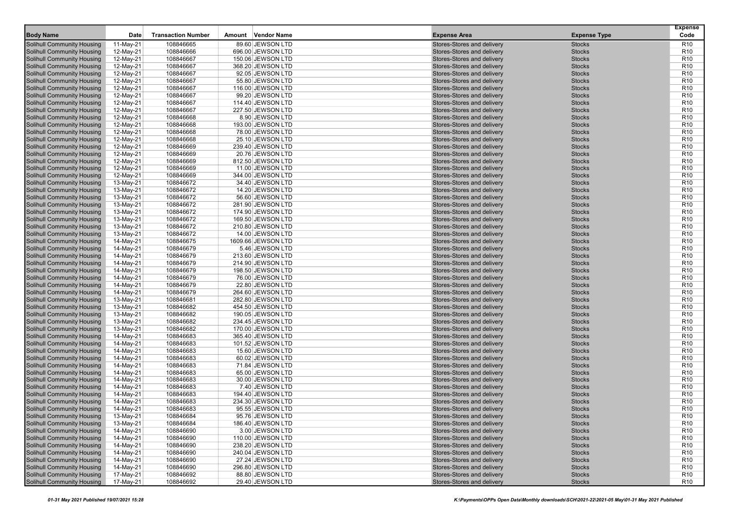| Body Name | Date | Transaction Number | Amount | Vendor Name | Expense Area | Expense Type | Expense Code |
|---|---|---|---|---|---|---|---|
| Solihull Community Housing | 11-May-21 | 108846665 | 89.60 | JEWSON LTD | Stores-Stores and delivery | Stocks | R10 |
| Solihull Community Housing | 12-May-21 | 108846666 | 696.00 | JEWSON LTD | Stores-Stores and delivery | Stocks | R10 |
| Solihull Community Housing | 12-May-21 | 108846667 | 150.06 | JEWSON LTD | Stores-Stores and delivery | Stocks | R10 |
| Solihull Community Housing | 12-May-21 | 108846667 | 368.20 | JEWSON LTD | Stores-Stores and delivery | Stocks | R10 |
| Solihull Community Housing | 12-May-21 | 108846667 | 92.05 | JEWSON LTD | Stores-Stores and delivery | Stocks | R10 |
| Solihull Community Housing | 12-May-21 | 108846667 | 55.80 | JEWSON LTD | Stores-Stores and delivery | Stocks | R10 |
| Solihull Community Housing | 12-May-21 | 108846667 | 116.00 | JEWSON LTD | Stores-Stores and delivery | Stocks | R10 |
| Solihull Community Housing | 12-May-21 | 108846667 | 99.20 | JEWSON LTD | Stores-Stores and delivery | Stocks | R10 |
| Solihull Community Housing | 12-May-21 | 108846667 | 114.40 | JEWSON LTD | Stores-Stores and delivery | Stocks | R10 |
| Solihull Community Housing | 12-May-21 | 108846667 | 227.50 | JEWSON LTD | Stores-Stores and delivery | Stocks | R10 |
| Solihull Community Housing | 12-May-21 | 108846668 | 8.90 | JEWSON LTD | Stores-Stores and delivery | Stocks | R10 |
| Solihull Community Housing | 12-May-21 | 108846668 | 193.00 | JEWSON LTD | Stores-Stores and delivery | Stocks | R10 |
| Solihull Community Housing | 12-May-21 | 108846668 | 78.00 | JEWSON LTD | Stores-Stores and delivery | Stocks | R10 |
| Solihull Community Housing | 12-May-21 | 108846668 | 25.10 | JEWSON LTD | Stores-Stores and delivery | Stocks | R10 |
| Solihull Community Housing | 12-May-21 | 108846669 | 239.40 | JEWSON LTD | Stores-Stores and delivery | Stocks | R10 |
| Solihull Community Housing | 12-May-21 | 108846669 | 20.76 | JEWSON LTD | Stores-Stores and delivery | Stocks | R10 |
| Solihull Community Housing | 12-May-21 | 108846669 | 812.50 | JEWSON LTD | Stores-Stores and delivery | Stocks | R10 |
| Solihull Community Housing | 12-May-21 | 108846669 | 11.00 | JEWSON LTD | Stores-Stores and delivery | Stocks | R10 |
| Solihull Community Housing | 12-May-21 | 108846669 | 344.00 | JEWSON LTD | Stores-Stores and delivery | Stocks | R10 |
| Solihull Community Housing | 13-May-21 | 108846672 | 34.40 | JEWSON LTD | Stores-Stores and delivery | Stocks | R10 |
| Solihull Community Housing | 13-May-21 | 108846672 | 14.20 | JEWSON LTD | Stores-Stores and delivery | Stocks | R10 |
| Solihull Community Housing | 13-May-21 | 108846672 | 56.60 | JEWSON LTD | Stores-Stores and delivery | Stocks | R10 |
| Solihull Community Housing | 13-May-21 | 108846672 | 281.90 | JEWSON LTD | Stores-Stores and delivery | Stocks | R10 |
| Solihull Community Housing | 13-May-21 | 108846672 | 174.90 | JEWSON LTD | Stores-Stores and delivery | Stocks | R10 |
| Solihull Community Housing | 13-May-21 | 108846672 | 169.50 | JEWSON LTD | Stores-Stores and delivery | Stocks | R10 |
| Solihull Community Housing | 13-May-21 | 108846672 | 210.80 | JEWSON LTD | Stores-Stores and delivery | Stocks | R10 |
| Solihull Community Housing | 13-May-21 | 108846672 | 14.00 | JEWSON LTD | Stores-Stores and delivery | Stocks | R10 |
| Solihull Community Housing | 14-May-21 | 108846675 | 1609.66 | JEWSON LTD | Stores-Stores and delivery | Stocks | R10 |
| Solihull Community Housing | 14-May-21 | 108846679 | 5.46 | JEWSON LTD | Stores-Stores and delivery | Stocks | R10 |
| Solihull Community Housing | 14-May-21 | 108846679 | 213.60 | JEWSON LTD | Stores-Stores and delivery | Stocks | R10 |
| Solihull Community Housing | 14-May-21 | 108846679 | 214.90 | JEWSON LTD | Stores-Stores and delivery | Stocks | R10 |
| Solihull Community Housing | 14-May-21 | 108846679 | 198.50 | JEWSON LTD | Stores-Stores and delivery | Stocks | R10 |
| Solihull Community Housing | 14-May-21 | 108846679 | 76.00 | JEWSON LTD | Stores-Stores and delivery | Stocks | R10 |
| Solihull Community Housing | 14-May-21 | 108846679 | 22.80 | JEWSON LTD | Stores-Stores and delivery | Stocks | R10 |
| Solihull Community Housing | 14-May-21 | 108846679 | 264.60 | JEWSON LTD | Stores-Stores and delivery | Stocks | R10 |
| Solihull Community Housing | 13-May-21 | 108846681 | 282.80 | JEWSON LTD | Stores-Stores and delivery | Stocks | R10 |
| Solihull Community Housing | 13-May-21 | 108846682 | 454.50 | JEWSON LTD | Stores-Stores and delivery | Stocks | R10 |
| Solihull Community Housing | 13-May-21 | 108846682 | 190.05 | JEWSON LTD | Stores-Stores and delivery | Stocks | R10 |
| Solihull Community Housing | 13-May-21 | 108846682 | 234.45 | JEWSON LTD | Stores-Stores and delivery | Stocks | R10 |
| Solihull Community Housing | 13-May-21 | 108846682 | 170.00 | JEWSON LTD | Stores-Stores and delivery | Stocks | R10 |
| Solihull Community Housing | 14-May-21 | 108846683 | 365.40 | JEWSON LTD | Stores-Stores and delivery | Stocks | R10 |
| Solihull Community Housing | 14-May-21 | 108846683 | 101.52 | JEWSON LTD | Stores-Stores and delivery | Stocks | R10 |
| Solihull Community Housing | 14-May-21 | 108846683 | 15.60 | JEWSON LTD | Stores-Stores and delivery | Stocks | R10 |
| Solihull Community Housing | 14-May-21 | 108846683 | 60.02 | JEWSON LTD | Stores-Stores and delivery | Stocks | R10 |
| Solihull Community Housing | 14-May-21 | 108846683 | 71.84 | JEWSON LTD | Stores-Stores and delivery | Stocks | R10 |
| Solihull Community Housing | 14-May-21 | 108846683 | 65.00 | JEWSON LTD | Stores-Stores and delivery | Stocks | R10 |
| Solihull Community Housing | 14-May-21 | 108846683 | 30.00 | JEWSON LTD | Stores-Stores and delivery | Stocks | R10 |
| Solihull Community Housing | 14-May-21 | 108846683 | 7.40 | JEWSON LTD | Stores-Stores and delivery | Stocks | R10 |
| Solihull Community Housing | 14-May-21 | 108846683 | 194.40 | JEWSON LTD | Stores-Stores and delivery | Stocks | R10 |
| Solihull Community Housing | 14-May-21 | 108846683 | 234.30 | JEWSON LTD | Stores-Stores and delivery | Stocks | R10 |
| Solihull Community Housing | 14-May-21 | 108846683 | 95.55 | JEWSON LTD | Stores-Stores and delivery | Stocks | R10 |
| Solihull Community Housing | 13-May-21 | 108846684 | 95.76 | JEWSON LTD | Stores-Stores and delivery | Stocks | R10 |
| Solihull Community Housing | 13-May-21 | 108846684 | 186.40 | JEWSON LTD | Stores-Stores and delivery | Stocks | R10 |
| Solihull Community Housing | 14-May-21 | 108846690 | 3.00 | JEWSON LTD | Stores-Stores and delivery | Stocks | R10 |
| Solihull Community Housing | 14-May-21 | 108846690 | 110.00 | JEWSON LTD | Stores-Stores and delivery | Stocks | R10 |
| Solihull Community Housing | 14-May-21 | 108846690 | 238.20 | JEWSON LTD | Stores-Stores and delivery | Stocks | R10 |
| Solihull Community Housing | 14-May-21 | 108846690 | 240.04 | JEWSON LTD | Stores-Stores and delivery | Stocks | R10 |
| Solihull Community Housing | 14-May-21 | 108846690 | 27.24 | JEWSON LTD | Stores-Stores and delivery | Stocks | R10 |
| Solihull Community Housing | 14-May-21 | 108846690 | 296.80 | JEWSON LTD | Stores-Stores and delivery | Stocks | R10 |
| Solihull Community Housing | 17-May-21 | 108846692 | 88.80 | JEWSON LTD | Stores-Stores and delivery | Stocks | R10 |
| Solihull Community Housing | 17-May-21 | 108846692 | 29.40 | JEWSON LTD | Stores-Stores and delivery | Stocks | R10 |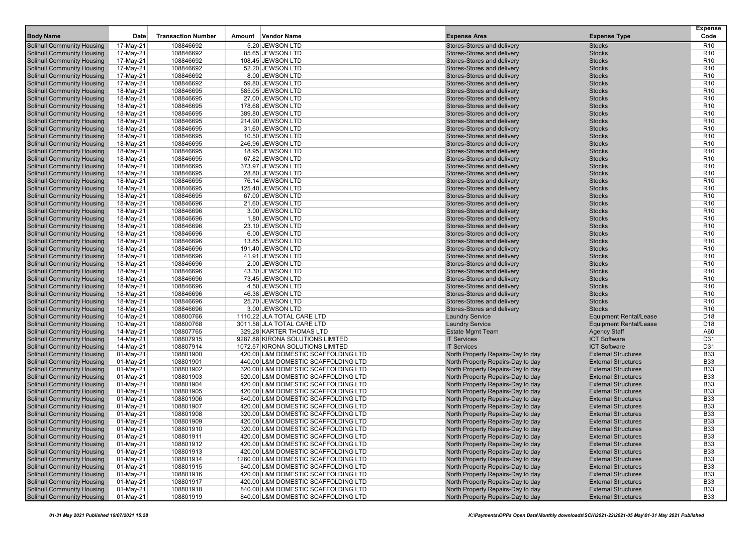| Body Name | Date | Transaction Number | Amount | Vendor Name | Expense Area | Expense Type | Expense Code |
|---|---|---|---|---|---|---|---|
| Solihull Community Housing | 17-May-21 | 108846692 | 5.20 | JEWSON LTD | Stores-Stores and delivery | Stocks | R10 |
| Solihull Community Housing | 17-May-21 | 108846692 | 85.65 | JEWSON LTD | Stores-Stores and delivery | Stocks | R10 |
| Solihull Community Housing | 17-May-21 | 108846692 | 108.45 | JEWSON LTD | Stores-Stores and delivery | Stocks | R10 |
| Solihull Community Housing | 17-May-21 | 108846692 | 52.20 | JEWSON LTD | Stores-Stores and delivery | Stocks | R10 |
| Solihull Community Housing | 17-May-21 | 108846692 | 8.00 | JEWSON LTD | Stores-Stores and delivery | Stocks | R10 |
| Solihull Community Housing | 17-May-21 | 108846692 | 59.80 | JEWSON LTD | Stores-Stores and delivery | Stocks | R10 |
| Solihull Community Housing | 18-May-21 | 108846695 | 585.05 | JEWSON LTD | Stores-Stores and delivery | Stocks | R10 |
| Solihull Community Housing | 18-May-21 | 108846695 | 27.00 | JEWSON LTD | Stores-Stores and delivery | Stocks | R10 |
| Solihull Community Housing | 18-May-21 | 108846695 | 178.68 | JEWSON LTD | Stores-Stores and delivery | Stocks | R10 |
| Solihull Community Housing | 18-May-21 | 108846695 | 389.80 | JEWSON LTD | Stores-Stores and delivery | Stocks | R10 |
| Solihull Community Housing | 18-May-21 | 108846695 | 214.90 | JEWSON LTD | Stores-Stores and delivery | Stocks | R10 |
| Solihull Community Housing | 18-May-21 | 108846695 | 31.60 | JEWSON LTD | Stores-Stores and delivery | Stocks | R10 |
| Solihull Community Housing | 18-May-21 | 108846695 | 10.50 | JEWSON LTD | Stores-Stores and delivery | Stocks | R10 |
| Solihull Community Housing | 18-May-21 | 108846695 | 246.96 | JEWSON LTD | Stores-Stores and delivery | Stocks | R10 |
| Solihull Community Housing | 18-May-21 | 108846695 | 18.95 | JEWSON LTD | Stores-Stores and delivery | Stocks | R10 |
| Solihull Community Housing | 18-May-21 | 108846695 | 67.82 | JEWSON LTD | Stores-Stores and delivery | Stocks | R10 |
| Solihull Community Housing | 18-May-21 | 108846695 | 373.97 | JEWSON LTD | Stores-Stores and delivery | Stocks | R10 |
| Solihull Community Housing | 18-May-21 | 108846695 | 28.80 | JEWSON LTD | Stores-Stores and delivery | Stocks | R10 |
| Solihull Community Housing | 18-May-21 | 108846695 | 76.14 | JEWSON LTD | Stores-Stores and delivery | Stocks | R10 |
| Solihull Community Housing | 18-May-21 | 108846695 | 125.40 | JEWSON LTD | Stores-Stores and delivery | Stocks | R10 |
| Solihull Community Housing | 18-May-21 | 108846695 | 67.00 | JEWSON LTD | Stores-Stores and delivery | Stocks | R10 |
| Solihull Community Housing | 18-May-21 | 108846696 | 21.60 | JEWSON LTD | Stores-Stores and delivery | Stocks | R10 |
| Solihull Community Housing | 18-May-21 | 108846696 | 3.00 | JEWSON LTD | Stores-Stores and delivery | Stocks | R10 |
| Solihull Community Housing | 18-May-21 | 108846696 | 1.80 | JEWSON LTD | Stores-Stores and delivery | Stocks | R10 |
| Solihull Community Housing | 18-May-21 | 108846696 | 23.10 | JEWSON LTD | Stores-Stores and delivery | Stocks | R10 |
| Solihull Community Housing | 18-May-21 | 108846696 | 6.00 | JEWSON LTD | Stores-Stores and delivery | Stocks | R10 |
| Solihull Community Housing | 18-May-21 | 108846696 | 13.85 | JEWSON LTD | Stores-Stores and delivery | Stocks | R10 |
| Solihull Community Housing | 18-May-21 | 108846696 | 191.40 | JEWSON LTD | Stores-Stores and delivery | Stocks | R10 |
| Solihull Community Housing | 18-May-21 | 108846696 | 41.91 | JEWSON LTD | Stores-Stores and delivery | Stocks | R10 |
| Solihull Community Housing | 18-May-21 | 108846696 | 2.00 | JEWSON LTD | Stores-Stores and delivery | Stocks | R10 |
| Solihull Community Housing | 18-May-21 | 108846696 | 43.30 | JEWSON LTD | Stores-Stores and delivery | Stocks | R10 |
| Solihull Community Housing | 18-May-21 | 108846696 | 73.45 | JEWSON LTD | Stores-Stores and delivery | Stocks | R10 |
| Solihull Community Housing | 18-May-21 | 108846696 | 4.50 | JEWSON LTD | Stores-Stores and delivery | Stocks | R10 |
| Solihull Community Housing | 18-May-21 | 108846696 | 46.38 | JEWSON LTD | Stores-Stores and delivery | Stocks | R10 |
| Solihull Community Housing | 18-May-21 | 108846696 | 25.70 | JEWSON LTD | Stores-Stores and delivery | Stocks | R10 |
| Solihull Community Housing | 18-May-21 | 108846696 | 3.00 | JEWSON LTD | Stores-Stores and delivery | Stocks | R10 |
| Solihull Community Housing | 10-May-21 | 108800766 | 1110.22 | JLA TOTAL CARE LTD | Laundry Service | Equipment Rental/Lease | D18 |
| Solihull Community Housing | 10-May-21 | 108800768 | 3011.58 | JLA TOTAL CARE LTD | Laundry Service | Equipment Rental/Lease | D18 |
| Solihull Community Housing | 14-May-21 | 108807765 | 329.28 | KARTER THOMAS LTD | Estate Mgmt Team | Agency Staff | A60 |
| Solihull Community Housing | 14-May-21 | 108807915 | 9287.88 | KIRONA SOLUTIONS LIMITED | IT Services | ICT Software | D31 |
| Solihull Community Housing | 14-May-21 | 108807914 | 1072.57 | KIRONA SOLUTIONS LIMITED | IT Services | ICT Software | D31 |
| Solihull Community Housing | 01-May-21 | 108801900 | 420.00 | L&M DOMESTIC SCAFFOLDING LTD | North Property Repairs-Day to day | External Structures | B33 |
| Solihull Community Housing | 01-May-21 | 108801901 | 440.00 | L&M DOMESTIC SCAFFOLDING LTD | North Property Repairs-Day to day | External Structures | B33 |
| Solihull Community Housing | 01-May-21 | 108801902 | 320.00 | L&M DOMESTIC SCAFFOLDING LTD | North Property Repairs-Day to day | External Structures | B33 |
| Solihull Community Housing | 01-May-21 | 108801903 | 520.00 | L&M DOMESTIC SCAFFOLDING LTD | North Property Repairs-Day to day | External Structures | B33 |
| Solihull Community Housing | 01-May-21 | 108801904 | 420.00 | L&M DOMESTIC SCAFFOLDING LTD | North Property Repairs-Day to day | External Structures | B33 |
| Solihull Community Housing | 01-May-21 | 108801905 | 420.00 | L&M DOMESTIC SCAFFOLDING LTD | North Property Repairs-Day to day | External Structures | B33 |
| Solihull Community Housing | 01-May-21 | 108801906 | 840.00 | L&M DOMESTIC SCAFFOLDING LTD | North Property Repairs-Day to day | External Structures | B33 |
| Solihull Community Housing | 01-May-21 | 108801907 | 420.00 | L&M DOMESTIC SCAFFOLDING LTD | North Property Repairs-Day to day | External Structures | B33 |
| Solihull Community Housing | 01-May-21 | 108801908 | 320.00 | L&M DOMESTIC SCAFFOLDING LTD | North Property Repairs-Day to day | External Structures | B33 |
| Solihull Community Housing | 01-May-21 | 108801909 | 420.00 | L&M DOMESTIC SCAFFOLDING LTD | North Property Repairs-Day to day | External Structures | B33 |
| Solihull Community Housing | 01-May-21 | 108801910 | 320.00 | L&M DOMESTIC SCAFFOLDING LTD | North Property Repairs-Day to day | External Structures | B33 |
| Solihull Community Housing | 01-May-21 | 108801911 | 420.00 | L&M DOMESTIC SCAFFOLDING LTD | North Property Repairs-Day to day | External Structures | B33 |
| Solihull Community Housing | 01-May-21 | 108801912 | 420.00 | L&M DOMESTIC SCAFFOLDING LTD | North Property Repairs-Day to day | External Structures | B33 |
| Solihull Community Housing | 01-May-21 | 108801913 | 420.00 | L&M DOMESTIC SCAFFOLDING LTD | North Property Repairs-Day to day | External Structures | B33 |
| Solihull Community Housing | 01-May-21 | 108801914 | 1260.00 | L&M DOMESTIC SCAFFOLDING LTD | North Property Repairs-Day to day | External Structures | B33 |
| Solihull Community Housing | 01-May-21 | 108801915 | 840.00 | L&M DOMESTIC SCAFFOLDING LTD | North Property Repairs-Day to day | External Structures | B33 |
| Solihull Community Housing | 01-May-21 | 108801916 | 420.00 | L&M DOMESTIC SCAFFOLDING LTD | North Property Repairs-Day to day | External Structures | B33 |
| Solihull Community Housing | 01-May-21 | 108801917 | 420.00 | L&M DOMESTIC SCAFFOLDING LTD | North Property Repairs-Day to day | External Structures | B33 |
| Solihull Community Housing | 01-May-21 | 108801918 | 840.00 | L&M DOMESTIC SCAFFOLDING LTD | North Property Repairs-Day to day | External Structures | B33 |
| Solihull Community Housing | 01-May-21 | 108801919 | 840.00 | L&M DOMESTIC SCAFFOLDING LTD | North Property Repairs-Day to day | External Structures | B33 |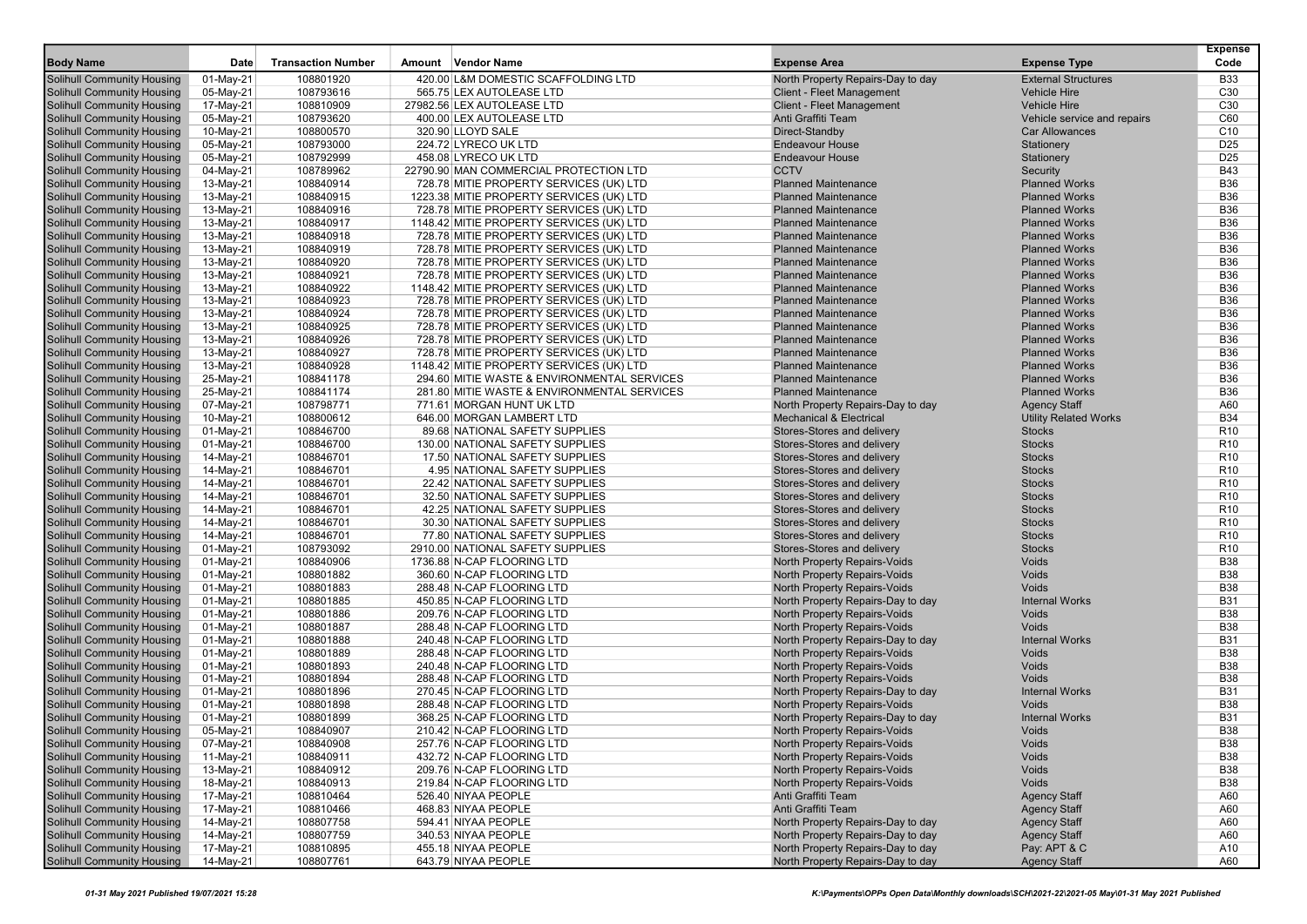| Body Name | Date | Transaction Number | Amount | Vendor Name | Expense Area | Expense Type | Expense Code |
|---|---|---|---|---|---|---|---|
| Solihull Community Housing | 01-May-21 | 108801920 | 420.00 | L&M DOMESTIC SCAFFOLDING LTD | North Property Repairs-Day to day | External Structures | B33 |
| Solihull Community Housing | 05-May-21 | 108793616 | 565.75 | LEX AUTOLEASE LTD | Client - Fleet Management | Vehicle Hire | C30 |
| Solihull Community Housing | 17-May-21 | 108810909 | 27982.56 | LEX AUTOLEASE LTD | Client - Fleet Management | Vehicle Hire | C30 |
| Solihull Community Housing | 05-May-21 | 108793620 | 400.00 | LEX AUTOLEASE LTD | Anti Graffiti Team | Vehicle service and repairs | C60 |
| Solihull Community Housing | 10-May-21 | 108800570 | 320.90 | LLOYD SALE | Direct-Standby | Car Allowances | C10 |
| Solihull Community Housing | 05-May-21 | 108793000 | 224.72 | LYRECO UK LTD | Endeavour House | Stationery | D25 |
| Solihull Community Housing | 05-May-21 | 108792999 | 458.08 | LYRECO UK LTD | Endeavour House | Stationery | D25 |
| Solihull Community Housing | 04-May-21 | 108789962 | 22790.90 | MAN COMMERCIAL PROTECTION LTD | CCTV | Security | B43 |
| Solihull Community Housing | 13-May-21 | 108840914 | 728.78 | MITIE PROPERTY SERVICES (UK) LTD | Planned Maintenance | Planned Works | B36 |
| Solihull Community Housing | 13-May-21 | 108840915 | 1223.38 | MITIE PROPERTY SERVICES (UK) LTD | Planned Maintenance | Planned Works | B36 |
| Solihull Community Housing | 13-May-21 | 108840916 | 728.78 | MITIE PROPERTY SERVICES (UK) LTD | Planned Maintenance | Planned Works | B36 |
| Solihull Community Housing | 13-May-21 | 108840917 | 1148.42 | MITIE PROPERTY SERVICES (UK) LTD | Planned Maintenance | Planned Works | B36 |
| Solihull Community Housing | 13-May-21 | 108840918 | 728.78 | MITIE PROPERTY SERVICES (UK) LTD | Planned Maintenance | Planned Works | B36 |
| Solihull Community Housing | 13-May-21 | 108840919 | 728.78 | MITIE PROPERTY SERVICES (UK) LTD | Planned Maintenance | Planned Works | B36 |
| Solihull Community Housing | 13-May-21 | 108840920 | 728.78 | MITIE PROPERTY SERVICES (UK) LTD | Planned Maintenance | Planned Works | B36 |
| Solihull Community Housing | 13-May-21 | 108840921 | 728.78 | MITIE PROPERTY SERVICES (UK) LTD | Planned Maintenance | Planned Works | B36 |
| Solihull Community Housing | 13-May-21 | 108840922 | 1148.42 | MITIE PROPERTY SERVICES (UK) LTD | Planned Maintenance | Planned Works | B36 |
| Solihull Community Housing | 13-May-21 | 108840923 | 728.78 | MITIE PROPERTY SERVICES (UK) LTD | Planned Maintenance | Planned Works | B36 |
| Solihull Community Housing | 13-May-21 | 108840924 | 728.78 | MITIE PROPERTY SERVICES (UK) LTD | Planned Maintenance | Planned Works | B36 |
| Solihull Community Housing | 13-May-21 | 108840925 | 728.78 | MITIE PROPERTY SERVICES (UK) LTD | Planned Maintenance | Planned Works | B36 |
| Solihull Community Housing | 13-May-21 | 108840926 | 728.78 | MITIE PROPERTY SERVICES (UK) LTD | Planned Maintenance | Planned Works | B36 |
| Solihull Community Housing | 13-May-21 | 108840927 | 728.78 | MITIE PROPERTY SERVICES (UK) LTD | Planned Maintenance | Planned Works | B36 |
| Solihull Community Housing | 13-May-21 | 108840928 | 1148.42 | MITIE PROPERTY SERVICES (UK) LTD | Planned Maintenance | Planned Works | B36 |
| Solihull Community Housing | 25-May-21 | 108841178 | 294.60 | MITIE WASTE & ENVIRONMENTAL SERVICES | Planned Maintenance | Planned Works | B36 |
| Solihull Community Housing | 25-May-21 | 108841174 | 281.80 | MITIE WASTE & ENVIRONMENTAL SERVICES | Planned Maintenance | Planned Works | B36 |
| Solihull Community Housing | 07-May-21 | 108798771 | 771.61 | MORGAN HUNT UK LTD | North Property Repairs-Day to day | Agency Staff | A60 |
| Solihull Community Housing | 10-May-21 | 108800612 | 646.00 | MORGAN LAMBERT LTD | Mechanical & Electrical | Utility Related Works | B34 |
| Solihull Community Housing | 01-May-21 | 108846700 | 89.68 | NATIONAL SAFETY SUPPLIES | Stores-Stores and delivery | Stocks | R10 |
| Solihull Community Housing | 01-May-21 | 108846700 | 130.00 | NATIONAL SAFETY SUPPLIES | Stores-Stores and delivery | Stocks | R10 |
| Solihull Community Housing | 14-May-21 | 108846701 | 17.50 | NATIONAL SAFETY SUPPLIES | Stores-Stores and delivery | Stocks | R10 |
| Solihull Community Housing | 14-May-21 | 108846701 | 4.95 | NATIONAL SAFETY SUPPLIES | Stores-Stores and delivery | Stocks | R10 |
| Solihull Community Housing | 14-May-21 | 108846701 | 22.42 | NATIONAL SAFETY SUPPLIES | Stores-Stores and delivery | Stocks | R10 |
| Solihull Community Housing | 14-May-21 | 108846701 | 32.50 | NATIONAL SAFETY SUPPLIES | Stores-Stores and delivery | Stocks | R10 |
| Solihull Community Housing | 14-May-21 | 108846701 | 42.25 | NATIONAL SAFETY SUPPLIES | Stores-Stores and delivery | Stocks | R10 |
| Solihull Community Housing | 14-May-21 | 108846701 | 30.30 | NATIONAL SAFETY SUPPLIES | Stores-Stores and delivery | Stocks | R10 |
| Solihull Community Housing | 14-May-21 | 108846701 | 77.80 | NATIONAL SAFETY SUPPLIES | Stores-Stores and delivery | Stocks | R10 |
| Solihull Community Housing | 01-May-21 | 108793092 | 2910.00 | NATIONAL SAFETY SUPPLIES | Stores-Stores and delivery | Stocks | R10 |
| Solihull Community Housing | 01-May-21 | 108840906 | 1736.88 | N-CAP FLOORING LTD | North Property Repairs-Voids | Voids | B38 |
| Solihull Community Housing | 01-May-21 | 108801882 | 360.60 | N-CAP FLOORING LTD | North Property Repairs-Voids | Voids | B38 |
| Solihull Community Housing | 01-May-21 | 108801883 | 288.48 | N-CAP FLOORING LTD | North Property Repairs-Voids | Voids | B38 |
| Solihull Community Housing | 01-May-21 | 108801885 | 450.85 | N-CAP FLOORING LTD | North Property Repairs-Day to day | Internal Works | B31 |
| Solihull Community Housing | 01-May-21 | 108801886 | 209.76 | N-CAP FLOORING LTD | North Property Repairs-Voids | Voids | B38 |
| Solihull Community Housing | 01-May-21 | 108801887 | 288.48 | N-CAP FLOORING LTD | North Property Repairs-Voids | Voids | B38 |
| Solihull Community Housing | 01-May-21 | 108801888 | 240.48 | N-CAP FLOORING LTD | North Property Repairs-Day to day | Internal Works | B31 |
| Solihull Community Housing | 01-May-21 | 108801889 | 288.48 | N-CAP FLOORING LTD | North Property Repairs-Voids | Voids | B38 |
| Solihull Community Housing | 01-May-21 | 108801893 | 240.48 | N-CAP FLOORING LTD | North Property Repairs-Voids | Voids | B38 |
| Solihull Community Housing | 01-May-21 | 108801894 | 288.48 | N-CAP FLOORING LTD | North Property Repairs-Voids | Voids | B38 |
| Solihull Community Housing | 01-May-21 | 108801896 | 270.45 | N-CAP FLOORING LTD | North Property Repairs-Day to day | Internal Works | B31 |
| Solihull Community Housing | 01-May-21 | 108801898 | 288.48 | N-CAP FLOORING LTD | North Property Repairs-Voids | Voids | B38 |
| Solihull Community Housing | 01-May-21 | 108801899 | 368.25 | N-CAP FLOORING LTD | North Property Repairs-Day to day | Internal Works | B31 |
| Solihull Community Housing | 05-May-21 | 108840907 | 210.42 | N-CAP FLOORING LTD | North Property Repairs-Voids | Voids | B38 |
| Solihull Community Housing | 07-May-21 | 108840908 | 257.76 | N-CAP FLOORING LTD | North Property Repairs-Voids | Voids | B38 |
| Solihull Community Housing | 11-May-21 | 108840911 | 432.72 | N-CAP FLOORING LTD | North Property Repairs-Voids | Voids | B38 |
| Solihull Community Housing | 13-May-21 | 108840912 | 209.76 | N-CAP FLOORING LTD | North Property Repairs-Voids | Voids | B38 |
| Solihull Community Housing | 18-May-21 | 108840913 | 219.84 | N-CAP FLOORING LTD | North Property Repairs-Voids | Voids | B38 |
| Solihull Community Housing | 17-May-21 | 108810464 | 526.40 | NIYAA PEOPLE | Anti Graffiti Team | Agency Staff | A60 |
| Solihull Community Housing | 17-May-21 | 108810466 | 468.83 | NIYAA PEOPLE | Anti Graffiti Team | Agency Staff | A60 |
| Solihull Community Housing | 14-May-21 | 108807758 | 594.41 | NIYAA PEOPLE | North Property Repairs-Day to day | Agency Staff | A60 |
| Solihull Community Housing | 14-May-21 | 108807759 | 340.53 | NIYAA PEOPLE | North Property Repairs-Day to day | Agency Staff | A60 |
| Solihull Community Housing | 17-May-21 | 108810895 | 455.18 | NIYAA PEOPLE | North Property Repairs-Day to day | Pay: APT & C | A10 |
| Solihull Community Housing | 14-May-21 | 108807761 | 643.79 | NIYAA PEOPLE | North Property Repairs-Day to day | Agency Staff | A60 |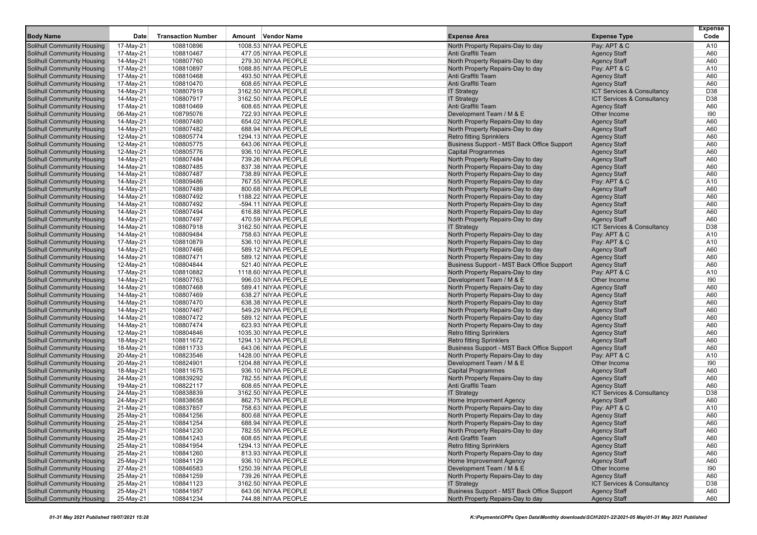| Body Name | Date | Transaction Number | Amount | Vendor Name | Expense Area | Expense Type | Expense Code |
|---|---|---|---|---|---|---|---|
| Solihull Community Housing | 17-May-21 | 108810896 | 1008.53 | NIYAA PEOPLE | North Property Repairs-Day to day | Pay: APT & C | A10 |
| Solihull Community Housing | 17-May-21 | 108810467 | 477.05 | NIYAA PEOPLE | Anti Graffiti Team | Agency Staff | A60 |
| Solihull Community Housing | 14-May-21 | 108807760 | 279.30 | NIYAA PEOPLE | North Property Repairs-Day to day | Agency Staff | A60 |
| Solihull Community Housing | 17-May-21 | 108810897 | 1088.85 | NIYAA PEOPLE | North Property Repairs-Day to day | Pay: APT & C | A10 |
| Solihull Community Housing | 17-May-21 | 108810468 | 493.50 | NIYAA PEOPLE | Anti Graffiti Team | Agency Staff | A60 |
| Solihull Community Housing | 17-May-21 | 108810470 | 608.65 | NIYAA PEOPLE | Anti Graffiti Team | Agency Staff | A60 |
| Solihull Community Housing | 14-May-21 | 108807919 | 3162.50 | NIYAA PEOPLE | IT Strategy | ICT Services & Consultancy | D38 |
| Solihull Community Housing | 14-May-21 | 108807917 | 3162.50 | NIYAA PEOPLE | IT Strategy | ICT Services & Consultancy | D38 |
| Solihull Community Housing | 17-May-21 | 108810469 | 608.65 | NIYAA PEOPLE | Anti Graffiti Team | Agency Staff | A60 |
| Solihull Community Housing | 06-May-21 | 108795076 | 722.93 | NIYAA PEOPLE | Development Team / M & E | Other Income | I90 |
| Solihull Community Housing | 14-May-21 | 108807480 | 654.02 | NIYAA PEOPLE | North Property Repairs-Day to day | Agency Staff | A60 |
| Solihull Community Housing | 14-May-21 | 108807482 | 688.94 | NIYAA PEOPLE | North Property Repairs-Day to day | Agency Staff | A60 |
| Solihull Community Housing | 12-May-21 | 108805774 | 1294.13 | NIYAA PEOPLE | Retro fitting Sprinklers | Agency Staff | A60 |
| Solihull Community Housing | 12-May-21 | 108805775 | 643.06 | NIYAA PEOPLE | Business Support - MST Back Office Support | Agency Staff | A60 |
| Solihull Community Housing | 12-May-21 | 108805776 | 936.10 | NIYAA PEOPLE | Capital Programmes | Agency Staff | A60 |
| Solihull Community Housing | 14-May-21 | 108807484 | 739.26 | NIYAA PEOPLE | North Property Repairs-Day to day | Agency Staff | A60 |
| Solihull Community Housing | 14-May-21 | 108807485 | 837.38 | NIYAA PEOPLE | North Property Repairs-Day to day | Agency Staff | A60 |
| Solihull Community Housing | 14-May-21 | 108807487 | 738.89 | NIYAA PEOPLE | North Property Repairs-Day to day | Agency Staff | A60 |
| Solihull Community Housing | 14-May-21 | 108809486 | 767.55 | NIYAA PEOPLE | North Property Repairs-Day to day | Pay: APT & C | A10 |
| Solihull Community Housing | 14-May-21 | 108807489 | 800.68 | NIYAA PEOPLE | North Property Repairs-Day to day | Agency Staff | A60 |
| Solihull Community Housing | 14-May-21 | 108807492 | 1188.22 | NIYAA PEOPLE | North Property Repairs-Day to day | Agency Staff | A60 |
| Solihull Community Housing | 14-May-21 | 108807492 | -594.11 | NIYAA PEOPLE | North Property Repairs-Day to day | Agency Staff | A60 |
| Solihull Community Housing | 14-May-21 | 108807494 | 616.88 | NIYAA PEOPLE | North Property Repairs-Day to day | Agency Staff | A60 |
| Solihull Community Housing | 14-May-21 | 108807497 | 470.59 | NIYAA PEOPLE | North Property Repairs-Day to day | Agency Staff | A60 |
| Solihull Community Housing | 14-May-21 | 108807918 | 3162.50 | NIYAA PEOPLE | IT Strategy | ICT Services & Consultancy | D38 |
| Solihull Community Housing | 14-May-21 | 108809484 | 758.63 | NIYAA PEOPLE | North Property Repairs-Day to day | Pay: APT & C | A10 |
| Solihull Community Housing | 17-May-21 | 108810879 | 536.10 | NIYAA PEOPLE | North Property Repairs-Day to day | Pay: APT & C | A10 |
| Solihull Community Housing | 14-May-21 | 108807466 | 589.12 | NIYAA PEOPLE | North Property Repairs-Day to day | Agency Staff | A60 |
| Solihull Community Housing | 14-May-21 | 108807471 | 589.12 | NIYAA PEOPLE | North Property Repairs-Day to day | Agency Staff | A60 |
| Solihull Community Housing | 12-May-21 | 108804844 | 521.40 | NIYAA PEOPLE | Business Support - MST Back Office Support | Agency Staff | A60 |
| Solihull Community Housing | 17-May-21 | 108810882 | 1118.60 | NIYAA PEOPLE | North Property Repairs-Day to day | Pay: APT & C | A10 |
| Solihull Community Housing | 14-May-21 | 108807763 | 996.03 | NIYAA PEOPLE | Development Team / M & E | Other Income | I90 |
| Solihull Community Housing | 14-May-21 | 108807468 | 589.41 | NIYAA PEOPLE | North Property Repairs-Day to day | Agency Staff | A60 |
| Solihull Community Housing | 14-May-21 | 108807469 | 638.27 | NIYAA PEOPLE | North Property Repairs-Day to day | Agency Staff | A60 |
| Solihull Community Housing | 14-May-21 | 108807470 | 638.38 | NIYAA PEOPLE | North Property Repairs-Day to day | Agency Staff | A60 |
| Solihull Community Housing | 14-May-21 | 108807467 | 549.29 | NIYAA PEOPLE | North Property Repairs-Day to day | Agency Staff | A60 |
| Solihull Community Housing | 14-May-21 | 108807472 | 589.12 | NIYAA PEOPLE | North Property Repairs-Day to day | Agency Staff | A60 |
| Solihull Community Housing | 14-May-21 | 108807474 | 623.93 | NIYAA PEOPLE | North Property Repairs-Day to day | Agency Staff | A60 |
| Solihull Community Housing | 12-May-21 | 108804846 | 1035.30 | NIYAA PEOPLE | Retro fitting Sprinklers | Agency Staff | A60 |
| Solihull Community Housing | 18-May-21 | 108811672 | 1294.13 | NIYAA PEOPLE | Retro fitting Sprinklers | Agency Staff | A60 |
| Solihull Community Housing | 18-May-21 | 108811733 | 643.06 | NIYAA PEOPLE | Business Support - MST Back Office Support | Agency Staff | A60 |
| Solihull Community Housing | 20-May-21 | 108823546 | 1428.00 | NIYAA PEOPLE | North Property Repairs-Day to day | Pay: APT & C | A10 |
| Solihull Community Housing | 20-May-21 | 108824901 | 1204.88 | NIYAA PEOPLE | Development Team / M & E | Other Income | I90 |
| Solihull Community Housing | 18-May-21 | 108811675 | 936.10 | NIYAA PEOPLE | Capital Programmes | Agency Staff | A60 |
| Solihull Community Housing | 24-May-21 | 108839292 | 782.55 | NIYAA PEOPLE | North Property Repairs-Day to day | Agency Staff | A60 |
| Solihull Community Housing | 19-May-21 | 108822117 | 608.65 | NIYAA PEOPLE | Anti Graffiti Team | Agency Staff | A60 |
| Solihull Community Housing | 24-May-21 | 108838839 | 3162.50 | NIYAA PEOPLE | IT Strategy | ICT Services & Consultancy | D38 |
| Solihull Community Housing | 24-May-21 | 108838658 | 862.75 | NIYAA PEOPLE | Home Improvement Agency | Agency Staff | A60 |
| Solihull Community Housing | 21-May-21 | 108837857 | 758.63 | NIYAA PEOPLE | North Property Repairs-Day to day | Pay: APT & C | A10 |
| Solihull Community Housing | 25-May-21 | 108841256 | 800.68 | NIYAA PEOPLE | North Property Repairs-Day to day | Agency Staff | A60 |
| Solihull Community Housing | 25-May-21 | 108841254 | 688.94 | NIYAA PEOPLE | North Property Repairs-Day to day | Agency Staff | A60 |
| Solihull Community Housing | 25-May-21 | 108841230 | 782.55 | NIYAA PEOPLE | North Property Repairs-Day to day | Agency Staff | A60 |
| Solihull Community Housing | 25-May-21 | 108841243 | 608.65 | NIYAA PEOPLE | Anti Graffiti Team | Agency Staff | A60 |
| Solihull Community Housing | 25-May-21 | 108841954 | 1294.13 | NIYAA PEOPLE | Retro fitting Sprinklers | Agency Staff | A60 |
| Solihull Community Housing | 25-May-21 | 108841260 | 813.93 | NIYAA PEOPLE | North Property Repairs-Day to day | Agency Staff | A60 |
| Solihull Community Housing | 25-May-21 | 108841129 | 936.10 | NIYAA PEOPLE | Home Improvement Agency | Agency Staff | A60 |
| Solihull Community Housing | 27-May-21 | 108846583 | 1250.39 | NIYAA PEOPLE | Development Team / M & E | Other Income | I90 |
| Solihull Community Housing | 25-May-21 | 108841259 | 739.26 | NIYAA PEOPLE | North Property Repairs-Day to day | Agency Staff | A60 |
| Solihull Community Housing | 25-May-21 | 108841123 | 3162.50 | NIYAA PEOPLE | IT Strategy | ICT Services & Consultancy | D38 |
| Solihull Community Housing | 25-May-21 | 108841957 | 643.06 | NIYAA PEOPLE | Business Support - MST Back Office Support | Agency Staff | A60 |
| Solihull Community Housing | 25-May-21 | 108841234 | 744.88 | NIYAA PEOPLE | North Property Repairs-Day to day | Agency Staff | A60 |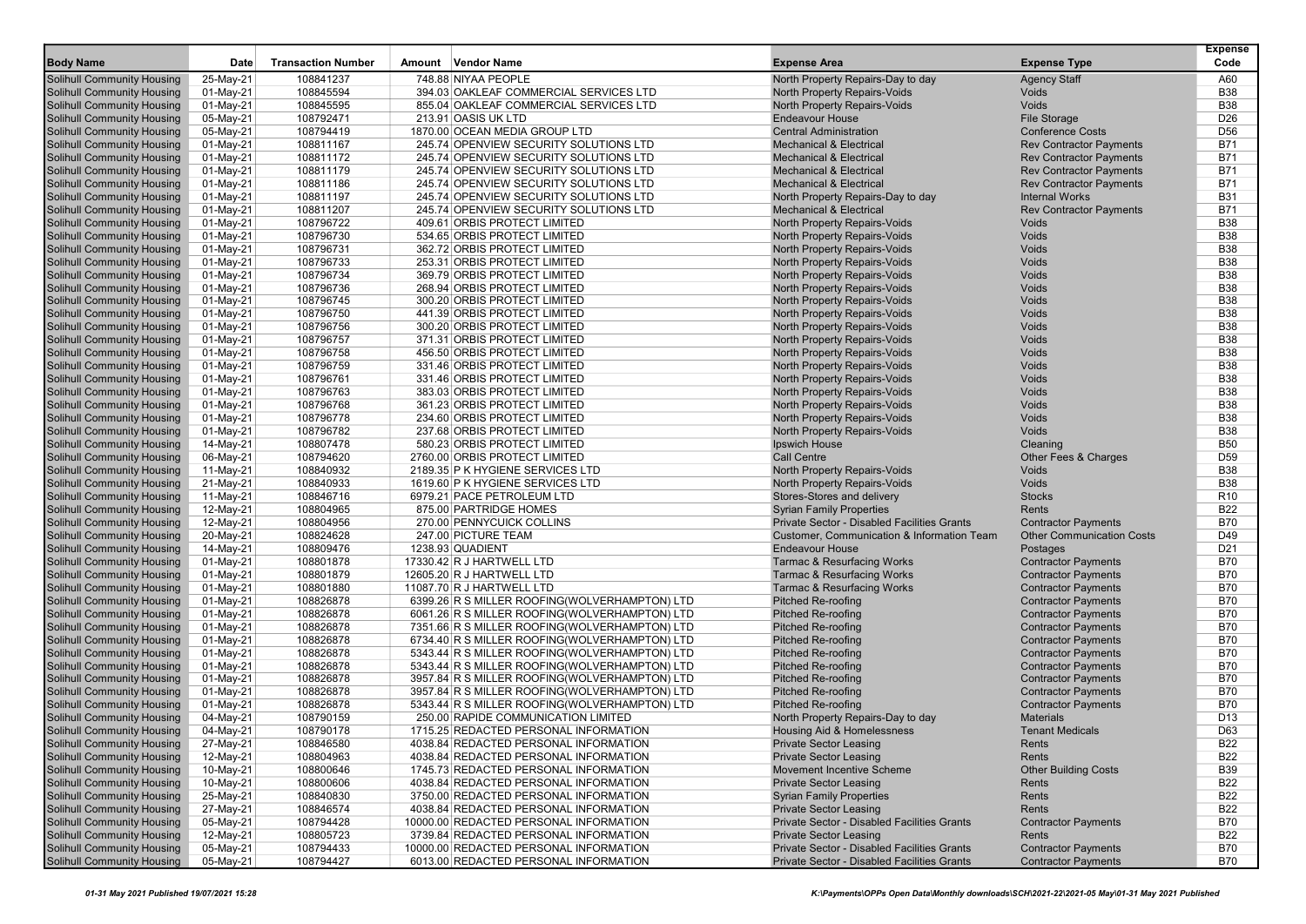| Body Name | Date | Transaction Number | Amount | Vendor Name | Expense Area | Expense Type | Expense Code |
|---|---|---|---|---|---|---|---|
| Solihull Community Housing | 25-May-21 | 108841237 | 748.88 | NIYAA PEOPLE | North Property Repairs-Day to day | Agency Staff | A60 |
| Solihull Community Housing | 01-May-21 | 108845594 | 394.03 | OAKLEAF COMMERCIAL SERVICES LTD | North Property Repairs-Voids | Voids | B38 |
| Solihull Community Housing | 01-May-21 | 108845595 | 855.04 | OAKLEAF COMMERCIAL SERVICES LTD | North Property Repairs-Voids | Voids | B38 |
| Solihull Community Housing | 05-May-21 | 108792471 | 213.91 | OASIS UK LTD | Endeavour House | File Storage | D26 |
| Solihull Community Housing | 05-May-21 | 108794419 | 1870.00 | OCEAN MEDIA GROUP LTD | Central Administration | Conference Costs | D56 |
| Solihull Community Housing | 01-May-21 | 108811167 | 245.74 | OPENVIEW SECURITY SOLUTIONS LTD | Mechanical & Electrical | Rev Contractor Payments | B71 |
| Solihull Community Housing | 01-May-21 | 108811172 | 245.74 | OPENVIEW SECURITY SOLUTIONS LTD | Mechanical & Electrical | Rev Contractor Payments | B71 |
| Solihull Community Housing | 01-May-21 | 108811179 | 245.74 | OPENVIEW SECURITY SOLUTIONS LTD | Mechanical & Electrical | Rev Contractor Payments | B71 |
| Solihull Community Housing | 01-May-21 | 108811186 | 245.74 | OPENVIEW SECURITY SOLUTIONS LTD | Mechanical & Electrical | Rev Contractor Payments | B71 |
| Solihull Community Housing | 01-May-21 | 108811197 | 245.74 | OPENVIEW SECURITY SOLUTIONS LTD | North Property Repairs-Day to day | Internal Works | B31 |
| Solihull Community Housing | 01-May-21 | 108811207 | 245.74 | OPENVIEW SECURITY SOLUTIONS LTD | Mechanical & Electrical | Rev Contractor Payments | B71 |
| Solihull Community Housing | 01-May-21 | 108796722 | 409.61 | ORBIS PROTECT LIMITED | North Property Repairs-Voids | Voids | B38 |
| Solihull Community Housing | 01-May-21 | 108796730 | 534.65 | ORBIS PROTECT LIMITED | North Property Repairs-Voids | Voids | B38 |
| Solihull Community Housing | 01-May-21 | 108796731 | 362.72 | ORBIS PROTECT LIMITED | North Property Repairs-Voids | Voids | B38 |
| Solihull Community Housing | 01-May-21 | 108796733 | 253.31 | ORBIS PROTECT LIMITED | North Property Repairs-Voids | Voids | B38 |
| Solihull Community Housing | 01-May-21 | 108796734 | 369.79 | ORBIS PROTECT LIMITED | North Property Repairs-Voids | Voids | B38 |
| Solihull Community Housing | 01-May-21 | 108796736 | 268.94 | ORBIS PROTECT LIMITED | North Property Repairs-Voids | Voids | B38 |
| Solihull Community Housing | 01-May-21 | 108796745 | 300.20 | ORBIS PROTECT LIMITED | North Property Repairs-Voids | Voids | B38 |
| Solihull Community Housing | 01-May-21 | 108796750 | 441.39 | ORBIS PROTECT LIMITED | North Property Repairs-Voids | Voids | B38 |
| Solihull Community Housing | 01-May-21 | 108796756 | 300.20 | ORBIS PROTECT LIMITED | North Property Repairs-Voids | Voids | B38 |
| Solihull Community Housing | 01-May-21 | 108796757 | 371.31 | ORBIS PROTECT LIMITED | North Property Repairs-Voids | Voids | B38 |
| Solihull Community Housing | 01-May-21 | 108796758 | 456.50 | ORBIS PROTECT LIMITED | North Property Repairs-Voids | Voids | B38 |
| Solihull Community Housing | 01-May-21 | 108796759 | 331.46 | ORBIS PROTECT LIMITED | North Property Repairs-Voids | Voids | B38 |
| Solihull Community Housing | 01-May-21 | 108796761 | 331.46 | ORBIS PROTECT LIMITED | North Property Repairs-Voids | Voids | B38 |
| Solihull Community Housing | 01-May-21 | 108796763 | 383.03 | ORBIS PROTECT LIMITED | North Property Repairs-Voids | Voids | B38 |
| Solihull Community Housing | 01-May-21 | 108796768 | 361.23 | ORBIS PROTECT LIMITED | North Property Repairs-Voids | Voids | B38 |
| Solihull Community Housing | 01-May-21 | 108796778 | 234.60 | ORBIS PROTECT LIMITED | North Property Repairs-Voids | Voids | B38 |
| Solihull Community Housing | 01-May-21 | 108796782 | 237.68 | ORBIS PROTECT LIMITED | North Property Repairs-Voids | Voids | B38 |
| Solihull Community Housing | 14-May-21 | 108807478 | 580.23 | ORBIS PROTECT LIMITED | Ipswich House | Cleaning | B50 |
| Solihull Community Housing | 06-May-21 | 108794620 | 2760.00 | ORBIS PROTECT LIMITED | Call Centre | Other Fees & Charges | D59 |
| Solihull Community Housing | 11-May-21 | 108840932 | 2189.35 | P K HYGIENE SERVICES LTD | North Property Repairs-Voids | Voids | B38 |
| Solihull Community Housing | 21-May-21 | 108840933 | 1619.60 | P K HYGIENE SERVICES LTD | North Property Repairs-Voids | Voids | B38 |
| Solihull Community Housing | 11-May-21 | 108846716 | 6979.21 | PACE PETROLEUM LTD | Stores-Stores and delivery | Stocks | R10 |
| Solihull Community Housing | 12-May-21 | 108804965 | 875.00 | PARTRIDGE HOMES | Syrian Family Properties | Rents | B22 |
| Solihull Community Housing | 12-May-21 | 108804956 | 270.00 | PENNYCUICK COLLINS | Private Sector - Disabled Facilities Grants | Contractor Payments | B70 |
| Solihull Community Housing | 20-May-21 | 108824628 | 247.00 | PICTURE TEAM | Customer, Communication & Information Team | Other Communication Costs | D49 |
| Solihull Community Housing | 14-May-21 | 108809476 | 1238.93 | QUADIENT | Endeavour House | Postages | D21 |
| Solihull Community Housing | 01-May-21 | 108801878 | 17330.42 | R J HARTWELL LTD | Tarmac & Resurfacing Works | Contractor Payments | B70 |
| Solihull Community Housing | 01-May-21 | 108801879 | 12605.20 | R J HARTWELL LTD | Tarmac & Resurfacing Works | Contractor Payments | B70 |
| Solihull Community Housing | 01-May-21 | 108801880 | 11087.70 | R J HARTWELL LTD | Tarmac & Resurfacing Works | Contractor Payments | B70 |
| Solihull Community Housing | 01-May-21 | 108826878 | 6399.26 | R S MILLER ROOFING(WOLVERHAMPTON) LTD | Pitched Re-roofing | Contractor Payments | B70 |
| Solihull Community Housing | 01-May-21 | 108826878 | 6061.26 | R S MILLER ROOFING(WOLVERHAMPTON) LTD | Pitched Re-roofing | Contractor Payments | B70 |
| Solihull Community Housing | 01-May-21 | 108826878 | 7351.66 | R S MILLER ROOFING(WOLVERHAMPTON) LTD | Pitched Re-roofing | Contractor Payments | B70 |
| Solihull Community Housing | 01-May-21 | 108826878 | 6734.40 | R S MILLER ROOFING(WOLVERHAMPTON) LTD | Pitched Re-roofing | Contractor Payments | B70 |
| Solihull Community Housing | 01-May-21 | 108826878 | 5343.44 | R S MILLER ROOFING(WOLVERHAMPTON) LTD | Pitched Re-roofing | Contractor Payments | B70 |
| Solihull Community Housing | 01-May-21 | 108826878 | 5343.44 | R S MILLER ROOFING(WOLVERHAMPTON) LTD | Pitched Re-roofing | Contractor Payments | B70 |
| Solihull Community Housing | 01-May-21 | 108826878 | 3957.84 | R S MILLER ROOFING(WOLVERHAMPTON) LTD | Pitched Re-roofing | Contractor Payments | B70 |
| Solihull Community Housing | 01-May-21 | 108826878 | 3957.84 | R S MILLER ROOFING(WOLVERHAMPTON) LTD | Pitched Re-roofing | Contractor Payments | B70 |
| Solihull Community Housing | 01-May-21 | 108826878 | 5343.44 | R S MILLER ROOFING(WOLVERHAMPTON) LTD | Pitched Re-roofing | Contractor Payments | B70 |
| Solihull Community Housing | 04-May-21 | 108790159 | 250.00 | RAPIDE COMMUNICATION LIMITED | North Property Repairs-Day to day | Materials | D13 |
| Solihull Community Housing | 04-May-21 | 108790178 | 1715.25 | REDACTED PERSONAL INFORMATION | Housing Aid & Homelessness | Tenant Medicals | D63 |
| Solihull Community Housing | 27-May-21 | 108846580 | 4038.84 | REDACTED PERSONAL INFORMATION | Private Sector Leasing | Rents | B22 |
| Solihull Community Housing | 12-May-21 | 108804963 | 4038.84 | REDACTED PERSONAL INFORMATION | Private Sector Leasing | Rents | B22 |
| Solihull Community Housing | 10-May-21 | 108800646 | 1745.73 | REDACTED PERSONAL INFORMATION | Movement Incentive Scheme | Other Building Costs | B39 |
| Solihull Community Housing | 10-May-21 | 108800606 | 4038.84 | REDACTED PERSONAL INFORMATION | Private Sector Leasing | Rents | B22 |
| Solihull Community Housing | 25-May-21 | 108840830 | 3750.00 | REDACTED PERSONAL INFORMATION | Syrian Family Properties | Rents | B22 |
| Solihull Community Housing | 27-May-21 | 108846574 | 4038.84 | REDACTED PERSONAL INFORMATION | Private Sector Leasing | Rents | B22 |
| Solihull Community Housing | 05-May-21 | 108794428 | 10000.00 | REDACTED PERSONAL INFORMATION | Private Sector - Disabled Facilities Grants | Contractor Payments | B70 |
| Solihull Community Housing | 12-May-21 | 108805723 | 3739.84 | REDACTED PERSONAL INFORMATION | Private Sector Leasing | Rents | B22 |
| Solihull Community Housing | 05-May-21 | 108794433 | 10000.00 | REDACTED PERSONAL INFORMATION | Private Sector - Disabled Facilities Grants | Contractor Payments | B70 |
| Solihull Community Housing | 05-May-21 | 108794427 | 6013.00 | REDACTED PERSONAL INFORMATION | Private Sector - Disabled Facilities Grants | Contractor Payments | B70 |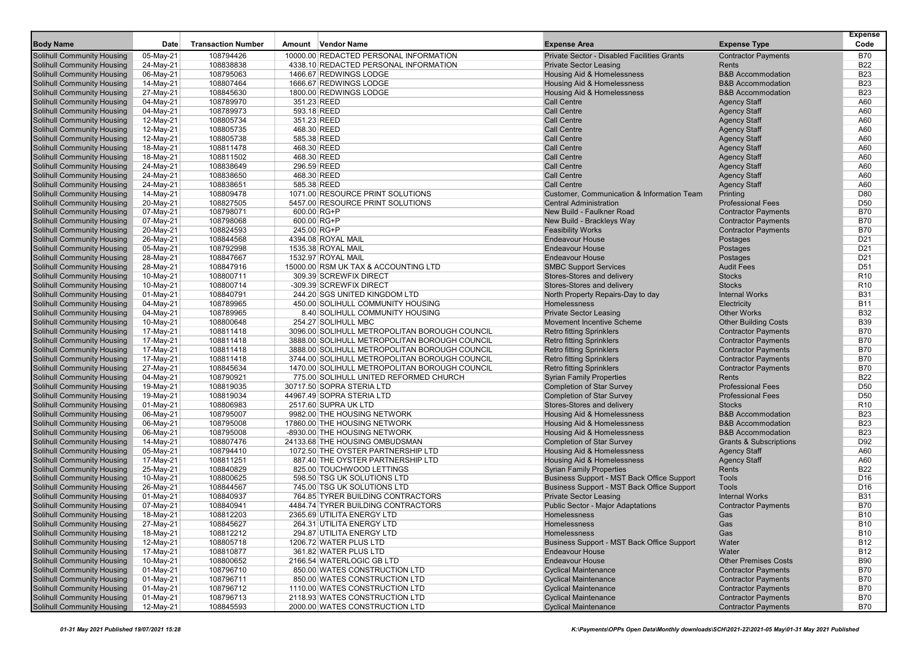| Body Name | Date | Transaction Number | Amount | Vendor Name | Expense Area | Expense Type | Expense Code |
|---|---|---|---|---|---|---|---|
| Solihull Community Housing | 05-May-21 | 108794426 | 10000.00 | REDACTED PERSONAL INFORMATION | Private Sector - Disabled Facilities Grants | Contractor Payments | B70 |
| Solihull Community Housing | 24-May-21 | 108838838 | 4338.10 | REDACTED PERSONAL INFORMATION | Private Sector Leasing | Rents | B22 |
| Solihull Community Housing | 06-May-21 | 108795063 | 1466.67 | REDWINGS LODGE | Housing Aid & Homelessness | B&B Accommodation | B23 |
| Solihull Community Housing | 14-May-21 | 108807464 | 1666.67 | REDWINGS LODGE | Housing Aid & Homelessness | B&B Accommodation | B23 |
| Solihull Community Housing | 27-May-21 | 108845630 | 1800.00 | REDWINGS LODGE | Housing Aid & Homelessness | B&B Accommodation | B23 |
| Solihull Community Housing | 04-May-21 | 108789970 | 351.23 | REED | Call Centre | Agency Staff | A60 |
| Solihull Community Housing | 04-May-21 | 108789973 | 593.18 | REED | Call Centre | Agency Staff | A60 |
| Solihull Community Housing | 12-May-21 | 108805734 | 351.23 | REED | Call Centre | Agency Staff | A60 |
| Solihull Community Housing | 12-May-21 | 108805735 | 468.30 | REED | Call Centre | Agency Staff | A60 |
| Solihull Community Housing | 12-May-21 | 108805738 | 585.38 | REED | Call Centre | Agency Staff | A60 |
| Solihull Community Housing | 18-May-21 | 108811478 | 468.30 | REED | Call Centre | Agency Staff | A60 |
| Solihull Community Housing | 18-May-21 | 108811502 | 468.30 | REED | Call Centre | Agency Staff | A60 |
| Solihull Community Housing | 24-May-21 | 108838649 | 296.59 | REED | Call Centre | Agency Staff | A60 |
| Solihull Community Housing | 24-May-21 | 108838650 | 468.30 | REED | Call Centre | Agency Staff | A60 |
| Solihull Community Housing | 24-May-21 | 108838651 | 585.38 | REED | Call Centre | Agency Staff | A60 |
| Solihull Community Housing | 14-May-21 | 108809478 | 1071.00 | RESOURCE PRINT SOLUTIONS | Customer, Communication & Information Team | Printing | D80 |
| Solihull Community Housing | 20-May-21 | 108827505 | 5457.00 | RESOURCE PRINT SOLUTIONS | Central Administration | Professional Fees | D50 |
| Solihull Community Housing | 07-May-21 | 108798071 | 600.00 | RG+P | New Build - Faulkner Road | Contractor Payments | B70 |
| Solihull Community Housing | 07-May-21 | 108798068 | 600.00 | RG+P | New Build - Brackleys Way | Contractor Payments | B70 |
| Solihull Community Housing | 20-May-21 | 108824593 | 245.00 | RG+P | Feasibility Works | Contractor Payments | B70 |
| Solihull Community Housing | 26-May-21 | 108844568 | 4394.08 | ROYAL MAIL | Endeavour House | Postages | D21 |
| Solihull Community Housing | 05-May-21 | 108792998 | 1535.38 | ROYAL MAIL | Endeavour House | Postages | D21 |
| Solihull Community Housing | 28-May-21 | 108847667 | 1532.97 | ROYAL MAIL | Endeavour House | Postages | D21 |
| Solihull Community Housing | 28-May-21 | 108847916 | 15000.00 | RSM UK TAX & ACCOUNTING LTD | SMBC Support Services | Audit Fees | D51 |
| Solihull Community Housing | 10-May-21 | 108800711 | 309.39 | SCREWFIX DIRECT | Stores-Stores and delivery | Stocks | R10 |
| Solihull Community Housing | 10-May-21 | 108800714 | -309.39 | SCREWFIX DIRECT | Stores-Stores and delivery | Stocks | R10 |
| Solihull Community Housing | 01-May-21 | 108840791 | 244.20 | SGS UNITED KINGDOM LTD | North Property Repairs-Day to day | Internal Works | B31 |
| Solihull Community Housing | 04-May-21 | 108789965 | 450.00 | SOLIHULL COMMUNITY HOUSING | Homelessness | Electricity | B11 |
| Solihull Community Housing | 04-May-21 | 108789965 | 8.40 | SOLIHULL COMMUNITY HOUSING | Private Sector Leasing | Other Works | B32 |
| Solihull Community Housing | 10-May-21 | 108800648 | 254.27 | SOLIHULL MBC | Movement Incentive Scheme | Other Building Costs | B39 |
| Solihull Community Housing | 17-May-21 | 108811418 | 3096.00 | SOLIHULL METROPOLITAN BOROUGH COUNCIL | Retro fitting Sprinklers | Contractor Payments | B70 |
| Solihull Community Housing | 17-May-21 | 108811418 | 3888.00 | SOLIHULL METROPOLITAN BOROUGH COUNCIL | Retro fitting Sprinklers | Contractor Payments | B70 |
| Solihull Community Housing | 17-May-21 | 108811418 | 3888.00 | SOLIHULL METROPOLITAN BOROUGH COUNCIL | Retro fitting Sprinklers | Contractor Payments | B70 |
| Solihull Community Housing | 17-May-21 | 108811418 | 3744.00 | SOLIHULL METROPOLITAN BOROUGH COUNCIL | Retro fitting Sprinklers | Contractor Payments | B70 |
| Solihull Community Housing | 27-May-21 | 108845634 | 1470.00 | SOLIHULL METROPOLITAN BOROUGH COUNCIL | Retro fitting Sprinklers | Contractor Payments | B70 |
| Solihull Community Housing | 04-May-21 | 108790921 | 775.00 | SOLIHULL UNITED REFORMED CHURCH | Syrian Family Properties | Rents | B22 |
| Solihull Community Housing | 19-May-21 | 108819035 | 30717.50 | SOPRA STERIA LTD | Completion of Star Survey | Professional Fees | D50 |
| Solihull Community Housing | 19-May-21 | 108819034 | 44967.49 | SOPRA STERIA LTD | Completion of Star Survey | Professional Fees | D50 |
| Solihull Community Housing | 01-May-21 | 108806983 | 2517.60 | SUPRA UK LTD | Stores-Stores and delivery | Stocks | R10 |
| Solihull Community Housing | 06-May-21 | 108795007 | 9982.00 | THE HOUSING NETWORK | Housing Aid & Homelessness | B&B Accommodation | B23 |
| Solihull Community Housing | 06-May-21 | 108795008 | 17860.00 | THE HOUSING NETWORK | Housing Aid & Homelessness | B&B Accommodation | B23 |
| Solihull Community Housing | 06-May-21 | 108795008 | -8930.00 | THE HOUSING NETWORK | Housing Aid & Homelessness | B&B Accommodation | B23 |
| Solihull Community Housing | 14-May-21 | 108807476 | 24133.68 | THE HOUSING OMBUDSMAN | Completion of Star Survey | Grants & Subscriptions | D92 |
| Solihull Community Housing | 05-May-21 | 108794410 | 1072.50 | THE OYSTER PARTNERSHIP LTD | Housing Aid & Homelessness | Agency Staff | A60 |
| Solihull Community Housing | 17-May-21 | 108811251 | 887.40 | THE OYSTER PARTNERSHIP LTD | Housing Aid & Homelessness | Agency Staff | A60 |
| Solihull Community Housing | 25-May-21 | 108840829 | 825.00 | TOUCHWOOD LETTINGS | Syrian Family Properties | Rents | B22 |
| Solihull Community Housing | 10-May-21 | 108800625 | 598.50 | TSG UK SOLUTIONS LTD | Business Support - MST Back Office Support | Tools | D16 |
| Solihull Community Housing | 26-May-21 | 108844567 | 745.00 | TSG UK SOLUTIONS LTD | Business Support - MST Back Office Support | Tools | D16 |
| Solihull Community Housing | 01-May-21 | 108840937 | 764.85 | TYRER BUILDING CONTRACTORS | Private Sector Leasing | Internal Works | B31 |
| Solihull Community Housing | 07-May-21 | 108840941 | 4484.74 | TYRER BUILDING CONTRACTORS | Public Sector - Major Adaptations | Contractor Payments | B70 |
| Solihull Community Housing | 18-May-21 | 108812203 | 2365.69 | UTILITA ENERGY LTD | Homelessness | Gas | B10 |
| Solihull Community Housing | 27-May-21 | 108845627 | 264.31 | UTILITA ENERGY LTD | Homelessness | Gas | B10 |
| Solihull Community Housing | 18-May-21 | 108812212 | 294.87 | UTILITA ENERGY LTD | Homelessness | Gas | B10 |
| Solihull Community Housing | 12-May-21 | 108805718 | 1206.72 | WATER PLUS LTD | Business Support - MST Back Office Support | Water | B12 |
| Solihull Community Housing | 17-May-21 | 108810877 | 361.82 | WATER PLUS LTD | Endeavour House | Water | B12 |
| Solihull Community Housing | 10-May-21 | 108800652 | 2166.54 | WATERLOGIC GB LTD | Endeavour House | Other Premises Costs | B90 |
| Solihull Community Housing | 01-May-21 | 108796710 | 850.00 | WATES CONSTRUCTION LTD | Cyclical Maintenance | Contractor Payments | B70 |
| Solihull Community Housing | 01-May-21 | 108796711 | 850.00 | WATES CONSTRUCTION LTD | Cyclical Maintenance | Contractor Payments | B70 |
| Solihull Community Housing | 01-May-21 | 108796712 | 1110.00 | WATES CONSTRUCTION LTD | Cyclical Maintenance | Contractor Payments | B70 |
| Solihull Community Housing | 01-May-21 | 108796713 | 2118.93 | WATES CONSTRUCTION LTD | Cyclical Maintenance | Contractor Payments | B70 |
| Solihull Community Housing | 12-May-21 | 108845593 | 2000.00 | WATES CONSTRUCTION LTD | Cyclical Maintenance | Contractor Payments | B70 |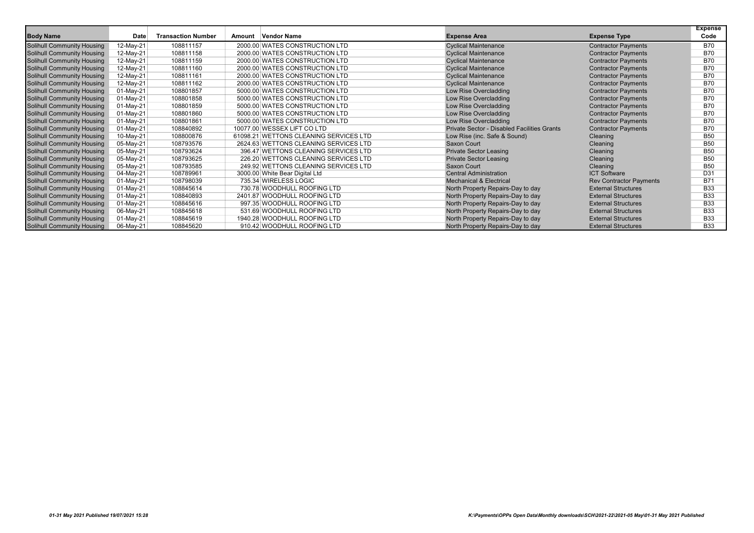| Body Name | Date | Transaction Number | Amount | Vendor Name | Expense Area | Expense Type | Expense Code |
|---|---|---|---|---|---|---|---|
| Solihull Community Housing | 12-May-21 | 108811157 | 2000.00 | WATES CONSTRUCTION LTD | Cyclical Maintenance | Contractor Payments | B70 |
| Solihull Community Housing | 12-May-21 | 108811158 | 2000.00 | WATES CONSTRUCTION LTD | Cyclical Maintenance | Contractor Payments | B70 |
| Solihull Community Housing | 12-May-21 | 108811159 | 2000.00 | WATES CONSTRUCTION LTD | Cyclical Maintenance | Contractor Payments | B70 |
| Solihull Community Housing | 12-May-21 | 108811160 | 2000.00 | WATES CONSTRUCTION LTD | Cyclical Maintenance | Contractor Payments | B70 |
| Solihull Community Housing | 12-May-21 | 108811161 | 2000.00 | WATES CONSTRUCTION LTD | Cyclical Maintenance | Contractor Payments | B70 |
| Solihull Community Housing | 12-May-21 | 108811162 | 2000.00 | WATES CONSTRUCTION LTD | Cyclical Maintenance | Contractor Payments | B70 |
| Solihull Community Housing | 01-May-21 | 108801857 | 5000.00 | WATES CONSTRUCTION LTD | Low Rise Overcladding | Contractor Payments | B70 |
| Solihull Community Housing | 01-May-21 | 108801858 | 5000.00 | WATES CONSTRUCTION LTD | Low Rise Overcladding | Contractor Payments | B70 |
| Solihull Community Housing | 01-May-21 | 108801859 | 5000.00 | WATES CONSTRUCTION LTD | Low Rise Overcladding | Contractor Payments | B70 |
| Solihull Community Housing | 01-May-21 | 108801860 | 5000.00 | WATES CONSTRUCTION LTD | Low Rise Overcladding | Contractor Payments | B70 |
| Solihull Community Housing | 01-May-21 | 108801861 | 5000.00 | WATES CONSTRUCTION LTD | Low Rise Overcladding | Contractor Payments | B70 |
| Solihull Community Housing | 01-May-21 | 108840892 | 10077.00 | WESSEX LIFT CO LTD | Private Sector - Disabled Facilities Grants | Contractor Payments | B70 |
| Solihull Community Housing | 10-May-21 | 108800876 | 61098.21 | WETTONS CLEANING SERVICES LTD | Low Rise (inc. Safe & Sound) | Cleaning | B50 |
| Solihull Community Housing | 05-May-21 | 108793576 | 2624.63 | WETTONS CLEANING SERVICES LTD | Saxon Court | Cleaning | B50 |
| Solihull Community Housing | 05-May-21 | 108793624 | 396.47 | WETTONS CLEANING SERVICES LTD | Private Sector Leasing | Cleaning | B50 |
| Solihull Community Housing | 05-May-21 | 108793625 | 226.20 | WETTONS CLEANING SERVICES LTD | Private Sector Leasing | Cleaning | B50 |
| Solihull Community Housing | 05-May-21 | 108793585 | 249.92 | WETTONS CLEANING SERVICES LTD | Saxon Court | Cleaning | B50 |
| Solihull Community Housing | 04-May-21 | 108789961 | 3000.00 | White Bear Digital Ltd | Central Administration | ICT Software | D31 |
| Solihull Community Housing | 01-May-21 | 108798039 | 735.34 | WIRELESS LOGIC | Mechanical & Electrical | Rev Contractor Payments | B71 |
| Solihull Community Housing | 01-May-21 | 108845614 | 730.78 | WOODHULL ROOFING LTD | North Property Repairs-Day to day | External Structures | B33 |
| Solihull Community Housing | 01-May-21 | 108840893 | 2401.87 | WOODHULL ROOFING LTD | North Property Repairs-Day to day | External Structures | B33 |
| Solihull Community Housing | 01-May-21 | 108845616 | 997.35 | WOODHULL ROOFING LTD | North Property Repairs-Day to day | External Structures | B33 |
| Solihull Community Housing | 06-May-21 | 108845618 | 531.69 | WOODHULL ROOFING LTD | North Property Repairs-Day to day | External Structures | B33 |
| Solihull Community Housing | 01-May-21 | 108845619 | 1940.28 | WOODHULL ROOFING LTD | North Property Repairs-Day to day | External Structures | B33 |
| Solihull Community Housing | 06-May-21 | 108845620 | 910.42 | WOODHULL ROOFING LTD | North Property Repairs-Day to day | External Structures | B33 |